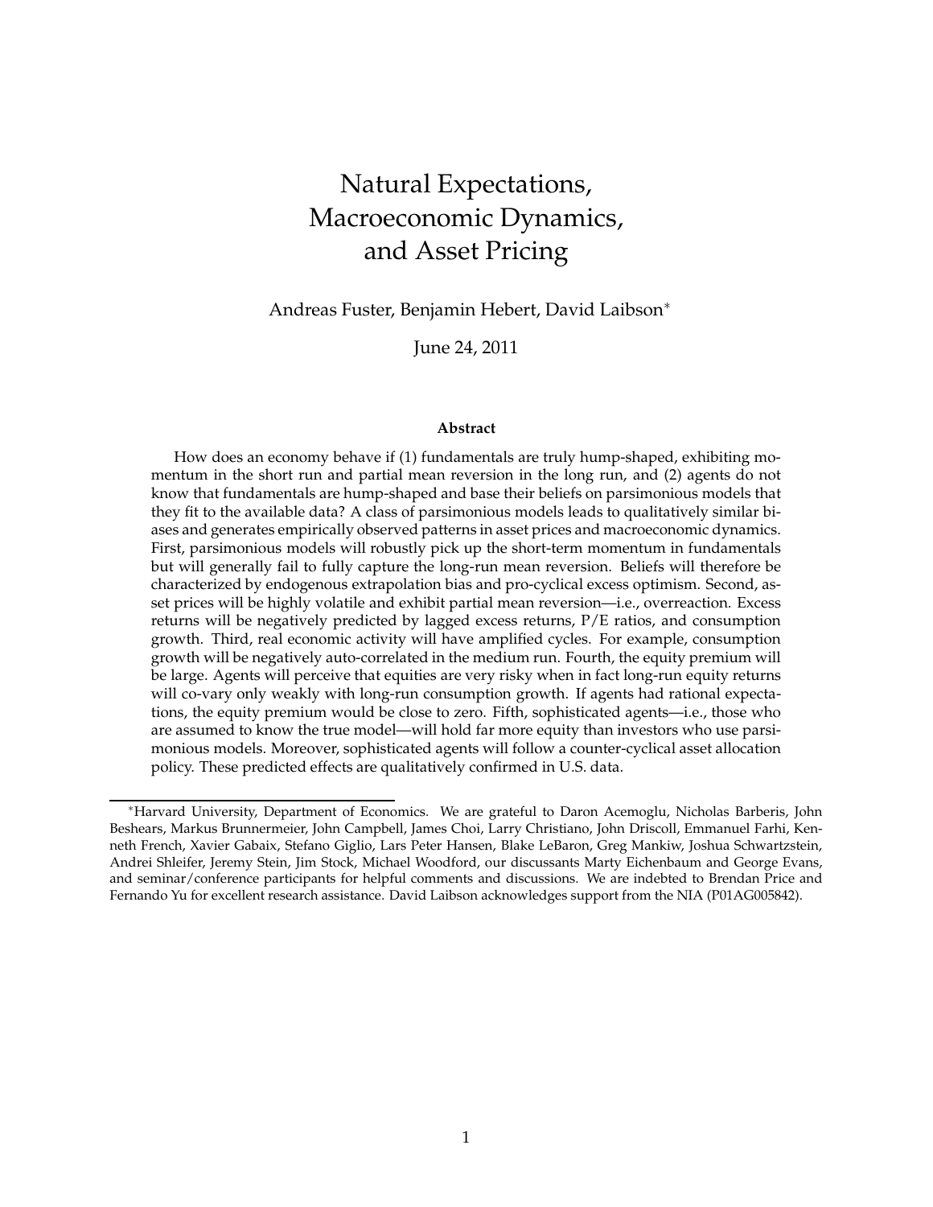# Natural Expectations, Macroeconomic Dynamics, and Asset Pricing

Andreas Fuster, Benjamin Hebert, David Laibson*

June 24, 2011

### Abstract

How does an economy behave if (1) fundamentals are truly hump-shaped, exhibiting momentum in the short run and partial mean reversion in the long run, and (2) agents do not know that fundamentals are hump-shaped and base their beliefs on parsimonious models that they fit to the available data? A class of parsimonious models leads to qualitatively similar biases and generates empirically observed patterns in asset prices and macroeconomic dynamics. First, parsimonious models will robustly pick up the short-term momentum in fundamentals but will generally fail to fully capture the long-run mean reversion. Beliefs will therefore be characterized by endogenous extrapolation bias and pro-cyclical excess optimism. Second, asset prices will be highly volatile and exhibit partial mean reversion—i.e., overreaction. Excess returns will be negatively predicted by lagged excess returns, P/E ratios, and consumption growth. Third, real economic activity will have amplified cycles. For example, consumption growth will be negatively auto-correlated in the medium run. Fourth, the equity premium will be large. Agents will perceive that equities are very risky when in fact long-run equity returns will co-vary only weakly with long-run consumption growth. If agents had rational expectations, the equity premium would be close to zero. Fifth, sophisticated agents—i.e., those who are assumed to know the true model—will hold far more equity than investors who use parsimonious models. Moreover, sophisticated agents will follow a counter-cyclical asset allocation policy. These predicted effects are qualitatively confirmed in U.S. data.

---

*Harvard University, Department of Economics. We are grateful to Daron Acemoglu, Nicholas Barberis, John Beshears, Markus Brunnermeier, John Campbell, James Choi, Larry Christiano, John Driscoll, Emmanuel Farhi, Kenneth French, Xavier Gabaix, Stefano Giglio, Lars Peter Hansen, Blake LeBaron, Greg Mankiw, Joshua Schwartzstein, Andrei Shleifer, Jeremy Stein, Jim Stock, Michael Woodford, our discussants Marty Eichenbaum and George Evans, and seminar/conference participants for helpful comments and discussions. We are indebted to Brendan Price and Fernando Yu for excellent research assistance. David Laibson acknowledges support from the NIA (P01AG005842).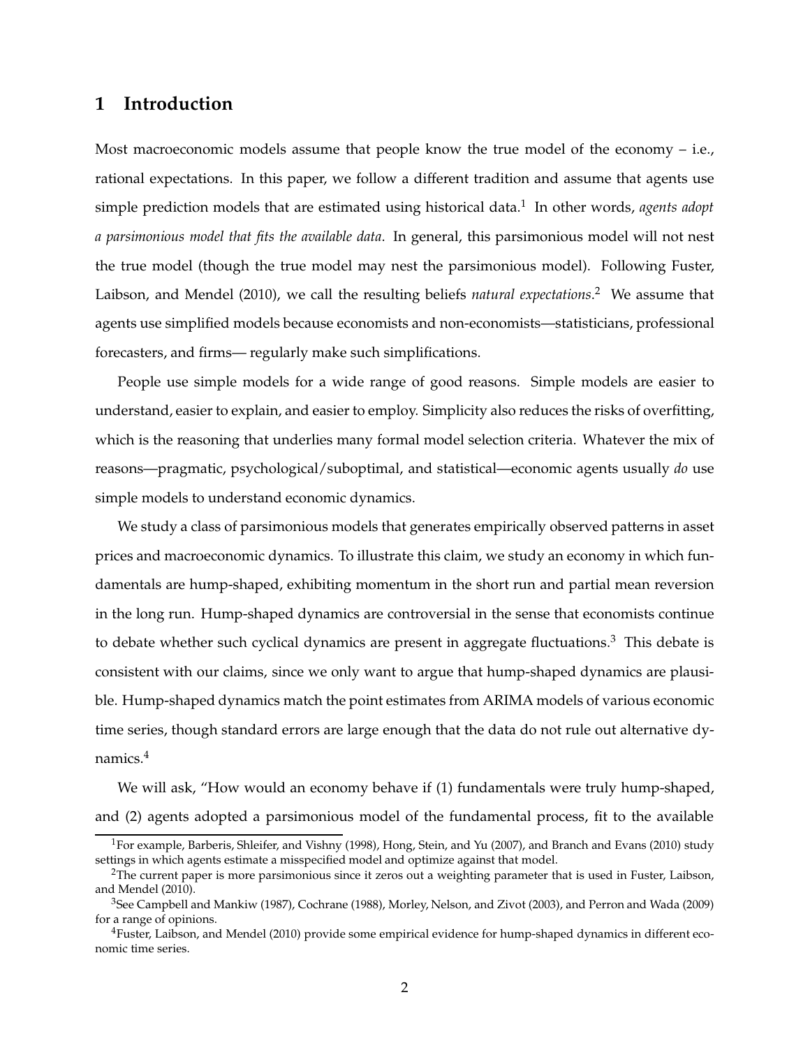# 1 Introduction

Most macroeconomic models assume that people know the true model of the economy – i.e., rational expectations. In this paper, we follow a different tradition and assume that agents use simple prediction models that are estimated using historical data.[1] In other words, *agents adopt a parsimonious model that fits the available data*. In general, this parsimonious model will not nest the true model (though the true model may nest the parsimonious model). Following Fuster, Laibson, and Mendel (2010), we call the resulting beliefs *natural expectations*.[2] We assume that agents use simplified models because economists and non-economists—statisticians, professional forecasters, and firms— regularly make such simplifications.

People use simple models for a wide range of good reasons. Simple models are easier to understand, easier to explain, and easier to employ. Simplicity also reduces the risks of overfitting, which is the reasoning that underlies many formal model selection criteria. Whatever the mix of reasons—pragmatic, psychological/suboptimal, and statistical—economic agents usually *do* use simple models to understand economic dynamics.

We study a class of parsimonious models that generates empirically observed patterns in asset prices and macroeconomic dynamics. To illustrate this claim, we study an economy in which fundamentals are hump-shaped, exhibiting momentum in the short run and partial mean reversion in the long run. Hump-shaped dynamics are controversial in the sense that economists continue to debate whether such cyclical dynamics are present in aggregate fluctuations.[3] This debate is consistent with our claims, since we only want to argue that hump-shaped dynamics are plausible. Hump-shaped dynamics match the point estimates from ARIMA models of various economic time series, though standard errors are large enough that the data do not rule out alternative dynamics.[4]

We will ask, "How would an economy behave if (1) fundamentals were truly hump-shaped, and (2) agents adopted a parsimonious model of the fundamental process, fit to the available

[1] For example, Barberis, Shleifer, and Vishny (1998), Hong, Stein, and Yu (2007), and Branch and Evans (2010) study settings in which agents estimate a misspecified model and optimize against that model.

[2] The current paper is more parsimonious since it zeros out a weighting parameter that is used in Fuster, Laibson, and Mendel (2010).

[3] See Campbell and Mankiw (1987), Cochrane (1988), Morley, Nelson, and Zivot (2003), and Perron and Wada (2009) for a range of opinions.

[4] Fuster, Laibson, and Mendel (2010) provide some empirical evidence for hump-shaped dynamics in different economic time series.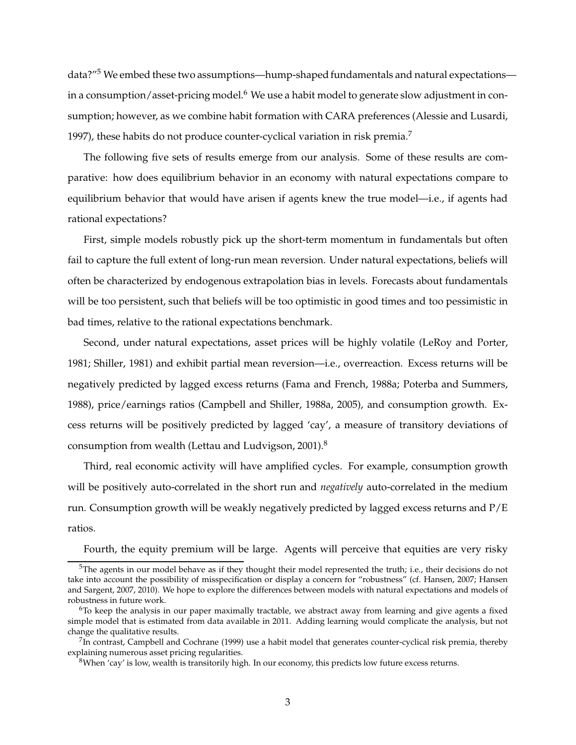data?"[5] We embed these two assumptions—hump-shaped fundamentals and natural expectations—in a consumption/asset-pricing model.[6] We use a habit model to generate slow adjustment in consumption; however, as we combine habit formation with CARA preferences (Alessie and Lusardi, 1997), these habits do not produce counter-cyclical variation in risk premia.[7]

The following five sets of results emerge from our analysis. Some of these results are comparative: how does equilibrium behavior in an economy with natural expectations compare to equilibrium behavior that would have arisen if agents knew the true model—i.e., if agents had rational expectations?

First, simple models robustly pick up the short-term momentum in fundamentals but often fail to capture the full extent of long-run mean reversion. Under natural expectations, beliefs will often be characterized by endogenous extrapolation bias in levels. Forecasts about fundamentals will be too persistent, such that beliefs will be too optimistic in good times and too pessimistic in bad times, relative to the rational expectations benchmark.

Second, under natural expectations, asset prices will be highly volatile (LeRoy and Porter, 1981; Shiller, 1981) and exhibit partial mean reversion—i.e., overreaction. Excess returns will be negatively predicted by lagged excess returns (Fama and French, 1988a; Poterba and Summers, 1988), price/earnings ratios (Campbell and Shiller, 1988a, 2005), and consumption growth. Excess returns will be positively predicted by lagged 'cay', a measure of transitory deviations of consumption from wealth (Lettau and Ludvigson, 2001).[8]

Third, real economic activity will have amplified cycles. For example, consumption growth will be positively auto-correlated in the short run and *negatively* auto-correlated in the medium run. Consumption growth will be weakly negatively predicted by lagged excess returns and P/E ratios.

Fourth, the equity premium will be large. Agents will perceive that equities are very risky

[5] The agents in our model behave as if they thought their model represented the truth; i.e., their decisions do not take into account the possibility of misspecification or display a concern for "robustness" (cf. Hansen, 2007; Hansen and Sargent, 2007, 2010). We hope to explore the differences between models with natural expectations and models of robustness in future work.

[6] To keep the analysis in our paper maximally tractable, we abstract away from learning and give agents a fixed simple model that is estimated from data available in 2011. Adding learning would complicate the analysis, but not change the qualitative results.

[7] In contrast, Campbell and Cochrane (1999) use a habit model that generates counter-cyclical risk premia, thereby explaining numerous asset pricing regularities.

[8] When 'cay' is low, wealth is transitorily high. In our economy, this predicts low future excess returns.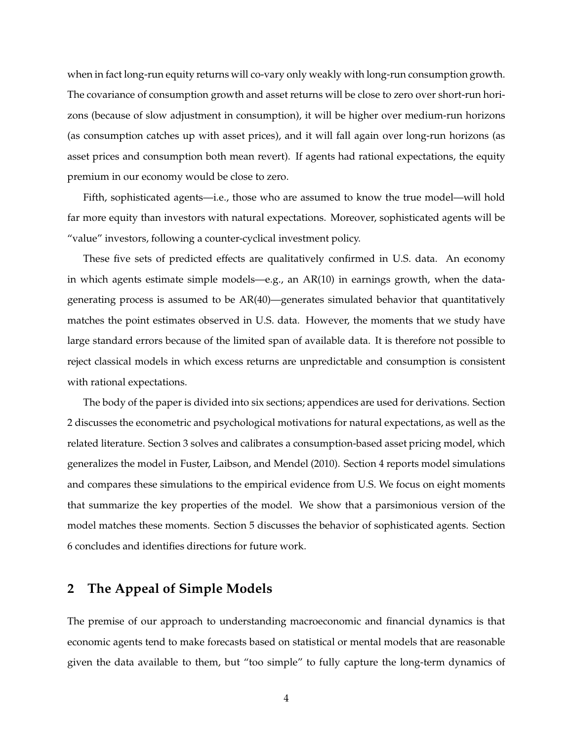when in fact long-run equity returns will co-vary only weakly with long-run consumption growth. The covariance of consumption growth and asset returns will be close to zero over short-run horizons (because of slow adjustment in consumption), it will be higher over medium-run horizons (as consumption catches up with asset prices), and it will fall again over long-run horizons (as asset prices and consumption both mean revert). If agents had rational expectations, the equity premium in our economy would be close to zero.

Fifth, sophisticated agents—i.e., those who are assumed to know the true model—will hold far more equity than investors with natural expectations. Moreover, sophisticated agents will be "value" investors, following a counter-cyclical investment policy.

These five sets of predicted effects are qualitatively confirmed in U.S. data. An economy in which agents estimate simple models—e.g., an AR(10) in earnings growth, when the data-generating process is assumed to be AR(40)—generates simulated behavior that quantitatively matches the point estimates observed in U.S. data. However, the moments that we study have large standard errors because of the limited span of available data. It is therefore not possible to reject classical models in which excess returns are unpredictable and consumption is consistent with rational expectations.

The body of the paper is divided into six sections; appendices are used for derivations. Section 2 discusses the econometric and psychological motivations for natural expectations, as well as the related literature. Section 3 solves and calibrates a consumption-based asset pricing model, which generalizes the model in Fuster, Laibson, and Mendel (2010). Section 4 reports model simulations and compares these simulations to the empirical evidence from U.S. We focus on eight moments that summarize the key properties of the model. We show that a parsimonious version of the model matches these moments. Section 5 discusses the behavior of sophisticated agents. Section 6 concludes and identifies directions for future work.

## 2 The Appeal of Simple Models

The premise of our approach to understanding macroeconomic and financial dynamics is that economic agents tend to make forecasts based on statistical or mental models that are reasonable given the data available to them, but "too simple" to fully capture the long-term dynamics of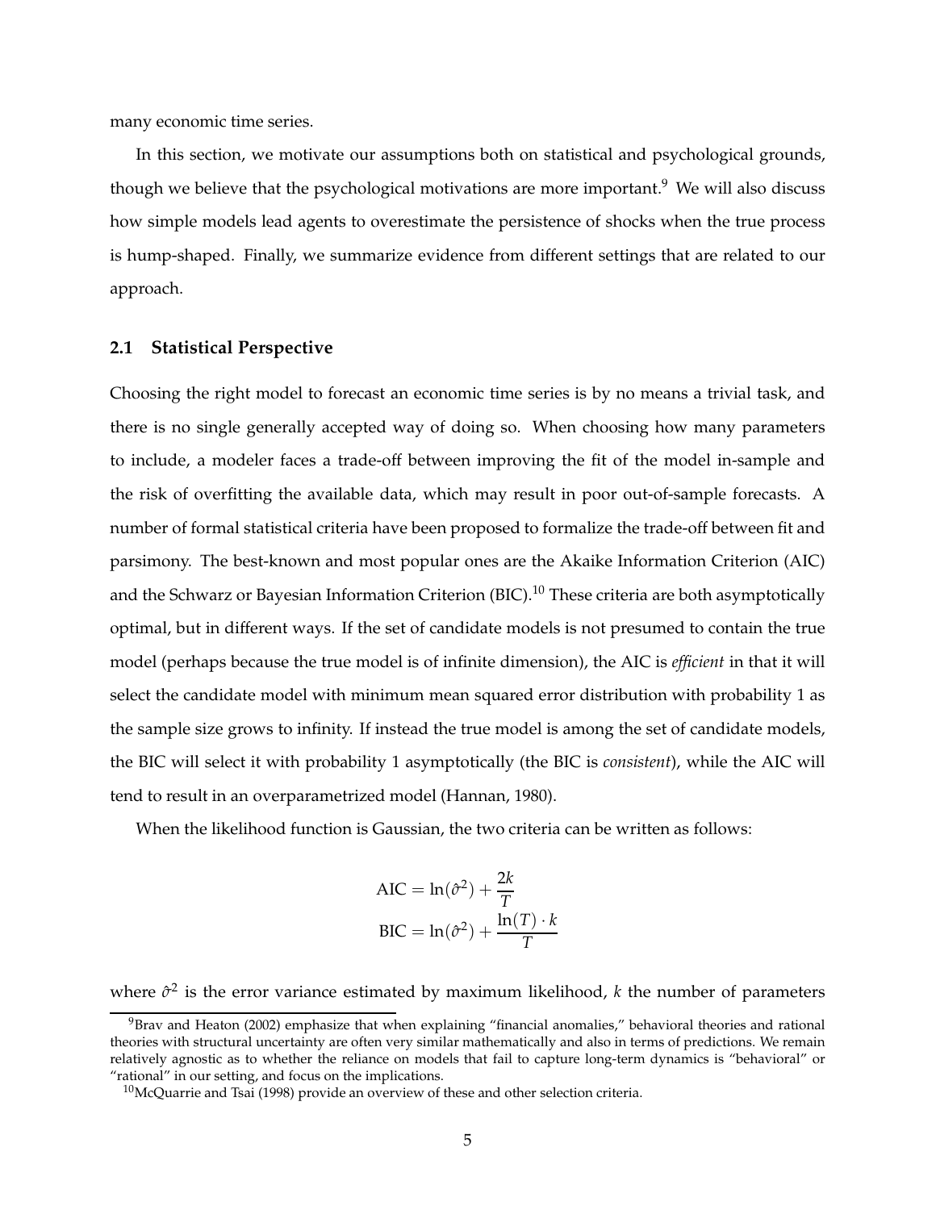many economic time series.

In this section, we motivate our assumptions both on statistical and psychological grounds, though we believe that the psychological motivations are more important.[9] We will also discuss how simple models lead agents to overestimate the persistence of shocks when the true process is hump-shaped. Finally, we summarize evidence from different settings that are related to our approach.

### 2.1 Statistical Perspective

Choosing the right model to forecast an economic time series is by no means a trivial task, and there is no single generally accepted way of doing so. When choosing how many parameters to include, a modeler faces a trade-off between improving the fit of the model in-sample and the risk of overfitting the available data, which may result in poor out-of-sample forecasts. A number of formal statistical criteria have been proposed to formalize the trade-off between fit and parsimony. The best-known and most popular ones are the Akaike Information Criterion (AIC) and the Schwarz or Bayesian Information Criterion (BIC).[10] These criteria are both asymptotically optimal, but in different ways. If the set of candidate models is not presumed to contain the true model (perhaps because the true model is of infinite dimension), the AIC is *efficient* in that it will select the candidate model with minimum mean squared error distribution with probability 1 as the sample size grows to infinity. If instead the true model is among the set of candidate models, the BIC will select it with probability 1 asymptotically (the BIC is *consistent*), while the AIC will tend to result in an overparametrized model (Hannan, 1980).

When the likelihood function is Gaussian, the two criteria can be written as follows:

$$\text{AIC} = \ln(\hat{\sigma}^2) + \frac{2k}{T}$$
$$\text{BIC} = \ln(\hat{\sigma}^2) + \frac{\ln(T) \cdot k}{T}$$

where $\hat{\sigma}^2$ is the error variance estimated by maximum likelihood, $k$ the number of parameters

[9] Brav and Heaton (2002) emphasize that when explaining "financial anomalies," behavioral theories and rational theories with structural uncertainty are often very similar mathematically and also in terms of predictions. We remain relatively agnostic as to whether the reliance on models that fail to capture long-term dynamics is "behavioral" or "rational" in our setting, and focus on the implications.

[10] McQuarrie and Tsai (1998) provide an overview of these and other selection criteria.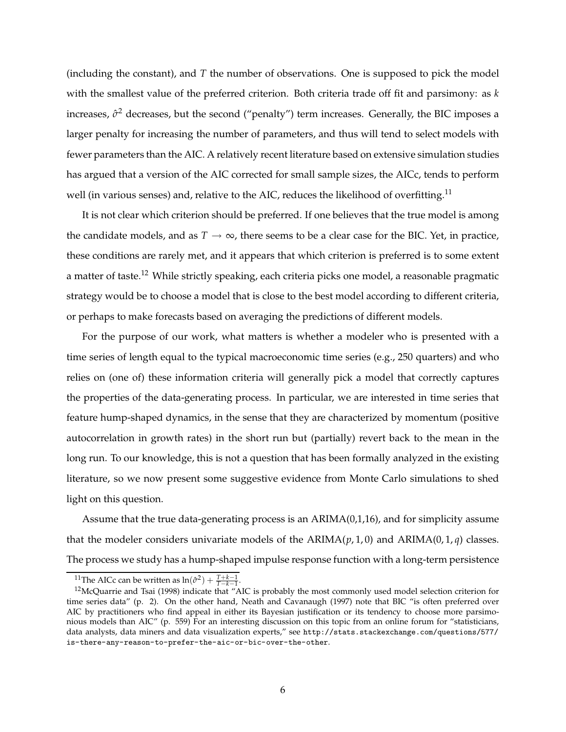(including the constant), and $T$ the number of observations. One is supposed to pick the model with the smallest value of the preferred criterion. Both criteria trade off fit and parsimony: as $k$ increases, $\hat{\sigma}^2$ decreases, but the second ("penalty") term increases. Generally, the BIC imposes a larger penalty for increasing the number of parameters, and thus will tend to select models with fewer parameters than the AIC. A relatively recent literature based on extensive simulation studies has argued that a version of the AIC corrected for small sample sizes, the AICc, tends to perform well (in various senses) and, relative to the AIC, reduces the likelihood of overfitting.[11]

It is not clear which criterion should be preferred. If one believes that the true model is among the candidate models, and as $T \to \infty$, there seems to be a clear case for the BIC. Yet, in practice, these conditions are rarely met, and it appears that which criterion is preferred is to some extent a matter of taste.[12] While strictly speaking, each criteria picks one model, a reasonable pragmatic strategy would be to choose a model that is close to the best model according to different criteria, or perhaps to make forecasts based on averaging the predictions of different models.

For the purpose of our work, what matters is whether a modeler who is presented with a time series of length equal to the typical macroeconomic time series (e.g., 250 quarters) and who relies on (one of) these information criteria will generally pick a model that correctly captures the properties of the data-generating process. In particular, we are interested in time series that feature hump-shaped dynamics, in the sense that they are characterized by momentum (positive autocorrelation in growth rates) in the short run but (partially) revert back to the mean in the long run. To our knowledge, this is not a question that has been formally analyzed in the existing literature, so we now present some suggestive evidence from Monte Carlo simulations to shed light on this question.

Assume that the true data-generating process is an ARIMA(0,1,16), and for simplicity assume that the modeler considers univariate models of the ARIMA$(p, 1, 0)$ and ARIMA$(0, 1, q)$ classes. The process we study has a hump-shaped impulse response function with a long-term persistence

---

[11] The AICc can be written as $\ln(\hat{\sigma}^2) + \frac{T+k-1}{T-k-1}$.

[12] McQuarrie and Tsai (1998) indicate that "AIC is probably the most commonly used model selection criterion for time series data" (p. 2). On the other hand, Neath and Cavanaugh (1997) note that BIC "is often preferred over AIC by practitioners who find appeal in either its Bayesian justification or its tendency to choose more parsimonious models than AIC" (p. 559) For an interesting discussion on this topic from an online forum for "statisticians, data analysts, data miners and data visualization experts," see http://stats.stackexchange.com/questions/577/is-there-any-reason-to-prefer-the-aic-or-bic-over-the-other.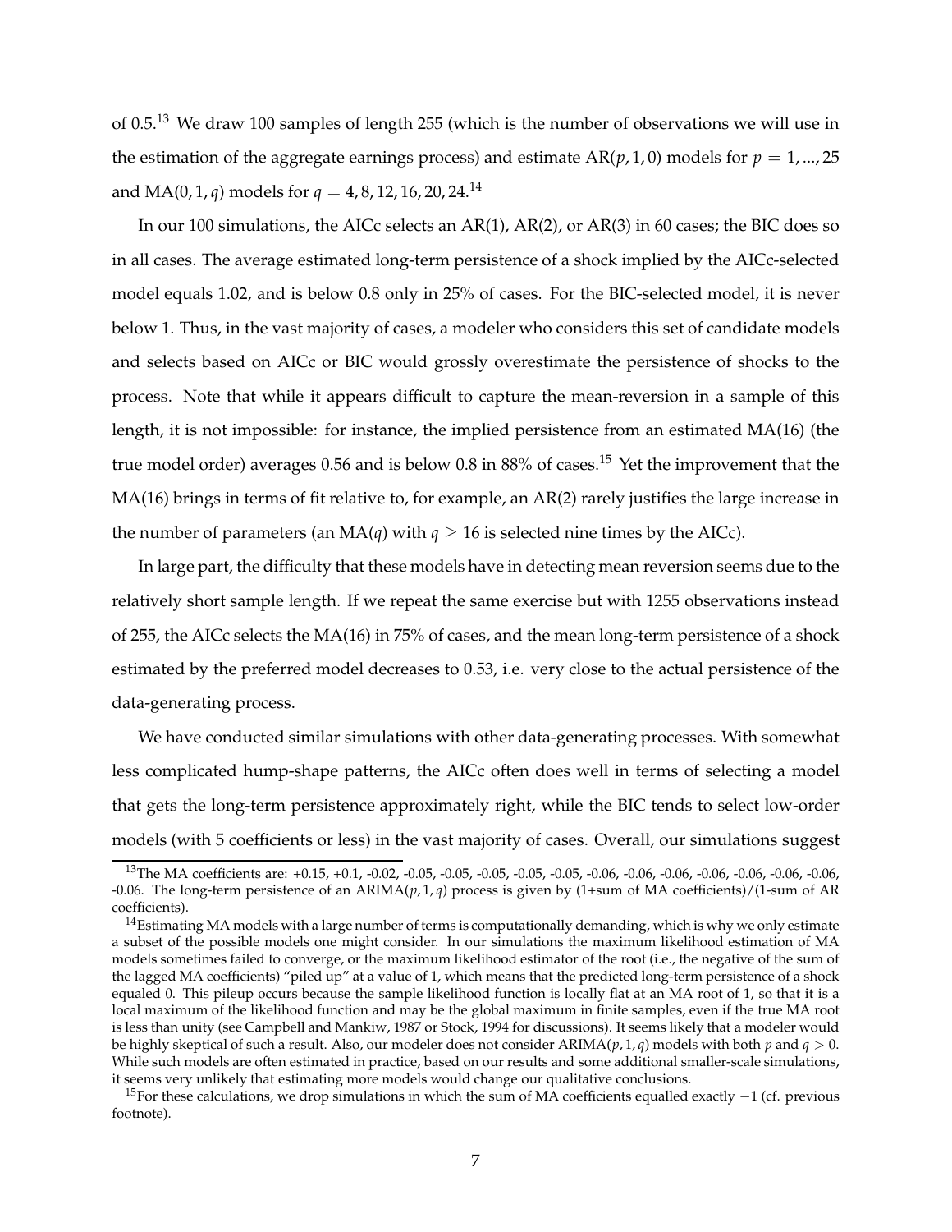of 0.5.[13] We draw 100 samples of length 255 (which is the number of observations we will use in the estimation of the aggregate earnings process) and estimate AR($p$, 1, 0) models for $p = 1, ..., 25$ and MA(0, 1, $q$) models for $q = 4, 8, 12, 16, 20, 24$.[14]

In our 100 simulations, the AICc selects an AR(1), AR(2), or AR(3) in 60 cases; the BIC does so in all cases. The average estimated long-term persistence of a shock implied by the AICc-selected model equals 1.02, and is below 0.8 only in 25% of cases. For the BIC-selected model, it is never below 1. Thus, in the vast majority of cases, a modeler who considers this set of candidate models and selects based on AICc or BIC would grossly overestimate the persistence of shocks to the process. Note that while it appears difficult to capture the mean-reversion in a sample of this length, it is not impossible: for instance, the implied persistence from an estimated MA(16) (the true model order) averages 0.56 and is below 0.8 in 88% of cases.[15] Yet the improvement that the MA(16) brings in terms of fit relative to, for example, an AR(2) rarely justifies the large increase in the number of parameters (an MA($q$) with $q \geq 16$ is selected nine times by the AICc).

In large part, the difficulty that these models have in detecting mean reversion seems due to the relatively short sample length. If we repeat the same exercise but with 1255 observations instead of 255, the AICc selects the MA(16) in 75% of cases, and the mean long-term persistence of a shock estimated by the preferred model decreases to 0.53, i.e. very close to the actual persistence of the data-generating process.

We have conducted similar simulations with other data-generating processes. With somewhat less complicated hump-shape patterns, the AICc often does well in terms of selecting a model that gets the long-term persistence approximately right, while the BIC tends to select low-order models (with 5 coefficients or less) in the vast majority of cases. Overall, our simulations suggest

---

[13] The MA coefficients are: +0.15, +0.1, -0.02, -0.05, -0.05, -0.05, -0.05, -0.05, -0.06, -0.06, -0.06, -0.06, -0.06, -0.06, -0.06, -0.06. The long-term persistence of an ARIMA($p$, 1, $q$) process is given by (1+sum of MA coefficients)/(1-sum of AR coefficients).

[14] Estimating MA models with a large number of terms is computationally demanding, which is why we only estimate a subset of the possible models one might consider. In our simulations the maximum likelihood estimation of MA models sometimes failed to converge, or the maximum likelihood estimator of the root (i.e., the negative of the sum of the lagged MA coefficients) "piled up" at a value of 1, which means that the predicted long-term persistence of a shock equaled 0. This pileup occurs because the sample likelihood function is locally flat at an MA root of 1, so that it is a local maximum of the likelihood function and may be the global maximum in finite samples, even if the true MA root is less than unity (see Campbell and Mankiw, 1987 or Stock, 1994 for discussions). It seems likely that a modeler would be highly skeptical of such a result. Also, our modeler does not consider ARIMA($p$, 1, $q$) models with both $p$ and $q > 0$. While such models are often estimated in practice, based on our results and some additional smaller-scale simulations, it seems very unlikely that estimating more models would change our qualitative conclusions.

[15] For these calculations, we drop simulations in which the sum of MA coefficients equalled exactly $-1$ (cf. previous footnote).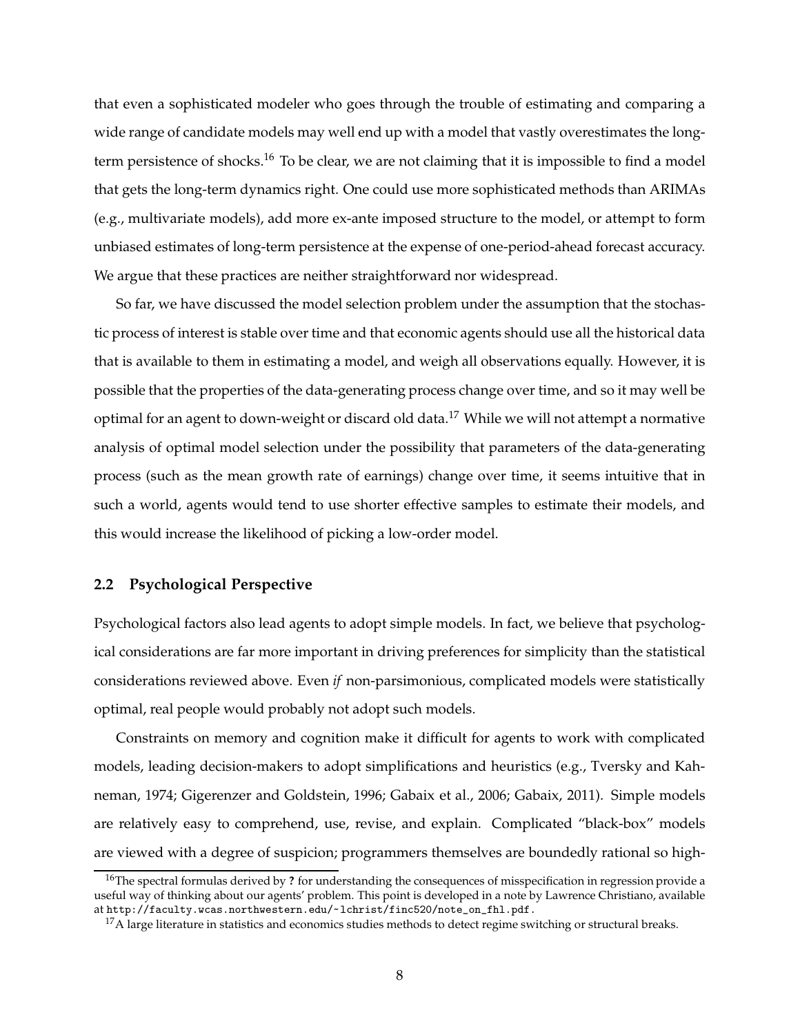that even a sophisticated modeler who goes through the trouble of estimating and comparing a wide range of candidate models may well end up with a model that vastly overestimates the long-term persistence of shocks.[16] To be clear, we are not claiming that it is impossible to find a model that gets the long-term dynamics right. One could use more sophisticated methods than ARIMAs (e.g., multivariate models), add more ex-ante imposed structure to the model, or attempt to form unbiased estimates of long-term persistence at the expense of one-period-ahead forecast accuracy. We argue that these practices are neither straightforward nor widespread.

So far, we have discussed the model selection problem under the assumption that the stochastic process of interest is stable over time and that economic agents should use all the historical data that is available to them in estimating a model, and weigh all observations equally. However, it is possible that the properties of the data-generating process change over time, and so it may well be optimal for an agent to down-weight or discard old data.[17] While we will not attempt a normative analysis of optimal model selection under the possibility that parameters of the data-generating process (such as the mean growth rate of earnings) change over time, it seems intuitive that in such a world, agents would tend to use shorter effective samples to estimate their models, and this would increase the likelihood of picking a low-order model.

## 2.2 Psychological Perspective

Psychological factors also lead agents to adopt simple models. In fact, we believe that psychological considerations are far more important in driving preferences for simplicity than the statistical considerations reviewed above. Even *if* non-parsimonious, complicated models were statistically optimal, real people would probably not adopt such models.

Constraints on memory and cognition make it difficult for agents to work with complicated models, leading decision-makers to adopt simplifications and heuristics (e.g., Tversky and Kahneman, 1974; Gigerenzer and Goldstein, 1996; Gabaix et al., 2006; Gabaix, 2011). Simple models are relatively easy to comprehend, use, revise, and explain. Complicated "black-box" models are viewed with a degree of suspicion; programmers themselves are boundedly rational so high-

---

[16] The spectral formulas derived by **?** for understanding the consequences of misspecification in regression provide a useful way of thinking about our agents' problem. This point is developed in a note by Lawrence Christiano, available at http://faculty.wcas.northwestern.edu/~lchrist/finc520/note_on_fhl.pdf.

[17] A large literature in statistics and economics studies methods to detect regime switching or structural breaks.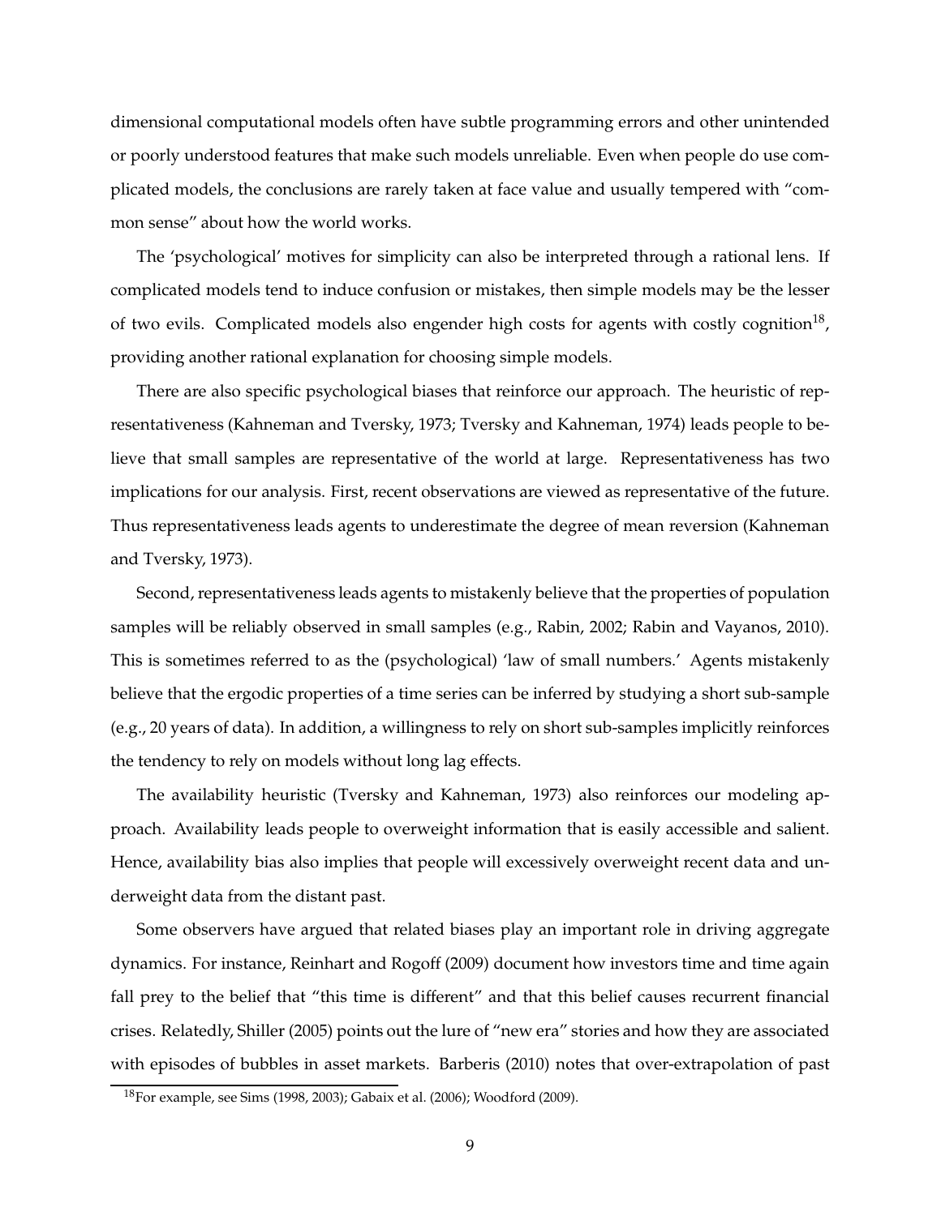dimensional computational models often have subtle programming errors and other unintended or poorly understood features that make such models unreliable. Even when people do use complicated models, the conclusions are rarely taken at face value and usually tempered with "common sense" about how the world works.

The 'psychological' motives for simplicity can also be interpreted through a rational lens. If complicated models tend to induce confusion or mistakes, then simple models may be the lesser of two evils. Complicated models also engender high costs for agents with costly cognition[18], providing another rational explanation for choosing simple models.

There are also specific psychological biases that reinforce our approach. The heuristic of representativeness (Kahneman and Tversky, 1973; Tversky and Kahneman, 1974) leads people to believe that small samples are representative of the world at large. Representativeness has two implications for our analysis. First, recent observations are viewed as representative of the future. Thus representativeness leads agents to underestimate the degree of mean reversion (Kahneman and Tversky, 1973).

Second, representativeness leads agents to mistakenly believe that the properties of population samples will be reliably observed in small samples (e.g., Rabin, 2002; Rabin and Vayanos, 2010). This is sometimes referred to as the (psychological) 'law of small numbers.' Agents mistakenly believe that the ergodic properties of a time series can be inferred by studying a short sub-sample (e.g., 20 years of data). In addition, a willingness to rely on short sub-samples implicitly reinforces the tendency to rely on models without long lag effects.

The availability heuristic (Tversky and Kahneman, 1973) also reinforces our modeling approach. Availability leads people to overweight information that is easily accessible and salient. Hence, availability bias also implies that people will excessively overweight recent data and underweight data from the distant past.

Some observers have argued that related biases play an important role in driving aggregate dynamics. For instance, Reinhart and Rogoff (2009) document how investors time and time again fall prey to the belief that "this time is different" and that this belief causes recurrent financial crises. Relatedly, Shiller (2005) points out the lure of "new era" stories and how they are associated with episodes of bubbles in asset markets. Barberis (2010) notes that over-extrapolation of past

[18]For example, see Sims (1998, 2003); Gabaix et al. (2006); Woodford (2009).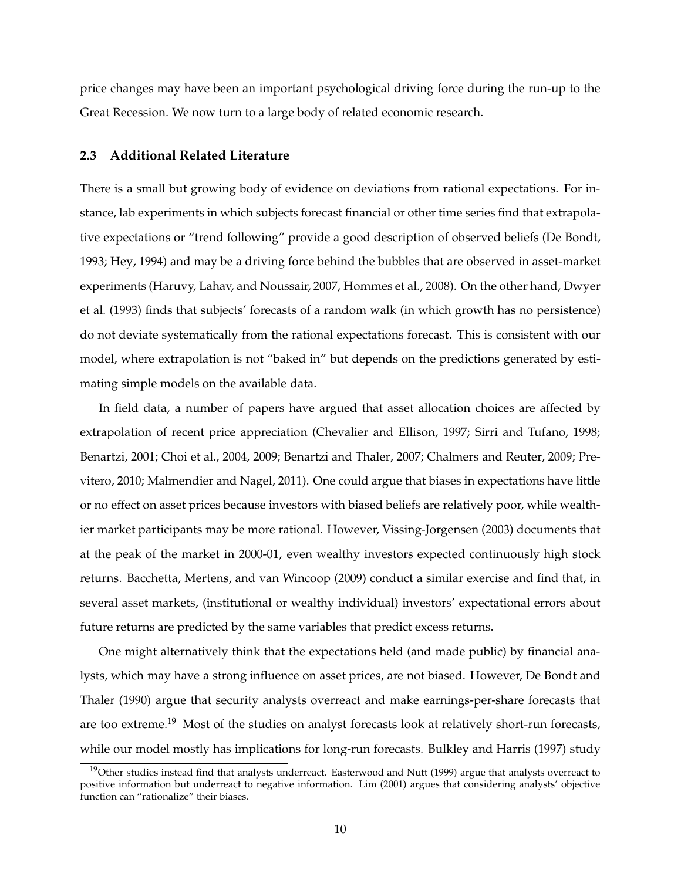price changes may have been an important psychological driving force during the run-up to the Great Recession. We now turn to a large body of related economic research.

### 2.3 Additional Related Literature

There is a small but growing body of evidence on deviations from rational expectations. For instance, lab experiments in which subjects forecast financial or other time series find that extrapolative expectations or "trend following" provide a good description of observed beliefs (De Bondt, 1993; Hey, 1994) and may be a driving force behind the bubbles that are observed in asset-market experiments (Haruvy, Lahav, and Noussair, 2007, Hommes et al., 2008). On the other hand, Dwyer et al. (1993) finds that subjects' forecasts of a random walk (in which growth has no persistence) do not deviate systematically from the rational expectations forecast. This is consistent with our model, where extrapolation is not "baked in" but depends on the predictions generated by estimating simple models on the available data.

In field data, a number of papers have argued that asset allocation choices are affected by extrapolation of recent price appreciation (Chevalier and Ellison, 1997; Sirri and Tufano, 1998; Benartzi, 2001; Choi et al., 2004, 2009; Benartzi and Thaler, 2007; Chalmers and Reuter, 2009; Previtero, 2010; Malmendier and Nagel, 2011). One could argue that biases in expectations have little or no effect on asset prices because investors with biased beliefs are relatively poor, while wealthier market participants may be more rational. However, Vissing-Jorgensen (2003) documents that at the peak of the market in 2000-01, even wealthy investors expected continuously high stock returns. Bacchetta, Mertens, and van Wincoop (2009) conduct a similar exercise and find that, in several asset markets, (institutional or wealthy individual) investors' expectational errors about future returns are predicted by the same variables that predict excess returns.

One might alternatively think that the expectations held (and made public) by financial analysts, which may have a strong influence on asset prices, are not biased. However, De Bondt and Thaler (1990) argue that security analysts overreact and make earnings-per-share forecasts that are too extreme.[19] Most of the studies on analyst forecasts look at relatively short-run forecasts, while our model mostly has implications for long-run forecasts. Bulkley and Harris (1997) study

[19]Other studies instead find that analysts underreact. Easterwood and Nutt (1999) argue that analysts overreact to positive information but underreact to negative information. Lim (2001) argues that considering analysts' objective function can "rationalize" their biases.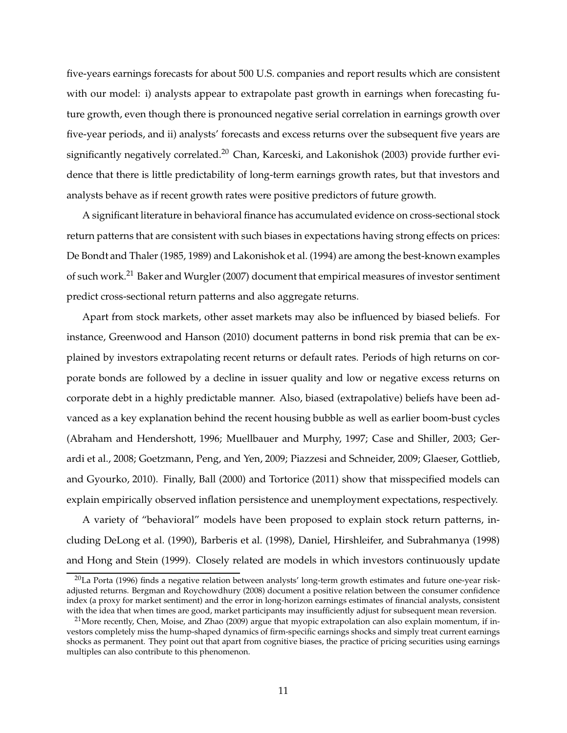five-years earnings forecasts for about 500 U.S. companies and report results which are consistent with our model: i) analysts appear to extrapolate past growth in earnings when forecasting future growth, even though there is pronounced negative serial correlation in earnings growth over five-year periods, and ii) analysts' forecasts and excess returns over the subsequent five years are significantly negatively correlated.[20] Chan, Karceski, and Lakonishok (2003) provide further evidence that there is little predictability of long-term earnings growth rates, but that investors and analysts behave as if recent growth rates were positive predictors of future growth.

A significant literature in behavioral finance has accumulated evidence on cross-sectional stock return patterns that are consistent with such biases in expectations having strong effects on prices: De Bondt and Thaler (1985, 1989) and Lakonishok et al. (1994) are among the best-known examples of such work.[21] Baker and Wurgler (2007) document that empirical measures of investor sentiment predict cross-sectional return patterns and also aggregate returns.

Apart from stock markets, other asset markets may also be influenced by biased beliefs. For instance, Greenwood and Hanson (2010) document patterns in bond risk premia that can be explained by investors extrapolating recent returns or default rates. Periods of high returns on corporate bonds are followed by a decline in issuer quality and low or negative excess returns on corporate debt in a highly predictable manner. Also, biased (extrapolative) beliefs have been advanced as a key explanation behind the recent housing bubble as well as earlier boom-bust cycles (Abraham and Hendershott, 1996; Muellbauer and Murphy, 1997; Case and Shiller, 2003; Gerardi et al., 2008; Goetzmann, Peng, and Yen, 2009; Piazzesi and Schneider, 2009; Glaeser, Gottlieb, and Gyourko, 2010). Finally, Ball (2000) and Tortorice (2011) show that misspecified models can explain empirically observed inflation persistence and unemployment expectations, respectively.

A variety of "behavioral" models have been proposed to explain stock return patterns, including DeLong et al. (1990), Barberis et al. (1998), Daniel, Hirshleifer, and Subrahmanya (1998) and Hong and Stein (1999). Closely related are models in which investors continuously update

[20] La Porta (1996) finds a negative relation between analysts' long-term growth estimates and future one-year risk-adjusted returns. Bergman and Roychowdhury (2008) document a positive relation between the consumer confidence index (a proxy for market sentiment) and the error in long-horizon earnings estimates of financial analysts, consistent with the idea that when times are good, market participants may insufficiently adjust for subsequent mean reversion.

[21] More recently, Chen, Moise, and Zhao (2009) argue that myopic extrapolation can also explain momentum, if investors completely miss the hump-shaped dynamics of firm-specific earnings shocks and simply treat current earnings shocks as permanent. They point out that apart from cognitive biases, the practice of pricing securities using earnings multiples can also contribute to this phenomenon.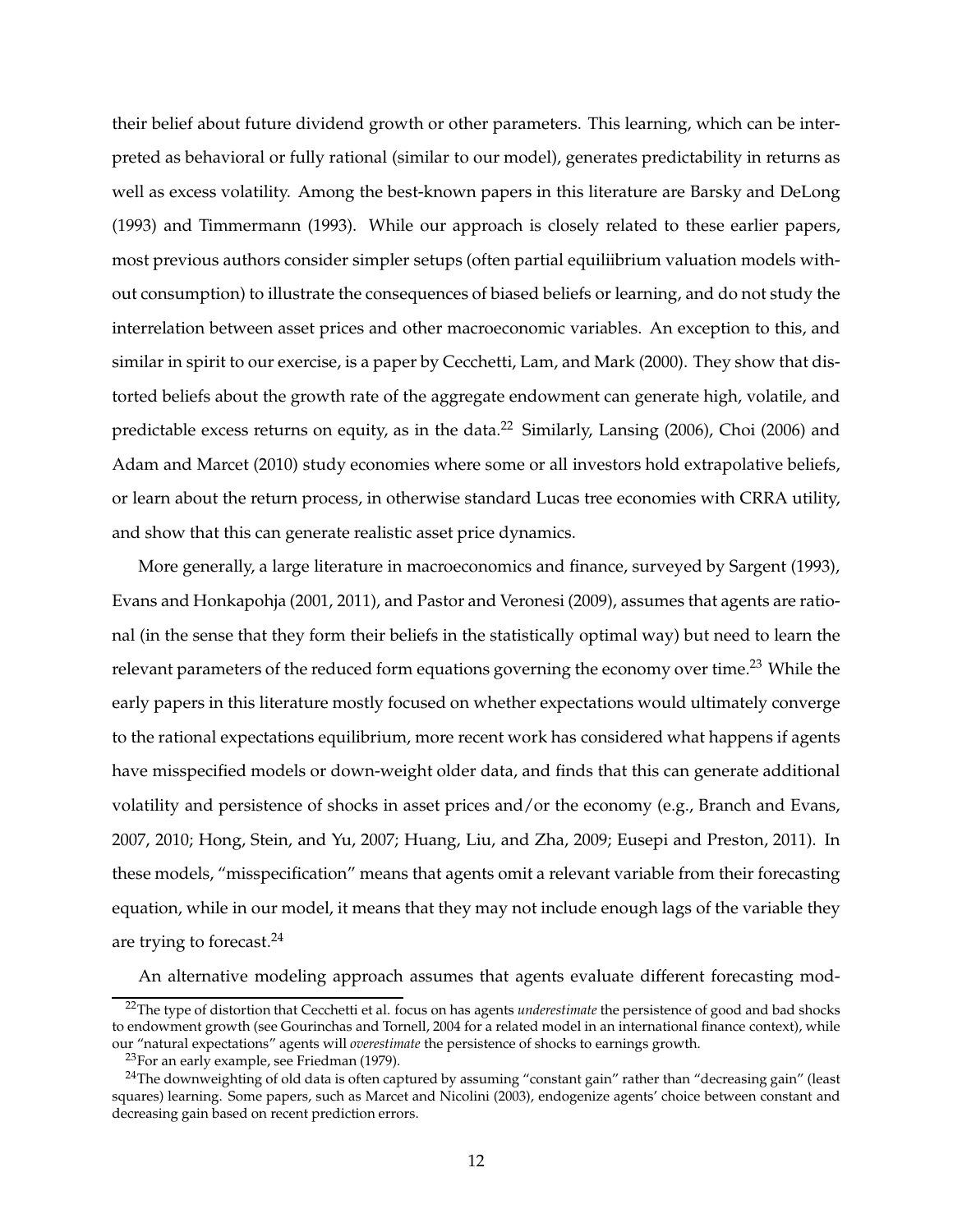their belief about future dividend growth or other parameters. This learning, which can be interpreted as behavioral or fully rational (similar to our model), generates predictability in returns as well as excess volatility. Among the best-known papers in this literature are Barsky and DeLong (1993) and Timmermann (1993). While our approach is closely related to these earlier papers, most previous authors consider simpler setups (often partial equiliibrium valuation models without consumption) to illustrate the consequences of biased beliefs or learning, and do not study the interrelation between asset prices and other macroeconomic variables. An exception to this, and similar in spirit to our exercise, is a paper by Cecchetti, Lam, and Mark (2000). They show that distorted beliefs about the growth rate of the aggregate endowment can generate high, volatile, and predictable excess returns on equity, as in the data.[22] Similarly, Lansing (2006), Choi (2006) and Adam and Marcet (2010) study economies where some or all investors hold extrapolative beliefs, or learn about the return process, in otherwise standard Lucas tree economies with CRRA utility, and show that this can generate realistic asset price dynamics.

More generally, a large literature in macroeconomics and finance, surveyed by Sargent (1993), Evans and Honkapohja (2001, 2011), and Pastor and Veronesi (2009), assumes that agents are rational (in the sense that they form their beliefs in the statistically optimal way) but need to learn the relevant parameters of the reduced form equations governing the economy over time.[23] While the early papers in this literature mostly focused on whether expectations would ultimately converge to the rational expectations equilibrium, more recent work has considered what happens if agents have misspecified models or down-weight older data, and finds that this can generate additional volatility and persistence of shocks in asset prices and/or the economy (e.g., Branch and Evans, 2007, 2010; Hong, Stein, and Yu, 2007; Huang, Liu, and Zha, 2009; Eusepi and Preston, 2011). In these models, "misspecification" means that agents omit a relevant variable from their forecasting equation, while in our model, it means that they may not include enough lags of the variable they are trying to forecast.[24]

An alternative modeling approach assumes that agents evaluate different forecasting mod-

---

[22] The type of distortion that Cecchetti et al. focus on has agents *underestimate* the persistence of good and bad shocks to endowment growth (see Gourinchas and Tornell, 2004 for a related model in an international finance context), while our "natural expectations" agents will *overestimate* the persistence of shocks to earnings growth.

[23] For an early example, see Friedman (1979).

[24] The downweighting of old data is often captured by assuming "constant gain" rather than "decreasing gain" (least squares) learning. Some papers, such as Marcet and Nicolini (2003), endogenize agents' choice between constant and decreasing gain based on recent prediction errors.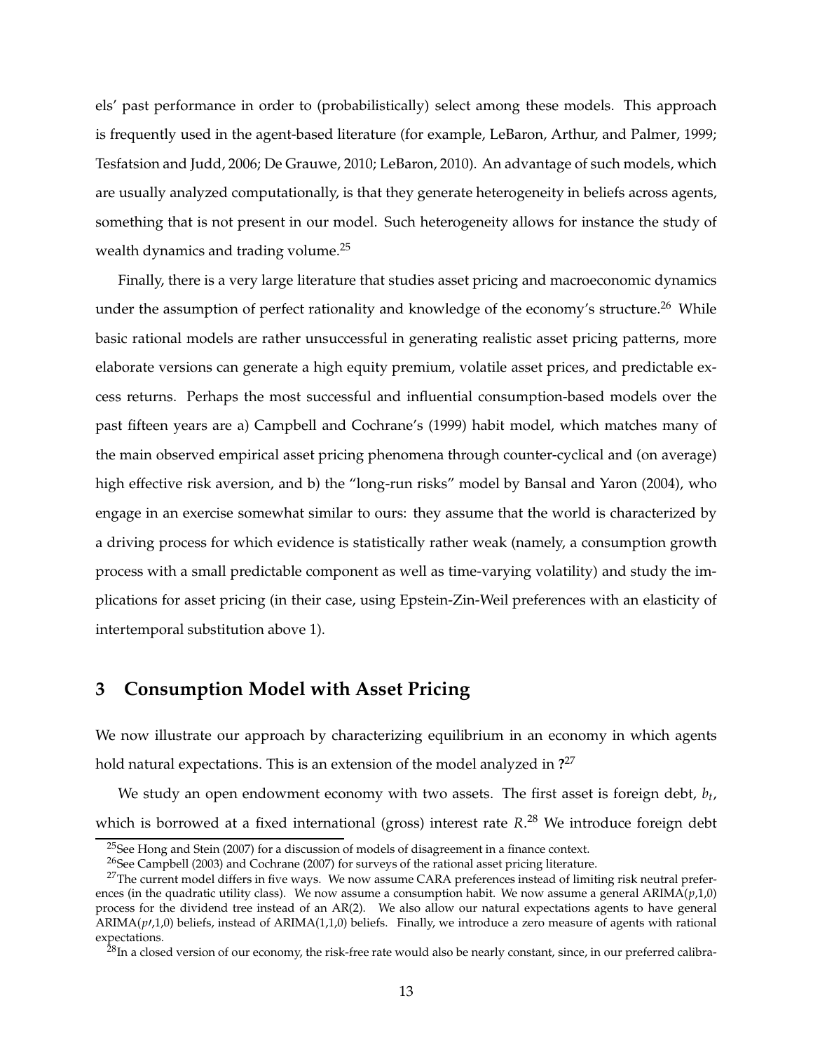els' past performance in order to (probabilistically) select among these models. This approach is frequently used in the agent-based literature (for example, LeBaron, Arthur, and Palmer, 1999; Tesfatsion and Judd, 2006; De Grauwe, 2010; LeBaron, 2010). An advantage of such models, which are usually analyzed computationally, is that they generate heterogeneity in beliefs across agents, something that is not present in our model. Such heterogeneity allows for instance the study of wealth dynamics and trading volume.[25]

Finally, there is a very large literature that studies asset pricing and macroeconomic dynamics under the assumption of perfect rationality and knowledge of the economy's structure.[26] While basic rational models are rather unsuccessful in generating realistic asset pricing patterns, more elaborate versions can generate a high equity premium, volatile asset prices, and predictable excess returns. Perhaps the most successful and influential consumption-based models over the past fifteen years are a) Campbell and Cochrane's (1999) habit model, which matches many of the main observed empirical asset pricing phenomena through counter-cyclical and (on average) high effective risk aversion, and b) the "long-run risks" model by Bansal and Yaron (2004), who engage in an exercise somewhat similar to ours: they assume that the world is characterized by a driving process for which evidence is statistically rather weak (namely, a consumption growth process with a small predictable component as well as time-varying volatility) and study the implications for asset pricing (in their case, using Epstein-Zin-Weil preferences with an elasticity of intertemporal substitution above 1).

## 3 Consumption Model with Asset Pricing

We now illustrate our approach by characterizing equilibrium in an economy in which agents hold natural expectations. This is an extension of the model analyzed in **?**[27]

We study an open endowment economy with two assets. The first asset is foreign debt, $b_t$, which is borrowed at a fixed international (gross) interest rate $R$.[28] We introduce foreign debt

---

[25] See Hong and Stein (2007) for a discussion of models of disagreement in a finance context.

[26] See Campbell (2003) and Cochrane (2007) for surveys of the rational asset pricing literature.

[27] The current model differs in five ways. We now assume CARA preferences instead of limiting risk neutral preferences (in the quadratic utility class). We now assume a consumption habit. We now assume a general ARIMA($p$,1,0) process for the dividend tree instead of an AR(2). We also allow our natural expectations agents to have general ARIMA($p\prime$,1,0) beliefs, instead of ARIMA(1,1,0) beliefs. Finally, we introduce a zero measure of agents with rational expectations.

[28] In a closed version of our economy, the risk-free rate would also be nearly constant, since, in our preferred calibra-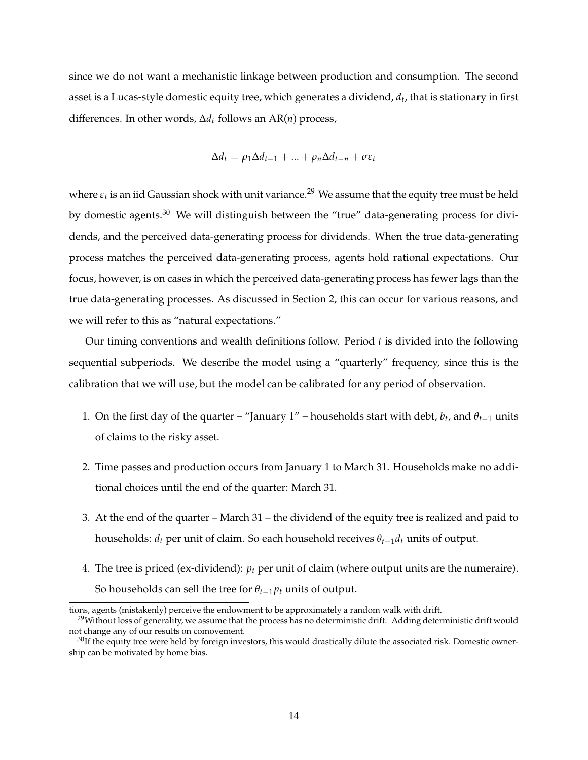since we do not want a mechanistic linkage between production and consumption. The second asset is a Lucas-style domestic equity tree, which generates a dividend, $d_t$, that is stationary in first differences. In other words, $\Delta d_t$ follows an AR($n$) process,

$$\Delta d_t = \rho_1 \Delta d_{t-1} + ... + \rho_n \Delta d_{t-n} + \sigma \varepsilon_t$$

where $\varepsilon_t$ is an iid Gaussian shock with unit variance.[29] We assume that the equity tree must be held by domestic agents.[30] We will distinguish between the "true" data-generating process for dividends, and the perceived data-generating process for dividends. When the true data-generating process matches the perceived data-generating process, agents hold rational expectations. Our focus, however, is on cases in which the perceived data-generating process has fewer lags than the true data-generating processes. As discussed in Section 2, this can occur for various reasons, and we will refer to this as "natural expectations."

Our timing conventions and wealth definitions follow. Period $t$ is divided into the following sequential subperiods. We describe the model using a "quarterly" frequency, since this is the calibration that we will use, but the model can be calibrated for any period of observation.

1. On the first day of the quarter – "January 1" – households start with debt, $b_t$, and $\theta_{t-1}$ units of claims to the risky asset.
2. Time passes and production occurs from January 1 to March 31. Households make no additional choices until the end of the quarter: March 31.
3. At the end of the quarter – March 31 – the dividend of the equity tree is realized and paid to households: $d_t$ per unit of claim. So each household receives $\theta_{t-1} d_t$ units of output.
4. The tree is priced (ex-dividend): $p_t$ per unit of claim (where output units are the numeraire). So households can sell the tree for $\theta_{t-1} p_t$ units of output.

tions, agents (mistakenly) perceive the endowment to be approximately a random walk with drift.

[29] Without loss of generality, we assume that the process has no deterministic drift. Adding deterministic drift would not change any of our results on comovement.

[30] If the equity tree were held by foreign investors, this would drastically dilute the associated risk. Domestic ownership can be motivated by home bias.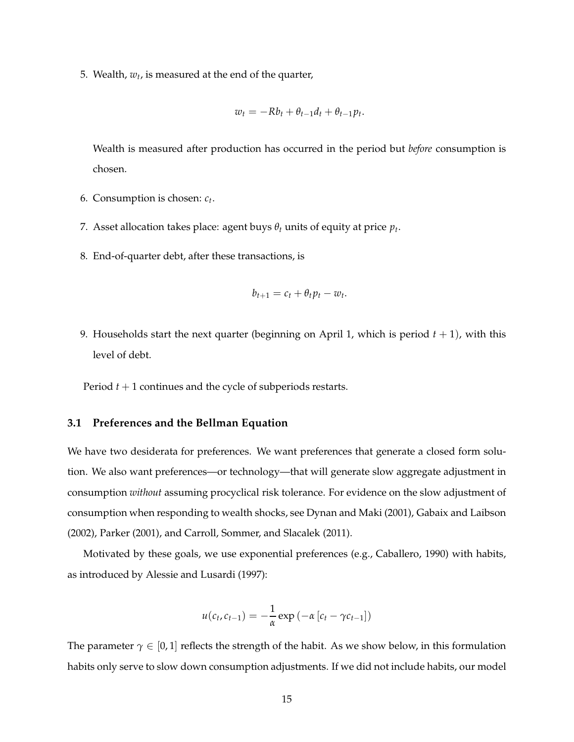5. Wealth, $w_t$, is measured at the end of the quarter,

$$w_t = -Rb_t + \theta_{t-1}d_t + \theta_{t-1}p_t.$$

   Wealth is measured after production has occurred in the period but *before* consumption is chosen.

6. Consumption is chosen: $c_t$.

7. Asset allocation takes place: agent buys $\theta_t$ units of equity at price $p_t$.

8. End-of-quarter debt, after these transactions, is

$$b_{t+1} = c_t + \theta_t p_t - w_t.$$

9. Households start the next quarter (beginning on April 1, which is period $t+1$), with this level of debt.

Period $t+1$ continues and the cycle of subperiods restarts.

## 3.1 Preferences and the Bellman Equation

We have two desiderata for preferences. We want preferences that generate a closed form solution. We also want preferences—or technology—that will generate slow aggregate adjustment in consumption *without* assuming procyclical risk tolerance. For evidence on the slow adjustment of consumption when responding to wealth shocks, see Dynan and Maki (2001), Gabaix and Laibson (2002), Parker (2001), and Carroll, Sommer, and Slacalek (2011).

Motivated by these goals, we use exponential preferences (e.g., Caballero, 1990) with habits, as introduced by Alessie and Lusardi (1997):

$$u(c_t, c_{t-1}) = -\frac{1}{\alpha}\exp\left(-\alpha\left[c_t - \gamma c_{t-1}\right]\right)$$

The parameter $\gamma \in [0, 1]$ reflects the strength of the habit. As we show below, in this formulation habits only serve to slow down consumption adjustments. If we did not include habits, our model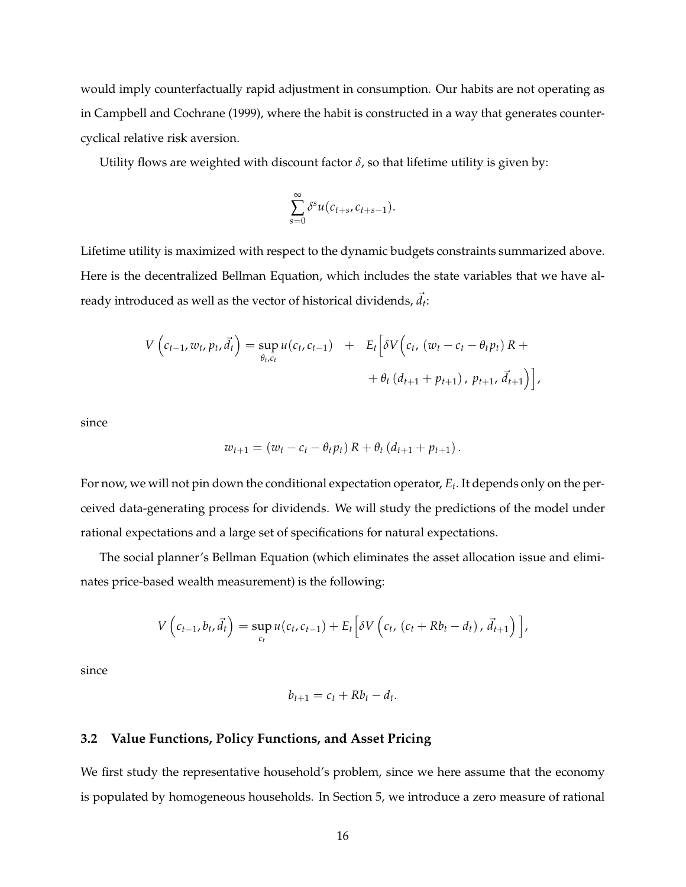would imply counterfactually rapid adjustment in consumption. Our habits are not operating as in Campbell and Cochrane (1999), where the habit is constructed in a way that generates countercyclical relative risk aversion.

Utility flows are weighted with discount factor $\delta$, so that lifetime utility is given by:

$$\sum_{s=0}^{\infty} \delta^s u(c_{t+s}, c_{t+s-1}).$$

Lifetime utility is maximized with respect to the dynamic budgets constraints summarized above. Here is the decentralized Bellman Equation, which includes the state variables that we have already introduced as well as the vector of historical dividends, $\vec{d}_t$:

$$V\left(c_{t-1}, w_t, p_t, \vec{d}_t\right) = \sup_{\theta_t, c_t} u(c_t, c_{t-1}) \quad + \quad E_t\Big[\delta V\Big(c_t,\, (w_t - c_t - \theta_t p_t)\, R + \\ + \theta_t\,(d_{t+1} + p_{t+1})\,,\, p_{t+1},\, \vec{d}_{t+1}\Big)\Big],$$

since

$$w_{t+1} = (w_t - c_t - \theta_t p_t)\, R + \theta_t\,(d_{t+1} + p_{t+1})\,.$$

For now, we will not pin down the conditional expectation operator, $E_t$. It depends only on the perceived data-generating process for dividends. We will study the predictions of the model under rational expectations and a large set of specifications for natural expectations.

The social planner's Bellman Equation (which eliminates the asset allocation issue and eliminates price-based wealth measurement) is the following:

$$V\left(c_{t-1}, b_t, \vec{d}_t\right) = \sup_{c_t} u(c_t, c_{t-1}) + E_t\Big[\delta V\left(c_t,\, (c_t + Rb_t - d_t)\,,\, \vec{d}_{t+1}\right)\Big],$$

since

$$b_{t+1} = c_t + Rb_t - d_t.$$

### 3.2 Value Functions, Policy Functions, and Asset Pricing

We first study the representative household's problem, since we here assume that the economy is populated by homogeneous households. In Section 5, we introduce a zero measure of rational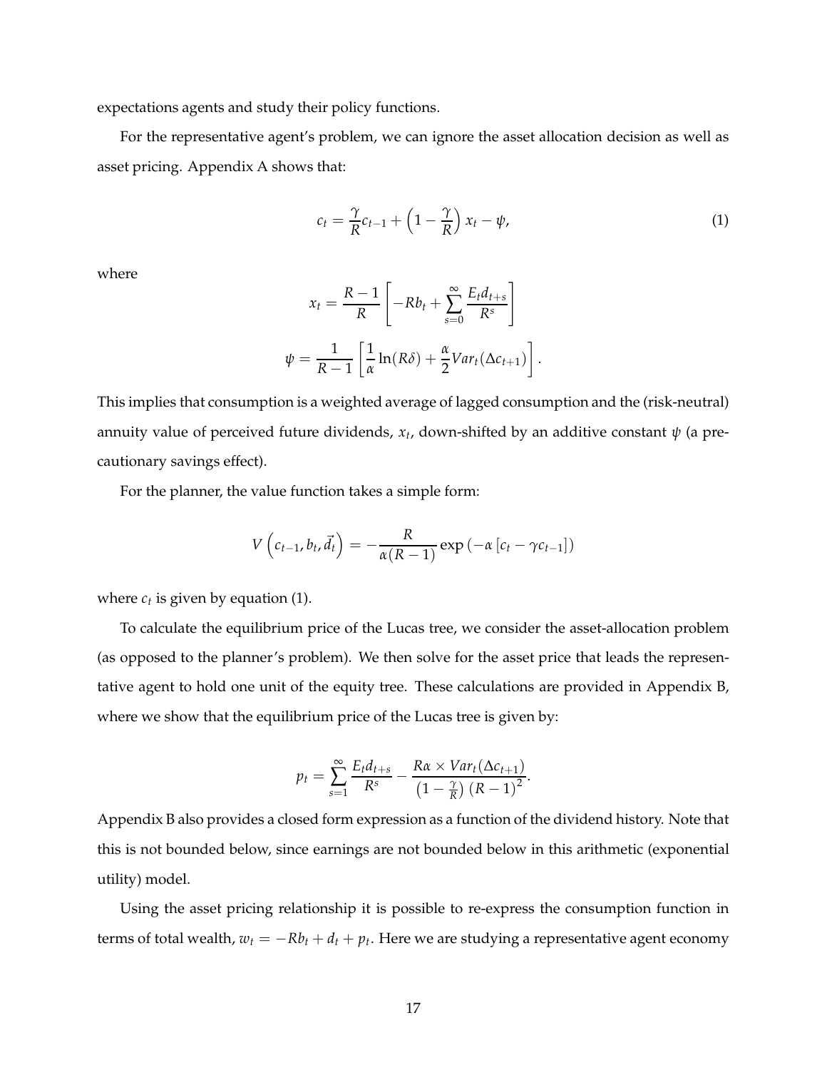expectations agents and study their policy functions.

For the representative agent's problem, we can ignore the asset allocation decision as well as asset pricing. Appendix A shows that:

$$c_t = \frac{\gamma}{R} c_{t-1} + \left(1 - \frac{\gamma}{R}\right) x_t - \psi, \tag{1}$$

where

$$x_t = \frac{R-1}{R}\left[-Rb_t + \sum_{s=0}^{\infty} \frac{E_t d_{t+s}}{R^s}\right]$$

$$\psi = \frac{1}{R-1}\left[\frac{1}{\alpha}\ln(R\delta) + \frac{\alpha}{2} Var_t(\Delta c_{t+1})\right].$$

This implies that consumption is a weighted average of lagged consumption and the (risk-neutral) annuity value of perceived future dividends, $x_t$, down-shifted by an additive constant $\psi$ (a precautionary savings effect).

For the planner, the value function takes a simple form:

$$V\left(c_{t-1}, b_t, \vec{d}_t\right) = -\frac{R}{\alpha(R-1)} \exp\left(-\alpha\left[c_t - \gamma c_{t-1}\right]\right)$$

where $c_t$ is given by equation (1).

To calculate the equilibrium price of the Lucas tree, we consider the asset-allocation problem (as opposed to the planner's problem). We then solve for the asset price that leads the representative agent to hold one unit of the equity tree. These calculations are provided in Appendix B, where we show that the equilibrium price of the Lucas tree is given by:

$$p_t = \sum_{s=1}^{\infty} \frac{E_t d_{t+s}}{R^s} - \frac{R\alpha \times Var_t(\Delta c_{t+1})}{\left(1 - \frac{\gamma}{R}\right)(R-1)^2}.$$

Appendix B also provides a closed form expression as a function of the dividend history. Note that this is not bounded below, since earnings are not bounded below in this arithmetic (exponential utility) model.

Using the asset pricing relationship it is possible to re-express the consumption function in terms of total wealth, $w_t = -Rb_t + d_t + p_t$. Here we are studying a representative agent economy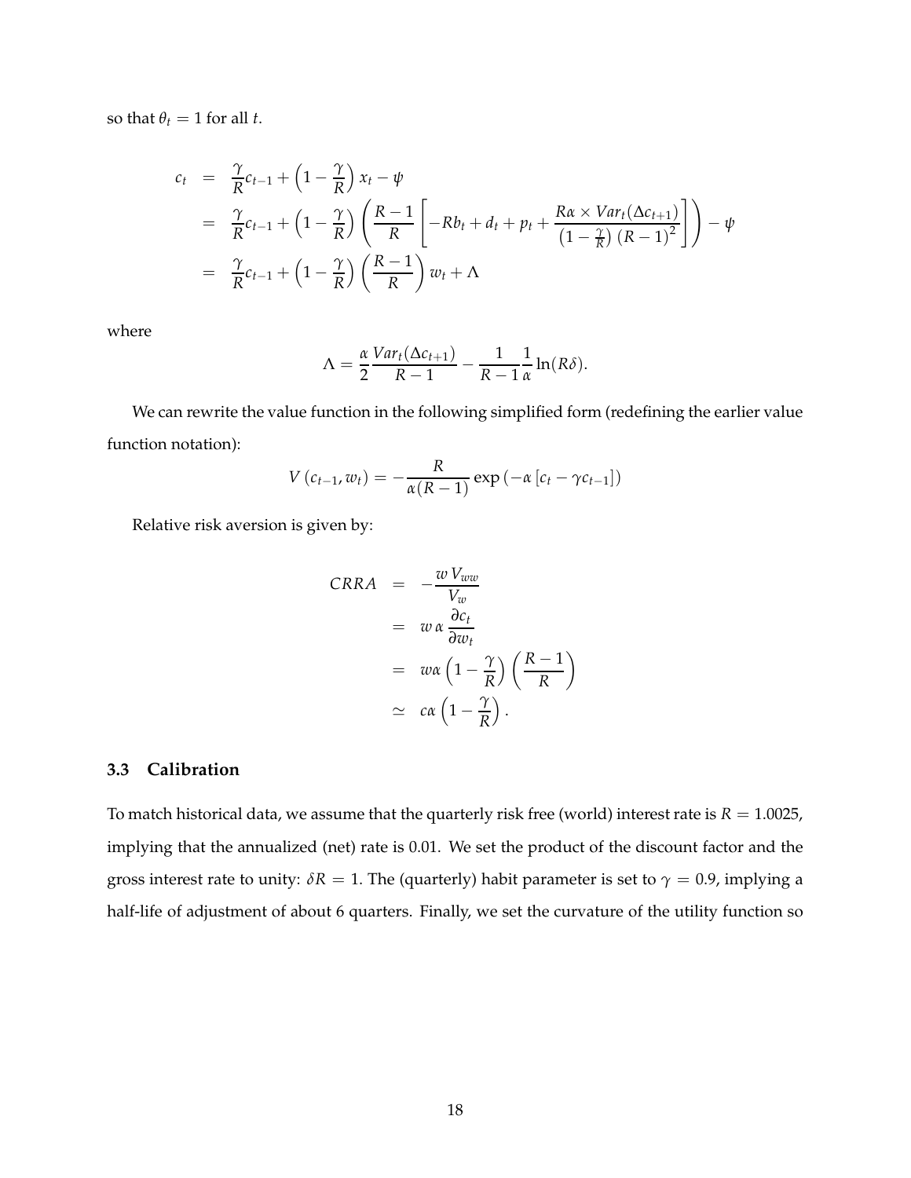so that $\theta_t = 1$ for all $t$.

$$
\begin{aligned}
c_t &= \frac{\gamma}{R}c_{t-1} + \left(1 - \frac{\gamma}{R}\right)x_t - \psi \\
&= \frac{\gamma}{R}c_{t-1} + \left(1 - \frac{\gamma}{R}\right)\left(\frac{R-1}{R}\left[-Rb_t + d_t + p_t + \frac{R\alpha \times Var_t(\Delta c_{t+1})}{\left(1-\frac{\gamma}{R}\right)(R-1)^2}\right]\right) - \psi \\
&= \frac{\gamma}{R}c_{t-1} + \left(1 - \frac{\gamma}{R}\right)\left(\frac{R-1}{R}\right)w_t + \Lambda
\end{aligned}
$$

where

$$
\Lambda = \frac{\alpha}{2}\frac{Var_t(\Delta c_{t+1})}{R-1} - \frac{1}{R-1}\frac{1}{\alpha}\ln(R\delta).
$$

We can rewrite the value function in the following simplified form (redefining the earlier value function notation):

$$
V(c_{t-1}, w_t) = -\frac{R}{\alpha(R-1)}\exp\left(-\alpha\left[c_t - \gamma c_{t-1}\right]\right)
$$

Relative risk aversion is given by:

$$
\begin{aligned}
CRRA &= -\frac{w\,V_{ww}}{V_w} \\
&= w\,\alpha\,\frac{\partial c_t}{\partial w_t} \\
&= w\alpha\left(1 - \frac{\gamma}{R}\right)\left(\frac{R-1}{R}\right) \\
&\simeq c\alpha\left(1 - \frac{\gamma}{R}\right).
\end{aligned}
$$

### 3.3 Calibration

To match historical data, we assume that the quarterly risk free (world) interest rate is $R = 1.0025$, implying that the annualized (net) rate is 0.01. We set the product of the discount factor and the gross interest rate to unity: $\delta R = 1$. The (quarterly) habit parameter is set to $\gamma = 0.9$, implying a half-life of adjustment of about 6 quarters. Finally, we set the curvature of the utility function so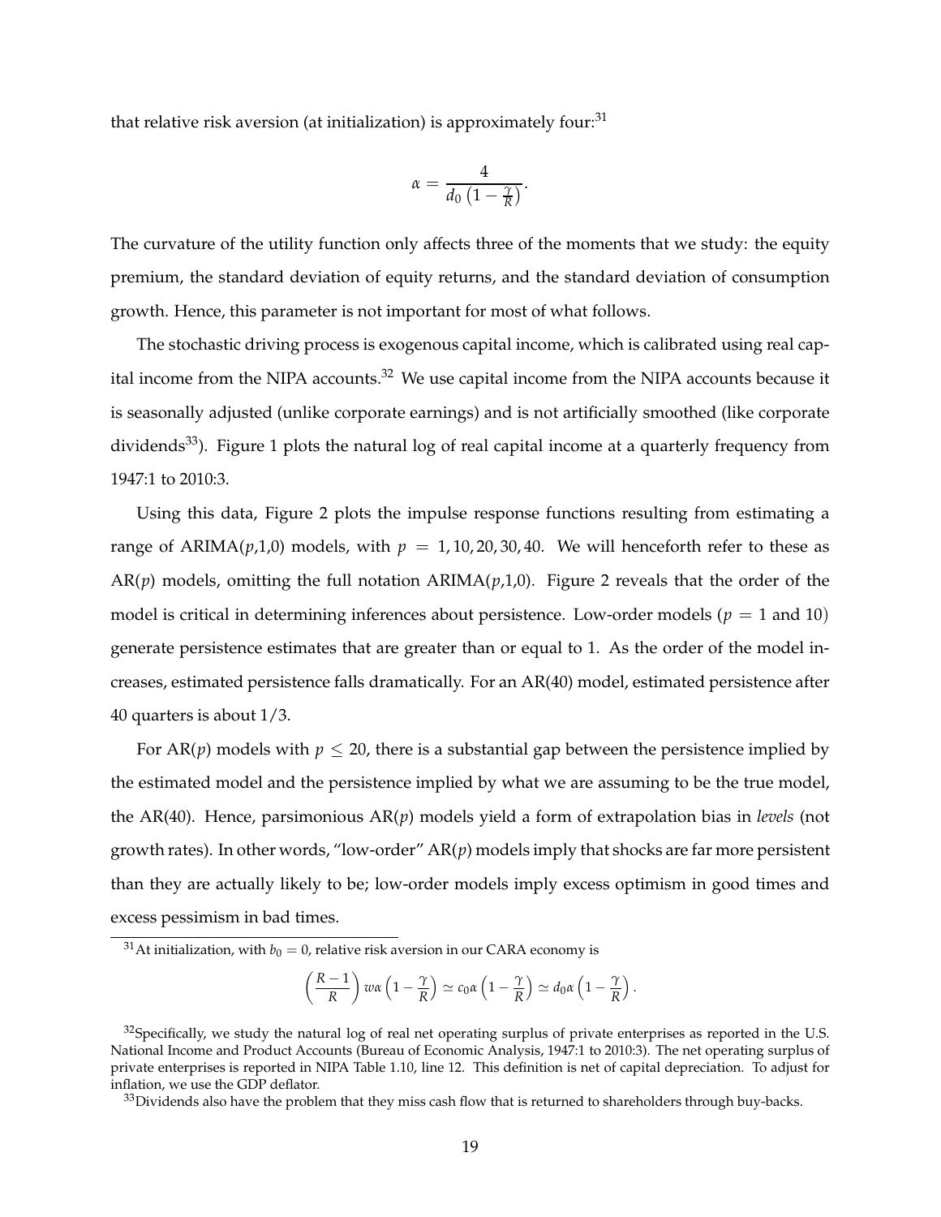that relative risk aversion (at initialization) is approximately four:[31]

$$\alpha = \frac{4}{d_0 \left(1 - \frac{\gamma}{R}\right)}.$$

The curvature of the utility function only affects three of the moments that we study: the equity premium, the standard deviation of equity returns, and the standard deviation of consumption growth. Hence, this parameter is not important for most of what follows.

The stochastic driving process is exogenous capital income, which is calibrated using real capital income from the NIPA accounts.[32] We use capital income from the NIPA accounts because it is seasonally adjusted (unlike corporate earnings) and is not artificially smoothed (like corporate dividends[33]). Figure 1 plots the natural log of real capital income at a quarterly frequency from 1947:1 to 2010:3.

Using this data, Figure 2 plots the impulse response functions resulting from estimating a range of ARIMA($p$,1,0) models, with $p = 1, 10, 20, 30, 40$. We will henceforth refer to these as AR($p$) models, omitting the full notation ARIMA($p$,1,0). Figure 2 reveals that the order of the model is critical in determining inferences about persistence. Low-order models ($p = 1$ and 10) generate persistence estimates that are greater than or equal to 1. As the order of the model increases, estimated persistence falls dramatically. For an AR(40) model, estimated persistence after 40 quarters is about 1/3.

For AR($p$) models with $p \leq 20$, there is a substantial gap between the persistence implied by the estimated model and the persistence implied by what we are assuming to be the true model, the AR(40). Hence, parsimonious AR($p$) models yield a form of extrapolation bias in *levels* (not growth rates). In other words, "low-order" AR($p$) models imply that shocks are far more persistent than they are actually likely to be; low-order models imply excess optimism in good times and excess pessimism in bad times.

---

[31] At initialization, with $b_0 = 0$, relative risk aversion in our CARA economy is

$$\left(\frac{R-1}{R}\right) w\alpha \left(1 - \frac{\gamma}{R}\right) \simeq c_0 \alpha \left(1 - \frac{\gamma}{R}\right) \simeq d_0 \alpha \left(1 - \frac{\gamma}{R}\right).$$

[32] Specifically, we study the natural log of real net operating surplus of private enterprises as reported in the U.S. National Income and Product Accounts (Bureau of Economic Analysis, 1947:1 to 2010:3). The net operating surplus of private enterprises is reported in NIPA Table 1.10, line 12. This definition is net of capital depreciation. To adjust for inflation, we use the GDP deflator.

[33] Dividends also have the problem that they miss cash flow that is returned to shareholders through buy-backs.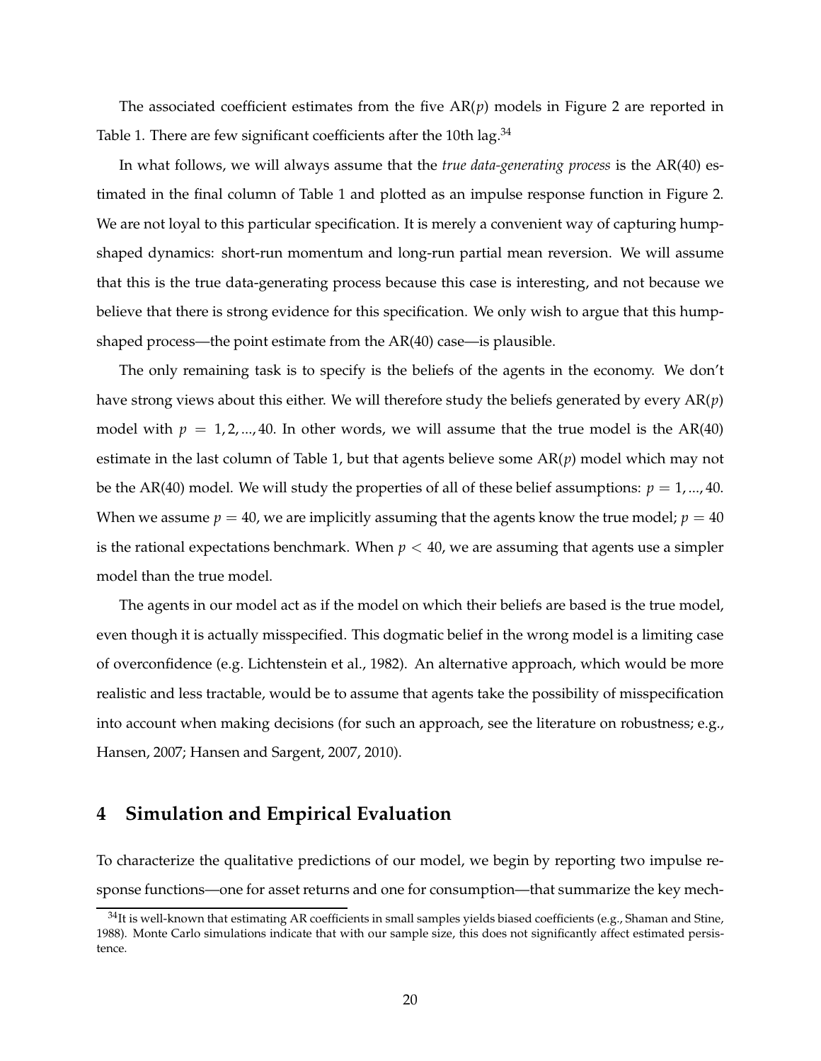The associated coefficient estimates from the five AR($p$) models in Figure 2 are reported in Table 1. There are few significant coefficients after the 10th lag.[34]

In what follows, we will always assume that the *true data-generating process* is the AR(40) estimated in the final column of Table 1 and plotted as an impulse response function in Figure 2. We are not loyal to this particular specification. It is merely a convenient way of capturing hump-shaped dynamics: short-run momentum and long-run partial mean reversion. We will assume that this is the true data-generating process because this case is interesting, and not because we believe that there is strong evidence for this specification. We only wish to argue that this hump-shaped process—the point estimate from the AR(40) case—is plausible.

The only remaining task is to specify is the beliefs of the agents in the economy. We don't have strong views about this either. We will therefore study the beliefs generated by every AR($p$) model with $p = 1, 2, ..., 40$. In other words, we will assume that the true model is the AR(40) estimate in the last column of Table 1, but that agents believe some AR($p$) model which may not be the AR(40) model. We will study the properties of all of these belief assumptions: $p = 1, ..., 40$. When we assume $p = 40$, we are implicitly assuming that the agents know the true model; $p = 40$ is the rational expectations benchmark. When $p < 40$, we are assuming that agents use a simpler model than the true model.

The agents in our model act as if the model on which their beliefs are based is the true model, even though it is actually misspecified. This dogmatic belief in the wrong model is a limiting case of overconfidence (e.g. Lichtenstein et al., 1982). An alternative approach, which would be more realistic and less tractable, would be to assume that agents take the possibility of misspecification into account when making decisions (for such an approach, see the literature on robustness; e.g., Hansen, 2007; Hansen and Sargent, 2007, 2010).

## 4 Simulation and Empirical Evaluation

To characterize the qualitative predictions of our model, we begin by reporting two impulse response functions—one for asset returns and one for consumption—that summarize the key mech-

[34] It is well-known that estimating AR coefficients in small samples yields biased coefficients (e.g., Shaman and Stine, 1988). Monte Carlo simulations indicate that with our sample size, this does not significantly affect estimated persistence.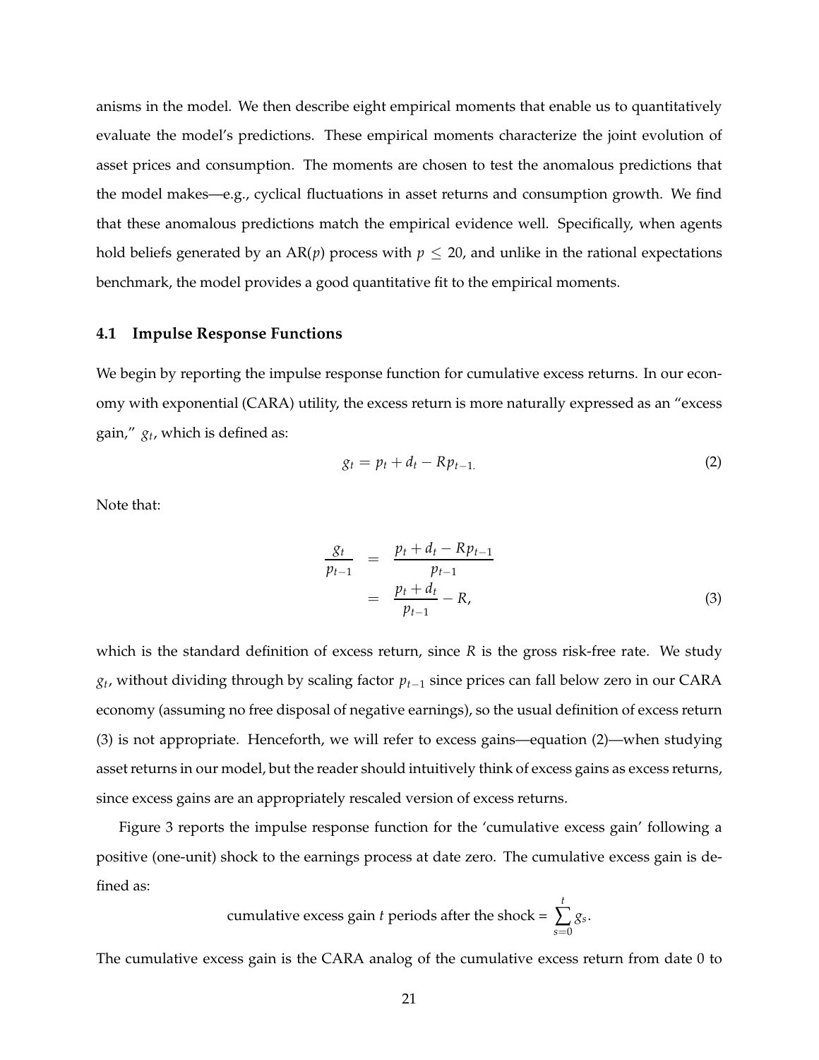anisms in the model. We then describe eight empirical moments that enable us to quantitatively evaluate the model's predictions. These empirical moments characterize the joint evolution of asset prices and consumption. The moments are chosen to test the anomalous predictions that the model makes—e.g., cyclical fluctuations in asset returns and consumption growth. We find that these anomalous predictions match the empirical evidence well. Specifically, when agents hold beliefs generated by an AR($p$) process with $p \leq 20$, and unlike in the rational expectations benchmark, the model provides a good quantitative fit to the empirical moments.

### 4.1 Impulse Response Functions

We begin by reporting the impulse response function for cumulative excess returns. In our economy with exponential (CARA) utility, the excess return is more naturally expressed as an "excess gain," $g_t$, which is defined as:

$$g_t = p_t + d_t - Rp_{t-1.} \tag{2}$$

Note that:

$$\begin{aligned} \frac{g_t}{p_{t-1}} &= \frac{p_t + d_t - Rp_{t-1}}{p_{t-1}} \\ &= \frac{p_t + d_t}{p_{t-1}} - R, \end{aligned} \tag{3}$$

which is the standard definition of excess return, since $R$ is the gross risk-free rate. We study $g_t$, without dividing through by scaling factor $p_{t-1}$ since prices can fall below zero in our CARA economy (assuming no free disposal of negative earnings), so the usual definition of excess return (3) is not appropriate. Henceforth, we will refer to excess gains—equation (2)—when studying asset returns in our model, but the reader should intuitively think of excess gains as excess returns, since excess gains are an appropriately rescaled version of excess returns.

Figure 3 reports the impulse response function for the 'cumulative excess gain' following a positive (one-unit) shock to the earnings process at date zero. The cumulative excess gain is defined as:

$$\text{cumulative excess gain } t \text{ periods after the shock} = \sum_{s=0}^{t} g_s.$$

The cumulative excess gain is the CARA analog of the cumulative excess return from date 0 to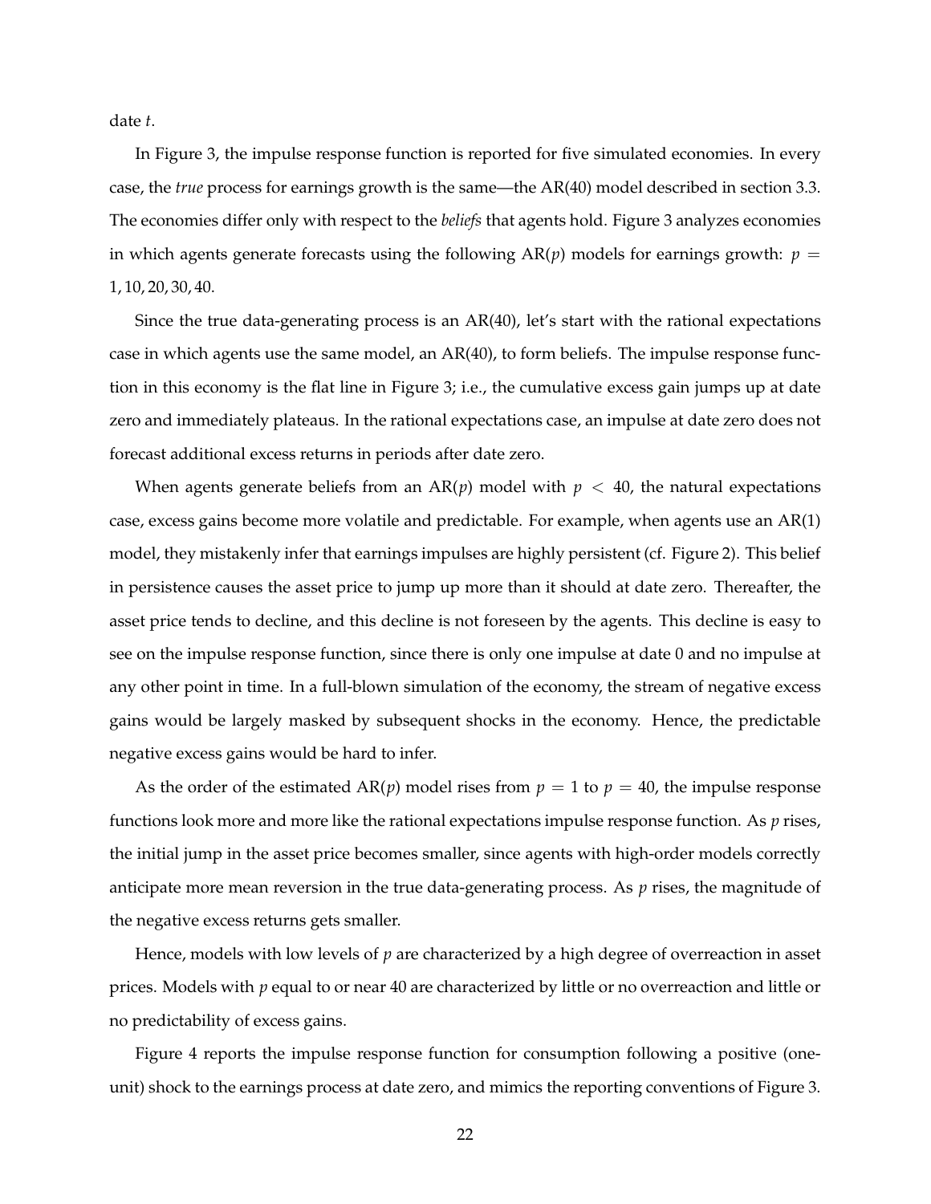date $t$.

In Figure 3, the impulse response function is reported for five simulated economies. In every case, the *true* process for earnings growth is the same—the AR(40) model described in section 3.3. The economies differ only with respect to the *beliefs* that agents hold. Figure 3 analyzes economies in which agents generate forecasts using the following AR($p$) models for earnings growth: $p = 1, 10, 20, 30, 40$.

Since the true data-generating process is an AR(40), let's start with the rational expectations case in which agents use the same model, an AR(40), to form beliefs. The impulse response function in this economy is the flat line in Figure 3; i.e., the cumulative excess gain jumps up at date zero and immediately plateaus. In the rational expectations case, an impulse at date zero does not forecast additional excess returns in periods after date zero.

When agents generate beliefs from an AR($p$) model with $p < 40$, the natural expectations case, excess gains become more volatile and predictable. For example, when agents use an AR(1) model, they mistakenly infer that earnings impulses are highly persistent (cf. Figure 2). This belief in persistence causes the asset price to jump up more than it should at date zero. Thereafter, the asset price tends to decline, and this decline is not foreseen by the agents. This decline is easy to see on the impulse response function, since there is only one impulse at date 0 and no impulse at any other point in time. In a full-blown simulation of the economy, the stream of negative excess gains would be largely masked by subsequent shocks in the economy. Hence, the predictable negative excess gains would be hard to infer.

As the order of the estimated AR($p$) model rises from $p = 1$ to $p = 40$, the impulse response functions look more and more like the rational expectations impulse response function. As $p$ rises, the initial jump in the asset price becomes smaller, since agents with high-order models correctly anticipate more mean reversion in the true data-generating process. As $p$ rises, the magnitude of the negative excess returns gets smaller.

Hence, models with low levels of $p$ are characterized by a high degree of overreaction in asset prices. Models with $p$ equal to or near 40 are characterized by little or no overreaction and little or no predictability of excess gains.

Figure 4 reports the impulse response function for consumption following a positive (one-unit) shock to the earnings process at date zero, and mimics the reporting conventions of Figure 3.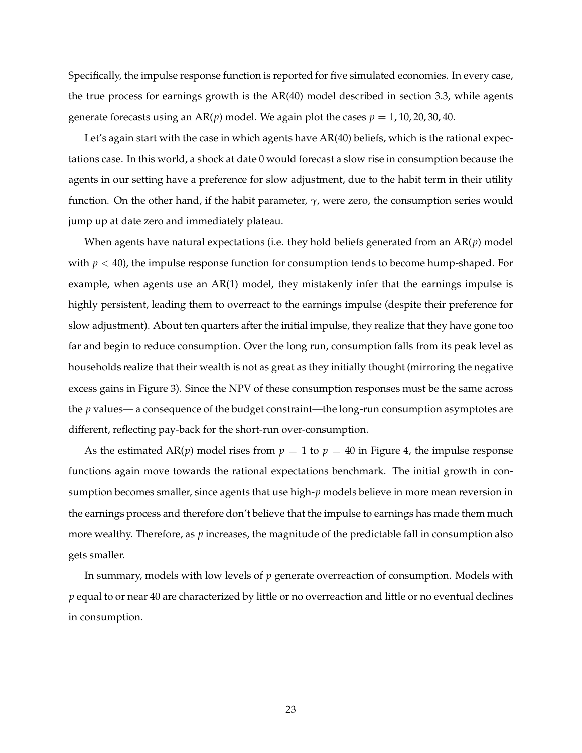Specifically, the impulse response function is reported for five simulated economies. In every case, the true process for earnings growth is the AR(40) model described in section 3.3, while agents generate forecasts using an AR($p$) model. We again plot the cases $p = 1, 10, 20, 30, 40$.

Let's again start with the case in which agents have AR(40) beliefs, which is the rational expectations case. In this world, a shock at date 0 would forecast a slow rise in consumption because the agents in our setting have a preference for slow adjustment, due to the habit term in their utility function. On the other hand, if the habit parameter, $\gamma$, were zero, the consumption series would jump up at date zero and immediately plateau.

When agents have natural expectations (i.e. they hold beliefs generated from an AR($p$) model with $p < 40$), the impulse response function for consumption tends to become hump-shaped. For example, when agents use an AR(1) model, they mistakenly infer that the earnings impulse is highly persistent, leading them to overreact to the earnings impulse (despite their preference for slow adjustment). About ten quarters after the initial impulse, they realize that they have gone too far and begin to reduce consumption. Over the long run, consumption falls from its peak level as households realize that their wealth is not as great as they initially thought (mirroring the negative excess gains in Figure 3). Since the NPV of these consumption responses must be the same across the $p$ values— a consequence of the budget constraint—the long-run consumption asymptotes are different, reflecting pay-back for the short-run over-consumption.

As the estimated AR($p$) model rises from $p = 1$ to $p = 40$ in Figure 4, the impulse response functions again move towards the rational expectations benchmark. The initial growth in consumption becomes smaller, since agents that use high-$p$ models believe in more mean reversion in the earnings process and therefore don't believe that the impulse to earnings has made them much more wealthy. Therefore, as $p$ increases, the magnitude of the predictable fall in consumption also gets smaller.

In summary, models with low levels of $p$ generate overreaction of consumption. Models with $p$ equal to or near 40 are characterized by little or no overreaction and little or no eventual declines in consumption.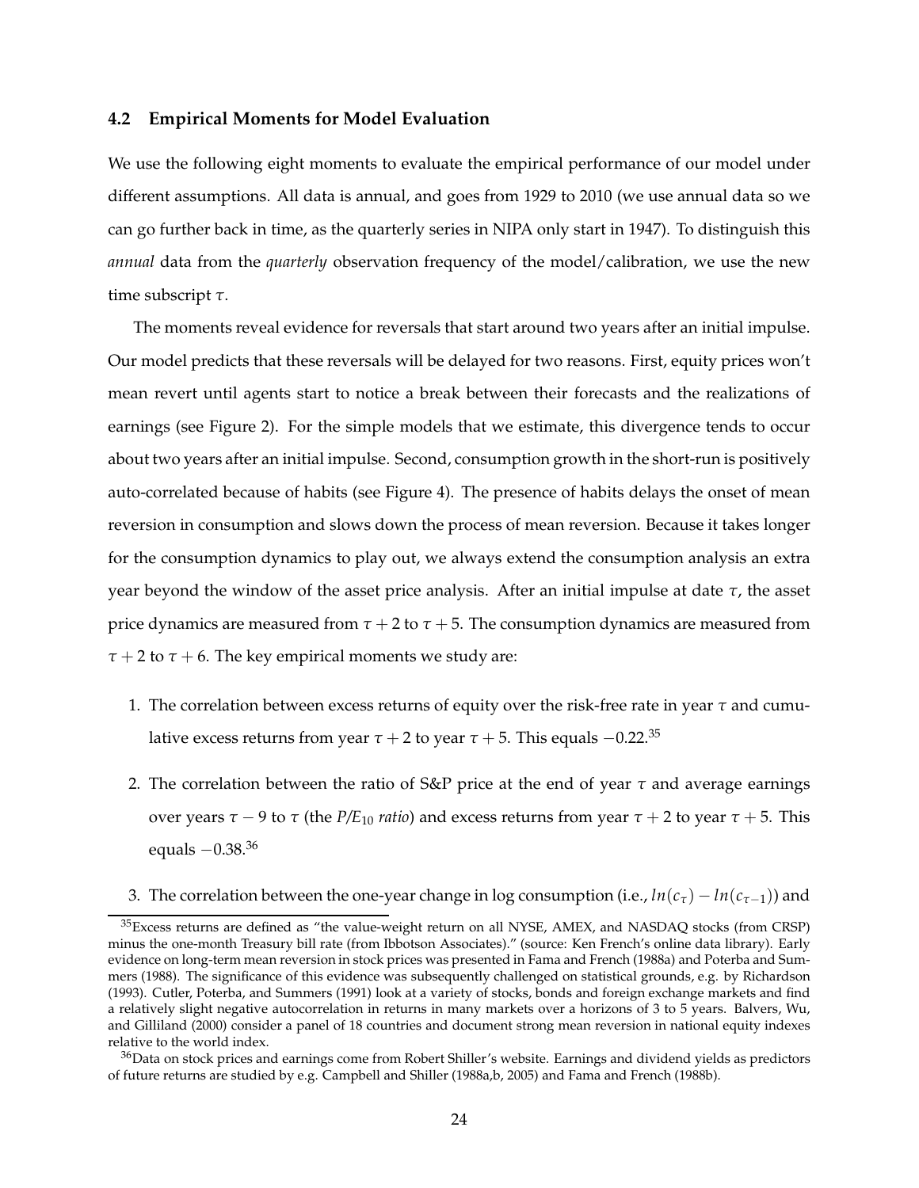### 4.2 Empirical Moments for Model Evaluation

We use the following eight moments to evaluate the empirical performance of our model under different assumptions. All data is annual, and goes from 1929 to 2010 (we use annual data so we can go further back in time, as the quarterly series in NIPA only start in 1947). To distinguish this *annual* data from the *quarterly* observation frequency of the model/calibration, we use the new time subscript $\tau$.

The moments reveal evidence for reversals that start around two years after an initial impulse. Our model predicts that these reversals will be delayed for two reasons. First, equity prices won't mean revert until agents start to notice a break between their forecasts and the realizations of earnings (see Figure 2). For the simple models that we estimate, this divergence tends to occur about two years after an initial impulse. Second, consumption growth in the short-run is positively auto-correlated because of habits (see Figure 4). The presence of habits delays the onset of mean reversion in consumption and slows down the process of mean reversion. Because it takes longer for the consumption dynamics to play out, we always extend the consumption analysis an extra year beyond the window of the asset price analysis. After an initial impulse at date $\tau$, the asset price dynamics are measured from $\tau + 2$ to $\tau + 5$. The consumption dynamics are measured from $\tau + 2$ to $\tau + 6$. The key empirical moments we study are:

1. The correlation between excess returns of equity over the risk-free rate in year $\tau$ and cumulative excess returns from year $\tau + 2$ to year $\tau + 5$. This equals $-0.22$.[35]

2. The correlation between the ratio of S&P price at the end of year $\tau$ and average earnings over years $\tau - 9$ to $\tau$ (the *$P/E_{10}$ ratio*) and excess returns from year $\tau + 2$ to year $\tau + 5$. This equals $-0.38$.[36]

3. The correlation between the one-year change in log consumption (i.e., $ln(c_\tau) - ln(c_{\tau-1})$) and

[35] Excess returns are defined as "the value-weight return on all NYSE, AMEX, and NASDAQ stocks (from CRSP) minus the one-month Treasury bill rate (from Ibbotson Associates)." (source: Ken French's online data library). Early evidence on long-term mean reversion in stock prices was presented in Fama and French (1988a) and Poterba and Summers (1988). The significance of this evidence was subsequently challenged on statistical grounds, e.g. by Richardson (1993). Cutler, Poterba, and Summers (1991) look at a variety of stocks, bonds and foreign exchange markets and find a relatively slight negative autocorrelation in returns in many markets over a horizons of 3 to 5 years. Balvers, Wu, and Gilliland (2000) consider a panel of 18 countries and document strong mean reversion in national equity indexes relative to the world index.

[36] Data on stock prices and earnings come from Robert Shiller's website. Earnings and dividend yields as predictors of future returns are studied by e.g. Campbell and Shiller (1988a,b, 2005) and Fama and French (1988b).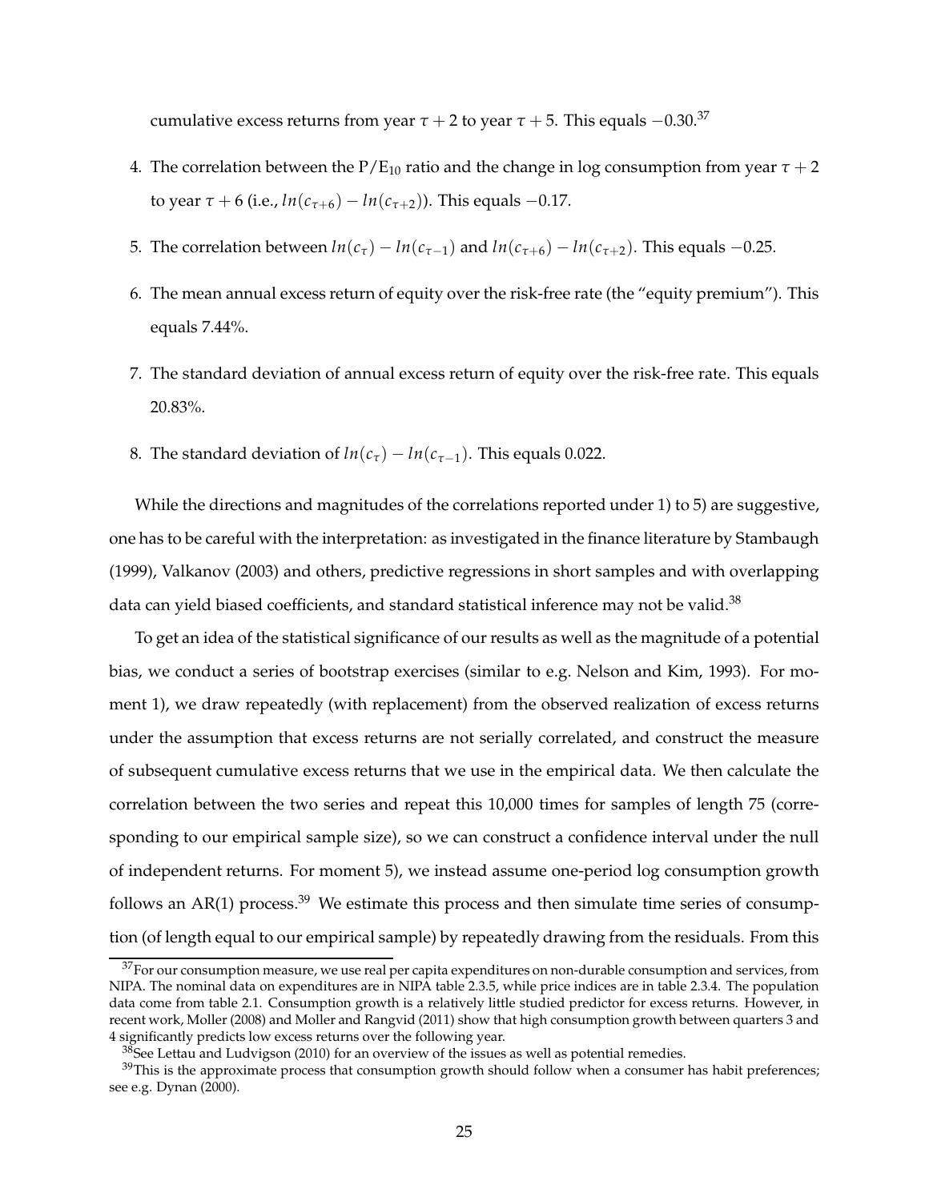cumulative excess returns from year $\tau+2$ to year $\tau+5$. This equals $-0.30$.[37]

4. The correlation between the P/E$_{10}$ ratio and the change in log consumption from year $\tau+2$ to year $\tau+6$ (i.e., $ln(c_{\tau+6}) - ln(c_{\tau+2})$). This equals $-0.17$.

5. The correlation between $ln(c_\tau) - ln(c_{\tau-1})$ and $ln(c_{\tau+6}) - ln(c_{\tau+2})$. This equals $-0.25$.

6. The mean annual excess return of equity over the risk-free rate (the "equity premium"). This equals 7.44%.

7. The standard deviation of annual excess return of equity over the risk-free rate. This equals 20.83%.

8. The standard deviation of $ln(c_\tau) - ln(c_{\tau-1})$. This equals 0.022.

While the directions and magnitudes of the correlations reported under 1) to 5) are suggestive, one has to be careful with the interpretation: as investigated in the finance literature by Stambaugh (1999), Valkanov (2003) and others, predictive regressions in short samples and with overlapping data can yield biased coefficients, and standard statistical inference may not be valid.[38]

To get an idea of the statistical significance of our results as well as the magnitude of a potential bias, we conduct a series of bootstrap exercises (similar to e.g. Nelson and Kim, 1993). For moment 1), we draw repeatedly (with replacement) from the observed realization of excess returns under the assumption that excess returns are not serially correlated, and construct the measure of subsequent cumulative excess returns that we use in the empirical data. We then calculate the correlation between the two series and repeat this 10,000 times for samples of length 75 (corresponding to our empirical sample size), so we can construct a confidence interval under the null of independent returns. For moment 5), we instead assume one-period log consumption growth follows an AR(1) process.[39] We estimate this process and then simulate time series of consumption (of length equal to our empirical sample) by repeatedly drawing from the residuals. From this

[37] For our consumption measure, we use real per capita expenditures on non-durable consumption and services, from NIPA. The nominal data on expenditures are in NIPA table 2.3.5, while price indices are in table 2.3.4. The population data come from table 2.1. Consumption growth is a relatively little studied predictor for excess returns. However, in recent work, Moller (2008) and Moller and Rangvid (2011) show that high consumption growth between quarters 3 and 4 significantly predicts low excess returns over the following year.

[38] See Lettau and Ludvigson (2010) for an overview of the issues as well as potential remedies.

[39] This is the approximate process that consumption growth should follow when a consumer has habit preferences; see e.g. Dynan (2000).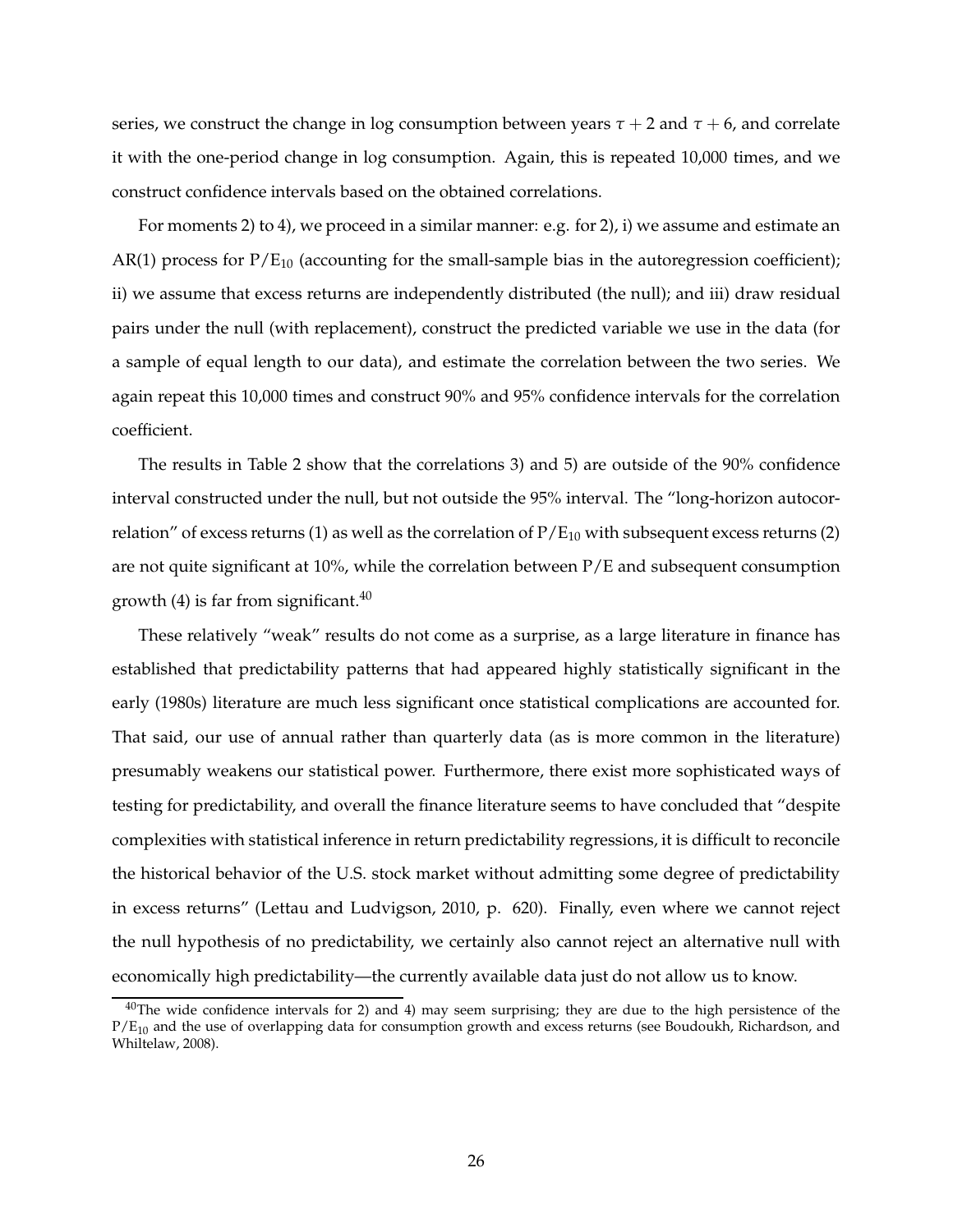series, we construct the change in log consumption between years $\tau + 2$ and $\tau + 6$, and correlate it with the one-period change in log consumption. Again, this is repeated 10,000 times, and we construct confidence intervals based on the obtained correlations.

For moments 2) to 4), we proceed in a similar manner: e.g. for 2), i) we assume and estimate an AR(1) process for $P/E_{10}$ (accounting for the small-sample bias in the autoregression coefficient); ii) we assume that excess returns are independently distributed (the null); and iii) draw residual pairs under the null (with replacement), construct the predicted variable we use in the data (for a sample of equal length to our data), and estimate the correlation between the two series. We again repeat this 10,000 times and construct 90% and 95% confidence intervals for the correlation coefficient.

The results in Table 2 show that the correlations 3) and 5) are outside of the 90% confidence interval constructed under the null, but not outside the 95% interval. The "long-horizon autocorrelation" of excess returns (1) as well as the correlation of $P/E_{10}$ with subsequent excess returns (2) are not quite significant at 10%, while the correlation between P/E and subsequent consumption growth (4) is far from significant.[40]

These relatively "weak" results do not come as a surprise, as a large literature in finance has established that predictability patterns that had appeared highly statistically significant in the early (1980s) literature are much less significant once statistical complications are accounted for. That said, our use of annual rather than quarterly data (as is more common in the literature) presumably weakens our statistical power. Furthermore, there exist more sophisticated ways of testing for predictability, and overall the finance literature seems to have concluded that "despite complexities with statistical inference in return predictability regressions, it is difficult to reconcile the historical behavior of the U.S. stock market without admitting some degree of predictability in excess returns" (Lettau and Ludvigson, 2010, p. 620). Finally, even where we cannot reject the null hypothesis of no predictability, we certainly also cannot reject an alternative null with economically high predictability—the currently available data just do not allow us to know.

[40]The wide confidence intervals for 2) and 4) may seem surprising; they are due to the high persistence of the $P/E_{10}$ and the use of overlapping data for consumption growth and excess returns (see Boudoukh, Richardson, and Whiltelaw, 2008).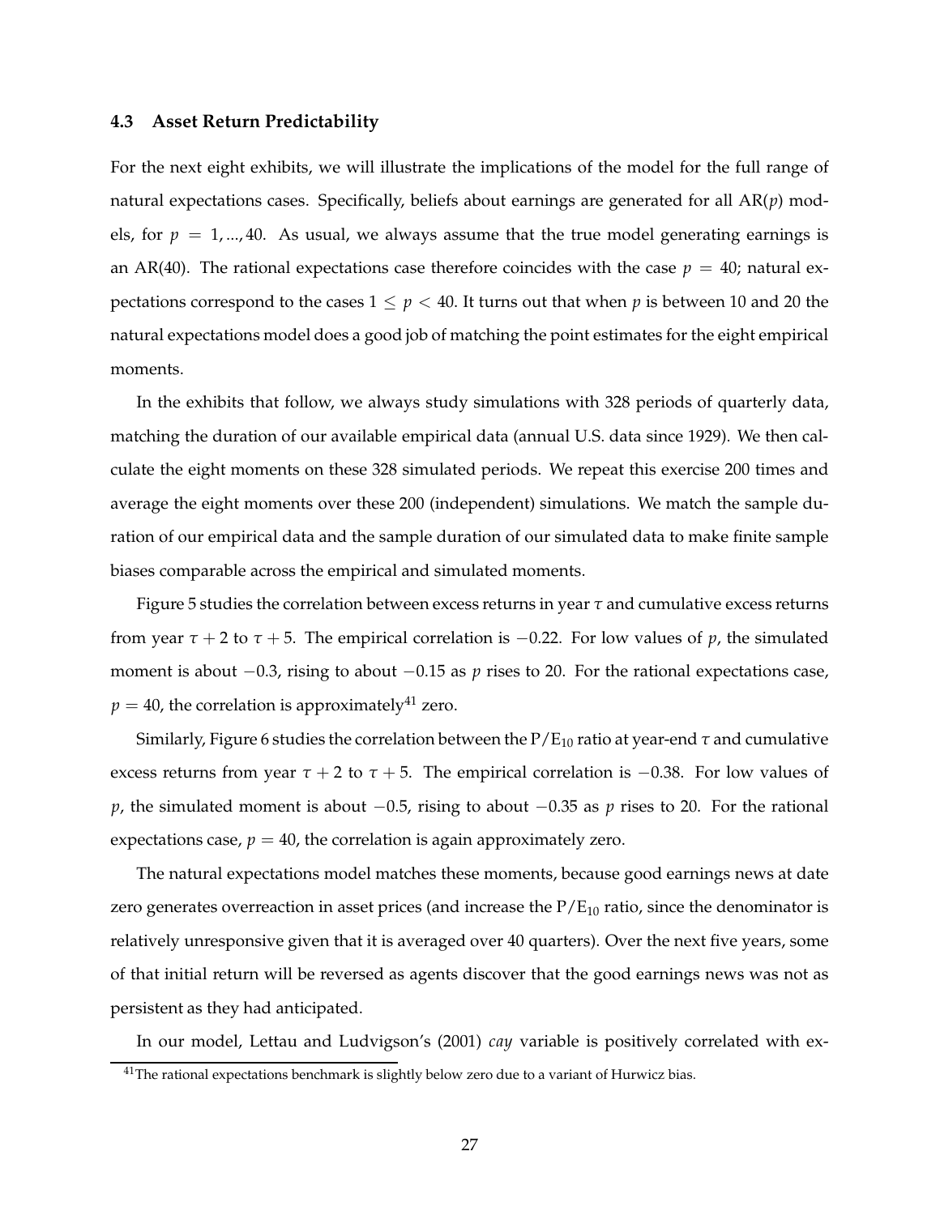### 4.3 Asset Return Predictability

For the next eight exhibits, we will illustrate the implications of the model for the full range of natural expectations cases. Specifically, beliefs about earnings are generated for all AR($p$) models, for $p = 1, ..., 40$. As usual, we always assume that the true model generating earnings is an AR(40). The rational expectations case therefore coincides with the case $p = 40$; natural expectations correspond to the cases $1 \leq p < 40$. It turns out that when $p$ is between 10 and 20 the natural expectations model does a good job of matching the point estimates for the eight empirical moments.

In the exhibits that follow, we always study simulations with 328 periods of quarterly data, matching the duration of our available empirical data (annual U.S. data since 1929). We then calculate the eight moments on these 328 simulated periods. We repeat this exercise 200 times and average the eight moments over these 200 (independent) simulations. We match the sample duration of our empirical data and the sample duration of our simulated data to make finite sample biases comparable across the empirical and simulated moments.

Figure 5 studies the correlation between excess returns in year $\tau$ and cumulative excess returns from year $\tau + 2$ to $\tau + 5$. The empirical correlation is $-0.22$. For low values of $p$, the simulated moment is about $-0.3$, rising to about $-0.15$ as $p$ rises to 20. For the rational expectations case, $p = 40$, the correlation is approximately[41] zero.

Similarly, Figure 6 studies the correlation between the $P/E_{10}$ ratio at year-end $\tau$ and cumulative excess returns from year $\tau + 2$ to $\tau + 5$. The empirical correlation is $-0.38$. For low values of $p$, the simulated moment is about $-0.5$, rising to about $-0.35$ as $p$ rises to 20. For the rational expectations case, $p = 40$, the correlation is again approximately zero.

The natural expectations model matches these moments, because good earnings news at date zero generates overreaction in asset prices (and increase the $P/E_{10}$ ratio, since the denominator is relatively unresponsive given that it is averaged over 40 quarters). Over the next five years, some of that initial return will be reversed as agents discover that the good earnings news was not as persistent as they had anticipated.

In our model, Lettau and Ludvigson's (2001) *cay* variable is positively correlated with ex-

[41] The rational expectations benchmark is slightly below zero due to a variant of Hurwicz bias.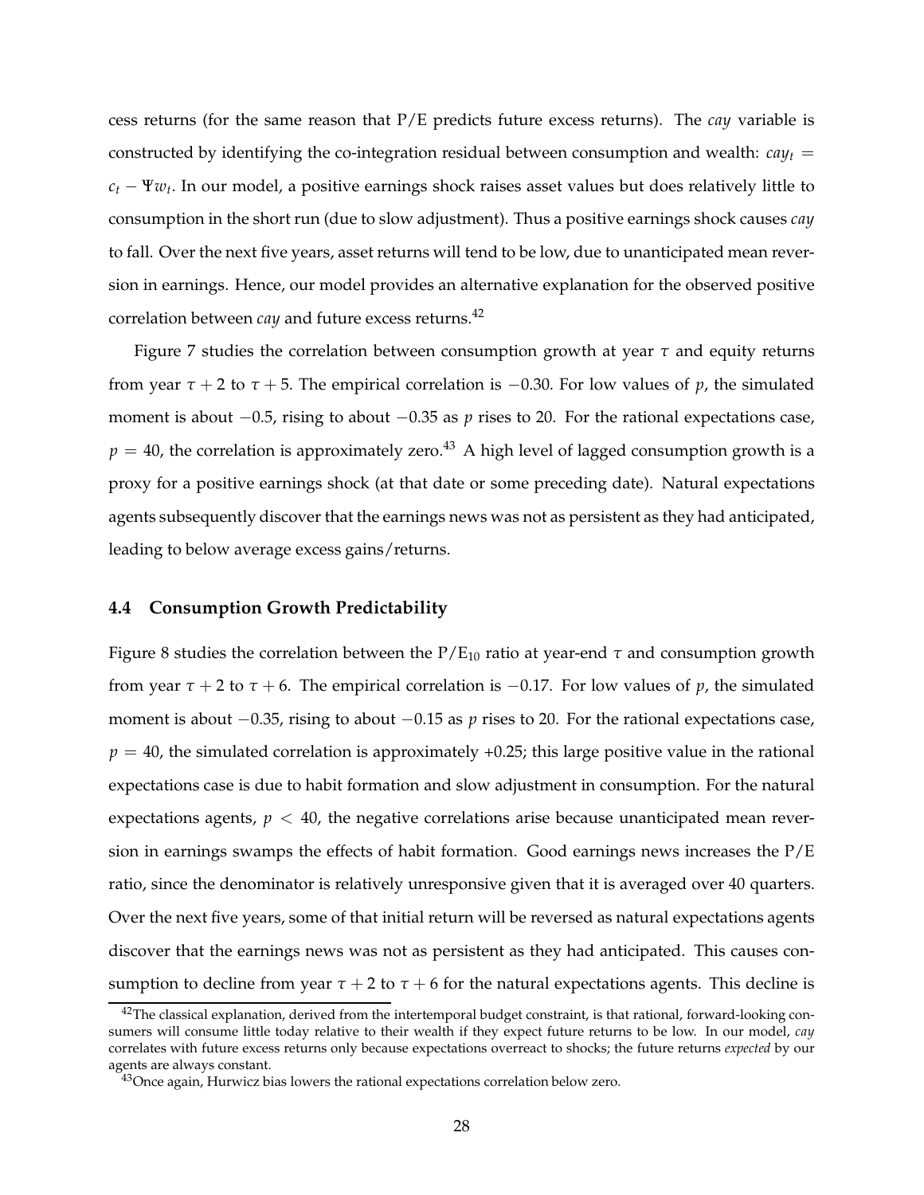cess returns (for the same reason that P/E predicts future excess returns). The *cay* variable is constructed by identifying the co-integration residual between consumption and wealth: $cay_t = c_t - \Psi w_t$. In our model, a positive earnings shock raises asset values but does relatively little to consumption in the short run (due to slow adjustment). Thus a positive earnings shock causes *cay* to fall. Over the next five years, asset returns will tend to be low, due to unanticipated mean reversion in earnings. Hence, our model provides an alternative explanation for the observed positive correlation between *cay* and future excess returns.[42]

Figure 7 studies the correlation between consumption growth at year $\tau$ and equity returns from year $\tau + 2$ to $\tau + 5$. The empirical correlation is $-0.30$. For low values of $p$, the simulated moment is about $-0.5$, rising to about $-0.35$ as $p$ rises to 20. For the rational expectations case, $p = 40$, the correlation is approximately zero.[43] A high level of lagged consumption growth is a proxy for a positive earnings shock (at that date or some preceding date). Natural expectations agents subsequently discover that the earnings news was not as persistent as they had anticipated, leading to below average excess gains/returns.

### 4.4 Consumption Growth Predictability

Figure 8 studies the correlation between the $\text{P/E}_{10}$ ratio at year-end $\tau$ and consumption growth from year $\tau + 2$ to $\tau + 6$. The empirical correlation is $-0.17$. For low values of $p$, the simulated moment is about $-0.35$, rising to about $-0.15$ as $p$ rises to 20. For the rational expectations case, $p = 40$, the simulated correlation is approximately +0.25; this large positive value in the rational expectations case is due to habit formation and slow adjustment in consumption. For the natural expectations agents, $p < 40$, the negative correlations arise because unanticipated mean reversion in earnings swamps the effects of habit formation. Good earnings news increases the P/E ratio, since the denominator is relatively unresponsive given that it is averaged over 40 quarters. Over the next five years, some of that initial return will be reversed as natural expectations agents discover that the earnings news was not as persistent as they had anticipated. This causes consumption to decline from year $\tau + 2$ to $\tau + 6$ for the natural expectations agents. This decline is

[42] The classical explanation, derived from the intertemporal budget constraint, is that rational, forward-looking consumers will consume little today relative to their wealth if they expect future returns to be low. In our model, *cay* correlates with future excess returns only because expectations overreact to shocks; the future returns *expected* by our agents are always constant.

[43] Once again, Hurwicz bias lowers the rational expectations correlation below zero.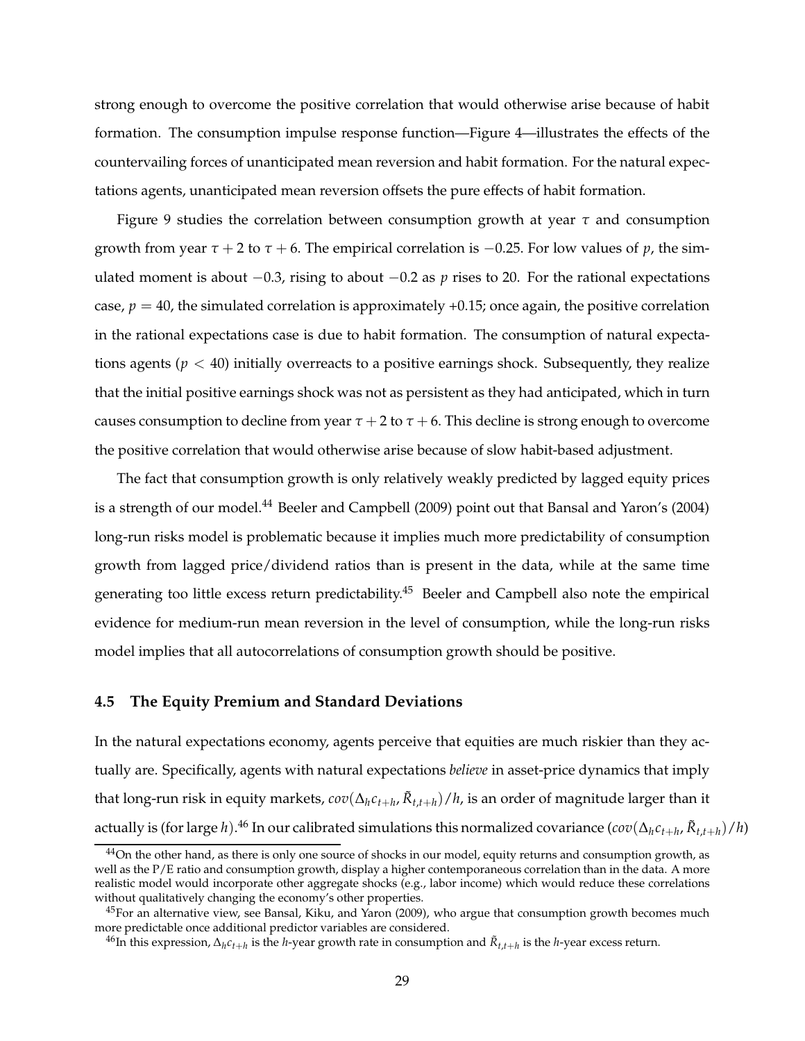strong enough to overcome the positive correlation that would otherwise arise because of habit formation. The consumption impulse response function—Figure 4—illustrates the effects of the countervailing forces of unanticipated mean reversion and habit formation. For the natural expectations agents, unanticipated mean reversion offsets the pure effects of habit formation.

Figure 9 studies the correlation between consumption growth at year $\tau$ and consumption growth from year $\tau + 2$ to $\tau + 6$. The empirical correlation is $-0.25$. For low values of $p$, the simulated moment is about $-0.3$, rising to about $-0.2$ as $p$ rises to 20. For the rational expectations case, $p = 40$, the simulated correlation is approximately +0.15; once again, the positive correlation in the rational expectations case is due to habit formation. The consumption of natural expectations agents ($p < 40$) initially overreacts to a positive earnings shock. Subsequently, they realize that the initial positive earnings shock was not as persistent as they had anticipated, which in turn causes consumption to decline from year $\tau + 2$ to $\tau + 6$. This decline is strong enough to overcome the positive correlation that would otherwise arise because of slow habit-based adjustment.

The fact that consumption growth is only relatively weakly predicted by lagged equity prices is a strength of our model.[44] Beeler and Campbell (2009) point out that Bansal and Yaron's (2004) long-run risks model is problematic because it implies much more predictability of consumption growth from lagged price/dividend ratios than is present in the data, while at the same time generating too little excess return predictability.[45] Beeler and Campbell also note the empirical evidence for medium-run mean reversion in the level of consumption, while the long-run risks model implies that all autocorrelations of consumption growth should be positive.

### 4.5 The Equity Premium and Standard Deviations

In the natural expectations economy, agents perceive that equities are much riskier than they actually are. Specifically, agents with natural expectations *believe* in asset-price dynamics that imply that long-run risk in equity markets, $cov(\Delta_h c_{t+h}, \tilde{R}_{t,t+h})/h$, is an order of magnitude larger than it actually is (for large $h$).[46] In our calibrated simulations this normalized covariance ($cov(\Delta_h c_{t+h}, \tilde{R}_{t,t+h})/h$)

[44] On the other hand, as there is only one source of shocks in our model, equity returns and consumption growth, as well as the P/E ratio and consumption growth, display a higher contemporaneous correlation than in the data. A more realistic model would incorporate other aggregate shocks (e.g., labor income) which would reduce these correlations without qualitatively changing the economy's other properties.

[45] For an alternative view, see Bansal, Kiku, and Yaron (2009), who argue that consumption growth becomes much more predictable once additional predictor variables are considered.

[46] In this expression, $\Delta_h c_{t+h}$ is the $h$-year growth rate in consumption and $\tilde{R}_{t,t+h}$ is the $h$-year excess return.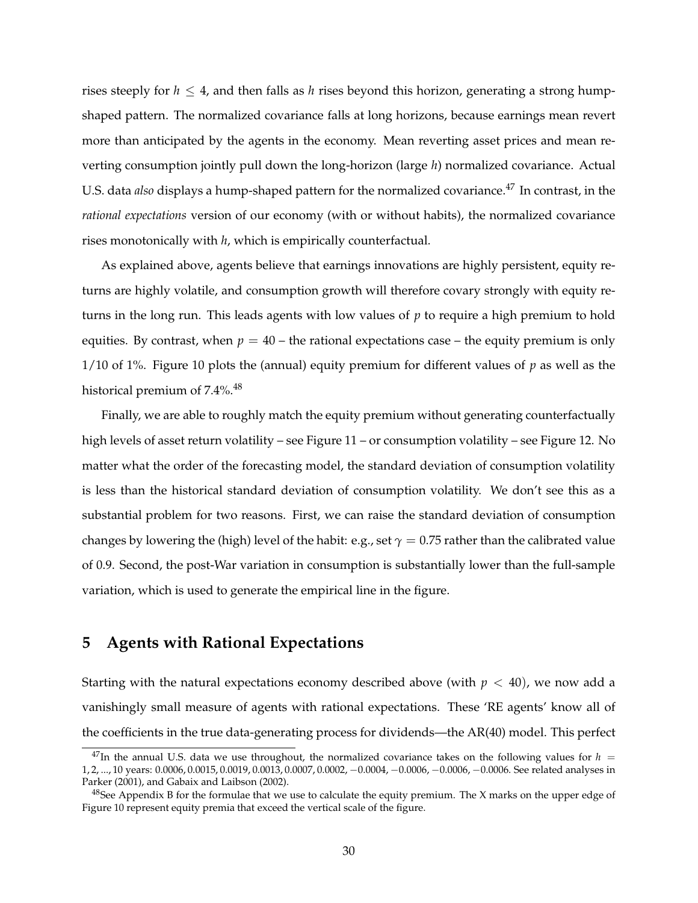rises steeply for $h \leq 4$, and then falls as $h$ rises beyond this horizon, generating a strong hump-shaped pattern. The normalized covariance falls at long horizons, because earnings mean revert more than anticipated by the agents in the economy. Mean reverting asset prices and mean reverting consumption jointly pull down the long-horizon (large $h$) normalized covariance. Actual U.S. data *also* displays a hump-shaped pattern for the normalized covariance.[47] In contrast, in the *rational expectations* version of our economy (with or without habits), the normalized covariance rises monotonically with $h$, which is empirically counterfactual.

As explained above, agents believe that earnings innovations are highly persistent, equity returns are highly volatile, and consumption growth will therefore covary strongly with equity returns in the long run. This leads agents with low values of $p$ to require a high premium to hold equities. By contrast, when $p = 40$ – the rational expectations case – the equity premium is only 1/10 of 1%. Figure 10 plots the (annual) equity premium for different values of $p$ as well as the historical premium of 7.4%.[48]

Finally, we are able to roughly match the equity premium without generating counterfactually high levels of asset return volatility – see Figure 11 – or consumption volatility – see Figure 12. No matter what the order of the forecasting model, the standard deviation of consumption volatility is less than the historical standard deviation of consumption volatility. We don't see this as a substantial problem for two reasons. First, we can raise the standard deviation of consumption changes by lowering the (high) level of the habit: e.g., set $\gamma = 0.75$ rather than the calibrated value of 0.9. Second, the post-War variation in consumption is substantially lower than the full-sample variation, which is used to generate the empirical line in the figure.

## 5 Agents with Rational Expectations

Starting with the natural expectations economy described above (with $p < 40$), we now add a vanishingly small measure of agents with rational expectations. These 'RE agents' know all of the coefficients in the true data-generating process for dividends—the AR(40) model. This perfect

[47] In the annual U.S. data we use throughout, the normalized covariance takes on the following values for $h = 1, 2, ..., 10$ years: 0.0006, 0.0015, 0.0019, 0.0013, 0.0007, 0.0002, −0.0004, −0.0006, −0.0006, −0.0006. See related analyses in Parker (2001), and Gabaix and Laibson (2002).

[48] See Appendix B for the formulae that we use to calculate the equity premium. The X marks on the upper edge of Figure 10 represent equity premia that exceed the vertical scale of the figure.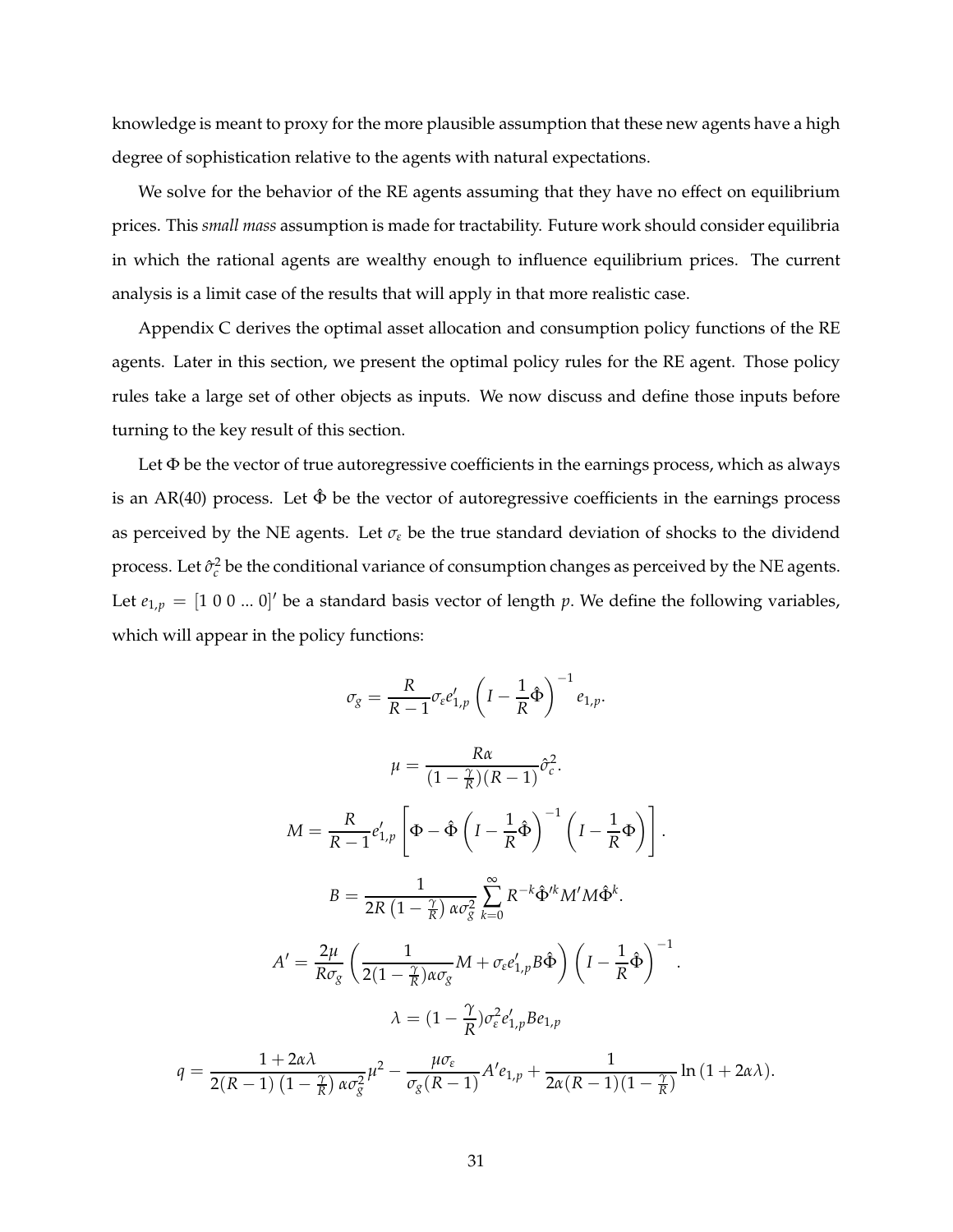knowledge is meant to proxy for the more plausible assumption that these new agents have a high degree of sophistication relative to the agents with natural expectations.

We solve for the behavior of the RE agents assuming that they have no effect on equilibrium prices. This *small mass* assumption is made for tractability. Future work should consider equilibria in which the rational agents are wealthy enough to influence equilibrium prices. The current analysis is a limit case of the results that will apply in that more realistic case.

Appendix C derives the optimal asset allocation and consumption policy functions of the RE agents. Later in this section, we present the optimal policy rules for the RE agent. Those policy rules take a large set of other objects as inputs. We now discuss and define those inputs before turning to the key result of this section.

Let $\Phi$ be the vector of true autoregressive coefficients in the earnings process, which as always is an AR(40) process. Let $\hat{\Phi}$ be the vector of autoregressive coefficients in the earnings process as perceived by the NE agents. Let $\sigma_\varepsilon$ be the true standard deviation of shocks to the dividend process. Let $\hat{\sigma}_c^2$ be the conditional variance of consumption changes as perceived by the NE agents. Let $e_{1,p} = [1\ 0\ 0\ ...\ 0]'$ be a standard basis vector of length $p$. We define the following variables, which will appear in the policy functions:

$$\sigma_g = \frac{R}{R-1}\sigma_\varepsilon e_{1,p}'\left(I - \frac{1}{R}\hat{\Phi}\right)^{-1} e_{1,p}.$$

$$\mu = \frac{R\alpha}{(1-\frac{\gamma}{R})(R-1)}\hat{\sigma}_c^2.$$

$$M = \frac{R}{R-1}e_{1,p}'\left[\Phi - \hat{\Phi}\left(I - \frac{1}{R}\hat{\Phi}\right)^{-1}\left(I - \frac{1}{R}\Phi\right)\right].$$

$$B = \frac{1}{2R\left(1-\frac{\gamma}{R}\right)\alpha\sigma_g^2}\sum_{k=0}^{\infty} R^{-k}\hat{\Phi}'^k M' M \hat{\Phi}^k.$$

$$A' = \frac{2\mu}{R\sigma_g}\left(\frac{1}{2(1-\frac{\gamma}{R})\alpha\sigma_g}M + \sigma_\varepsilon e_{1,p}' B\hat{\Phi}\right)\left(I - \frac{1}{R}\hat{\Phi}\right)^{-1}.$$

$$\lambda = (1-\frac{\gamma}{R})\sigma_\varepsilon^2 e_{1,p}' B e_{1,p}$$

$$q = \frac{1+2\alpha\lambda}{2(R-1)\left(1-\frac{\gamma}{R}\right)\alpha\sigma_g^2}\mu^2 - \frac{\mu\sigma_\varepsilon}{\sigma_g(R-1)}A' e_{1,p} + \frac{1}{2\alpha(R-1)(1-\frac{\gamma}{R})}\ln(1+2\alpha\lambda).$$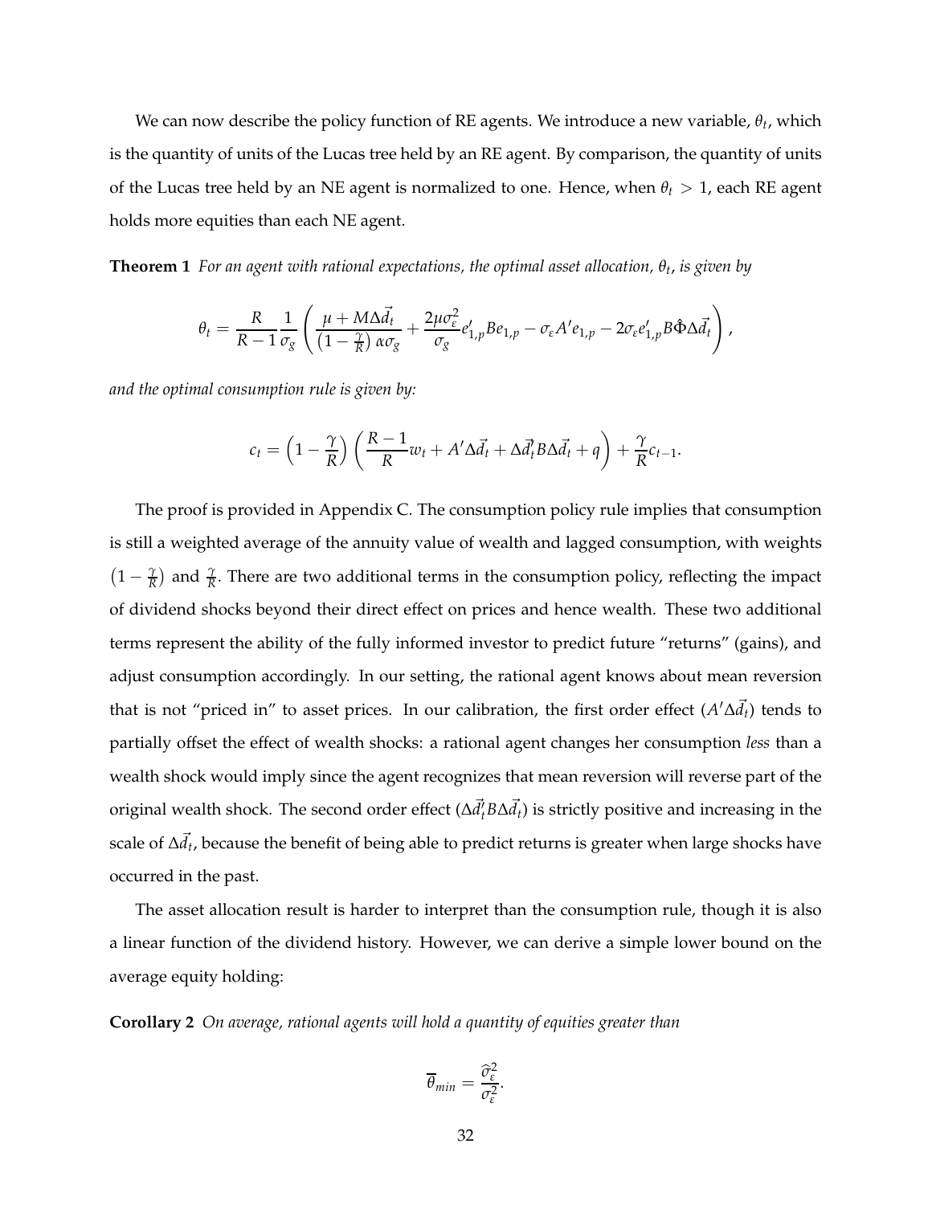We can now describe the policy function of RE agents. We introduce a new variable, $\theta_t$, which is the quantity of units of the Lucas tree held by an RE agent. By comparison, the quantity of units of the Lucas tree held by an NE agent is normalized to one. Hence, when $\theta_t > 1$, each RE agent holds more equities than each NE agent.

**Theorem 1** *For an agent with rational expectations, the optimal asset allocation, $\theta_t$, is given by*

$$\theta_t = \frac{R}{R-1}\frac{1}{\sigma_g}\left(\frac{\mu + M\Delta\vec{d}_t}{\left(1-\frac{\gamma}{R}\right)\alpha\sigma_g} + \frac{2\mu\sigma_\varepsilon^2}{\sigma_g}e_{1,p}'Be_{1,p} - \sigma_\varepsilon A'e_{1,p} - 2\sigma_\varepsilon e_{1,p}'B\hat{\Phi}\Delta\vec{d}_t\right),$$

*and the optimal consumption rule is given by:*

$$c_t = \left(1-\frac{\gamma}{R}\right)\left(\frac{R-1}{R}w_t + A'\Delta\vec{d}_t + \Delta\vec{d}_t'B\Delta\vec{d}_t + q\right) + \frac{\gamma}{R}c_{t-1}.$$

The proof is provided in Appendix C. The consumption policy rule implies that consumption is still a weighted average of the annuity value of wealth and lagged consumption, with weights $\left(1-\frac{\gamma}{R}\right)$ and $\frac{\gamma}{R}$. There are two additional terms in the consumption policy, reflecting the impact of dividend shocks beyond their direct effect on prices and hence wealth. These two additional terms represent the ability of the fully informed investor to predict future "returns" (gains), and adjust consumption accordingly. In our setting, the rational agent knows about mean reversion that is not "priced in" to asset prices. In our calibration, the first order effect ($A'\Delta\vec{d}_t$) tends to partially offset the effect of wealth shocks: a rational agent changes her consumption *less* than a wealth shock would imply since the agent recognizes that mean reversion will reverse part of the original wealth shock. The second order effect ($\Delta\vec{d}_t'B\Delta\vec{d}_t$) is strictly positive and increasing in the scale of $\Delta\vec{d}_t$, because the benefit of being able to predict returns is greater when large shocks have occurred in the past.

The asset allocation result is harder to interpret than the consumption rule, though it is also a linear function of the dividend history. However, we can derive a simple lower bound on the average equity holding:

**Corollary 2** *On average, rational agents will hold a quantity of equities greater than*

$$\overline{\theta}_{min} = \frac{\widehat{\sigma}_\varepsilon^2}{\sigma_\varepsilon^2}.$$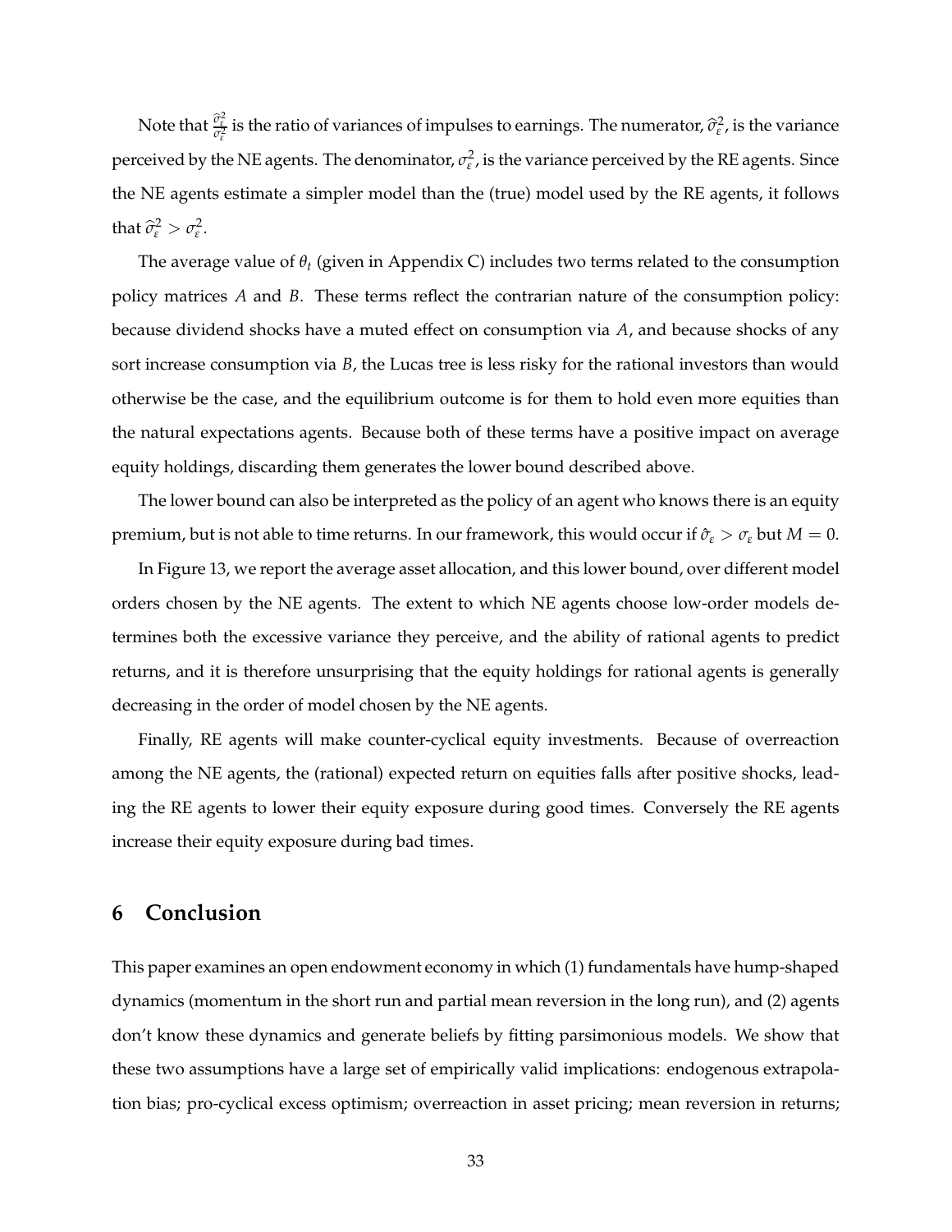Note that $\frac{\widehat{\sigma}_{\varepsilon}^2}{\sigma_{\varepsilon}^2}$ is the ratio of variances of impulses to earnings. The numerator, $\widehat{\sigma}_{\varepsilon}^2$, is the variance perceived by the NE agents. The denominator, $\sigma_{\varepsilon}^2$, is the variance perceived by the RE agents. Since the NE agents estimate a simpler model than the (true) model used by the RE agents, it follows that $\widehat{\sigma}_{\varepsilon}^2 > \sigma_{\varepsilon}^2$.

The average value of $\theta_t$ (given in Appendix C) includes two terms related to the consumption policy matrices $A$ and $B$. These terms reflect the contrarian nature of the consumption policy: because dividend shocks have a muted effect on consumption via $A$, and because shocks of any sort increase consumption via $B$, the Lucas tree is less risky for the rational investors than would otherwise be the case, and the equilibrium outcome is for them to hold even more equities than the natural expectations agents. Because both of these terms have a positive impact on average equity holdings, discarding them generates the lower bound described above.

The lower bound can also be interpreted as the policy of an agent who knows there is an equity premium, but is not able to time returns. In our framework, this would occur if $\hat{\sigma}_{\varepsilon} > \sigma_{\varepsilon}$ but $M = 0$.

In Figure 13, we report the average asset allocation, and this lower bound, over different model orders chosen by the NE agents. The extent to which NE agents choose low-order models determines both the excessive variance they perceive, and the ability of rational agents to predict returns, and it is therefore unsurprising that the equity holdings for rational agents is generally decreasing in the order of model chosen by the NE agents.

Finally, RE agents will make counter-cyclical equity investments. Because of overreaction among the NE agents, the (rational) expected return on equities falls after positive shocks, leading the RE agents to lower their equity exposure during good times. Conversely the RE agents increase their equity exposure during bad times.

## 6 Conclusion

This paper examines an open endowment economy in which (1) fundamentals have hump-shaped dynamics (momentum in the short run and partial mean reversion in the long run), and (2) agents don't know these dynamics and generate beliefs by fitting parsimonious models. We show that these two assumptions have a large set of empirically valid implications: endogenous extrapolation bias; pro-cyclical excess optimism; overreaction in asset pricing; mean reversion in returns;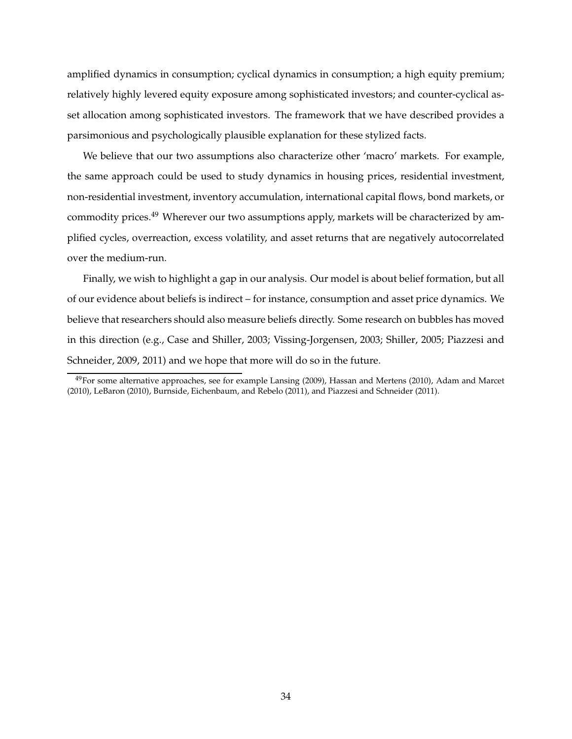amplified dynamics in consumption; cyclical dynamics in consumption; a high equity premium; relatively highly levered equity exposure among sophisticated investors; and counter-cyclical asset allocation among sophisticated investors. The framework that we have described provides a parsimonious and psychologically plausible explanation for these stylized facts.

We believe that our two assumptions also characterize other 'macro' markets. For example, the same approach could be used to study dynamics in housing prices, residential investment, non-residential investment, inventory accumulation, international capital flows, bond markets, or commodity prices.[49] Wherever our two assumptions apply, markets will be characterized by amplified cycles, overreaction, excess volatility, and asset returns that are negatively autocorrelated over the medium-run.

Finally, we wish to highlight a gap in our analysis. Our model is about belief formation, but all of our evidence about beliefs is indirect – for instance, consumption and asset price dynamics. We believe that researchers should also measure beliefs directly. Some research on bubbles has moved in this direction (e.g., Case and Shiller, 2003; Vissing-Jorgensen, 2003; Shiller, 2005; Piazzesi and Schneider, 2009, 2011) and we hope that more will do so in the future.

[49] For some alternative approaches, see for example Lansing (2009), Hassan and Mertens (2010), Adam and Marcet (2010), LeBaron (2010), Burnside, Eichenbaum, and Rebelo (2011), and Piazzesi and Schneider (2011).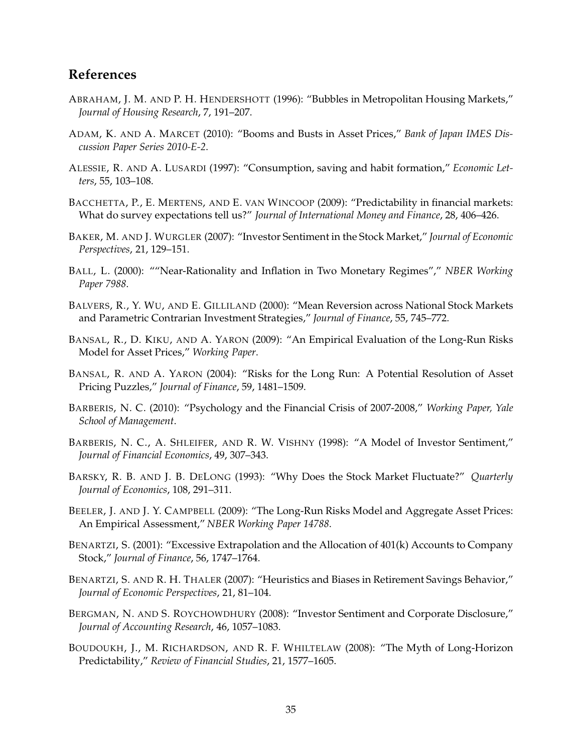## References

ABRAHAM, J. M. AND P. H. HENDERSHOTT (1996): "Bubbles in Metropolitan Housing Markets," *Journal of Housing Research*, 7, 191–207.

ADAM, K. AND A. MARCET (2010): "Booms and Busts in Asset Prices," *Bank of Japan IMES Discussion Paper Series 2010-E-2*.

ALESSIE, R. AND A. LUSARDI (1997): "Consumption, saving and habit formation," *Economic Letters*, 55, 103–108.

BACCHETTA, P., E. MERTENS, AND E. VAN WINCOOP (2009): "Predictability in financial markets: What do survey expectations tell us?" *Journal of International Money and Finance*, 28, 406–426.

BAKER, M. AND J. WURGLER (2007): "Investor Sentiment in the Stock Market," *Journal of Economic Perspectives*, 21, 129–151.

BALL, L. (2000): ""Near-Rationality and Inflation in Two Monetary Regimes"," *NBER Working Paper 7988*.

BALVERS, R., Y. WU, AND E. GILLILAND (2000): "Mean Reversion across National Stock Markets and Parametric Contrarian Investment Strategies," *Journal of Finance*, 55, 745–772.

BANSAL, R., D. KIKU, AND A. YARON (2009): "An Empirical Evaluation of the Long-Run Risks Model for Asset Prices," *Working Paper*.

BANSAL, R. AND A. YARON (2004): "Risks for the Long Run: A Potential Resolution of Asset Pricing Puzzles," *Journal of Finance*, 59, 1481–1509.

BARBERIS, N. C. (2010): "Psychology and the Financial Crisis of 2007-2008," *Working Paper, Yale School of Management*.

BARBERIS, N. C., A. SHLEIFER, AND R. W. VISHNY (1998): "A Model of Investor Sentiment," *Journal of Financial Economics*, 49, 307–343.

BARSKY, R. B. AND J. B. DELONG (1993): "Why Does the Stock Market Fluctuate?" *Quarterly Journal of Economics*, 108, 291–311.

BEELER, J. AND J. Y. CAMPBELL (2009): "The Long-Run Risks Model and Aggregate Asset Prices: An Empirical Assessment," *NBER Working Paper 14788*.

BENARTZI, S. (2001): "Excessive Extrapolation and the Allocation of 401(k) Accounts to Company Stock," *Journal of Finance*, 56, 1747–1764.

BENARTZI, S. AND R. H. THALER (2007): "Heuristics and Biases in Retirement Savings Behavior," *Journal of Economic Perspectives*, 21, 81–104.

BERGMAN, N. AND S. ROYCHOWDHURY (2008): "Investor Sentiment and Corporate Disclosure," *Journal of Accounting Research*, 46, 1057–1083.

BOUDOUKH, J., M. RICHARDSON, AND R. F. WHILTELAW (2008): "The Myth of Long-Horizon Predictability," *Review of Financial Studies*, 21, 1577–1605.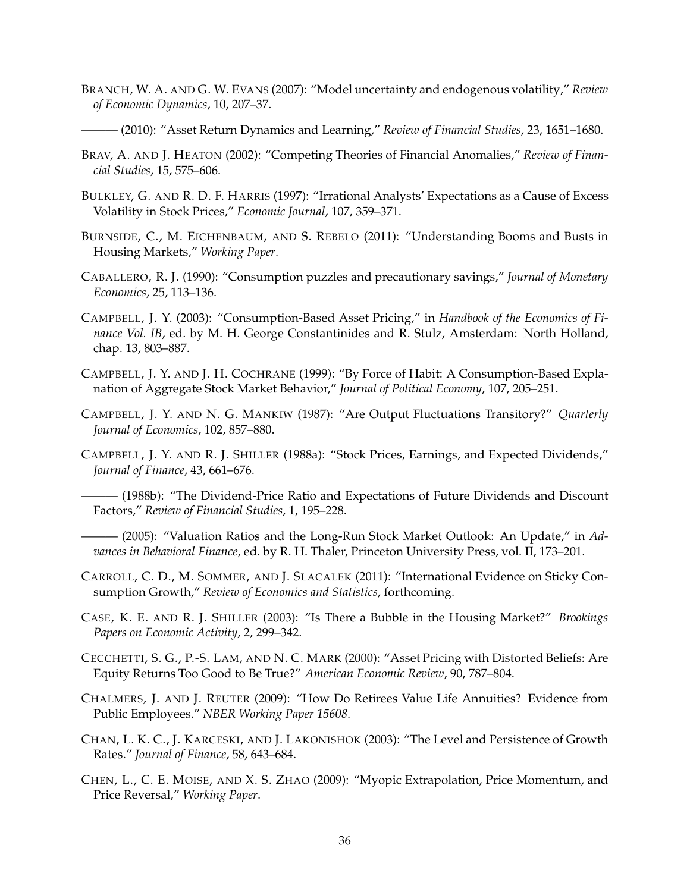BRANCH, W. A. AND G. W. EVANS (2007): "Model uncertainty and endogenous volatility," *Review of Economic Dynamics*, 10, 207–37.

——— (2010): "Asset Return Dynamics and Learning," *Review of Financial Studies*, 23, 1651–1680.

BRAV, A. AND J. HEATON (2002): "Competing Theories of Financial Anomalies," *Review of Financial Studies*, 15, 575–606.

BULKLEY, G. AND R. D. F. HARRIS (1997): "Irrational Analysts' Expectations as a Cause of Excess Volatility in Stock Prices," *Economic Journal*, 107, 359–371.

BURNSIDE, C., M. EICHENBAUM, AND S. REBELO (2011): "Understanding Booms and Busts in Housing Markets," *Working Paper*.

CABALLERO, R. J. (1990): "Consumption puzzles and precautionary savings," *Journal of Monetary Economics*, 25, 113–136.

CAMPBELL, J. Y. (2003): "Consumption-Based Asset Pricing," in *Handbook of the Economics of Finance Vol. IB*, ed. by M. H. George Constantinides and R. Stulz, Amsterdam: North Holland, chap. 13, 803–887.

CAMPBELL, J. Y. AND J. H. COCHRANE (1999): "By Force of Habit: A Consumption-Based Explanation of Aggregate Stock Market Behavior," *Journal of Political Economy*, 107, 205–251.

CAMPBELL, J. Y. AND N. G. MANKIW (1987): "Are Output Fluctuations Transitory?" *Quarterly Journal of Economics*, 102, 857–880.

CAMPBELL, J. Y. AND R. J. SHILLER (1988a): "Stock Prices, Earnings, and Expected Dividends," *Journal of Finance*, 43, 661–676.

——— (1988b): "The Dividend-Price Ratio and Expectations of Future Dividends and Discount Factors," *Review of Financial Studies*, 1, 195–228.

——— (2005): "Valuation Ratios and the Long-Run Stock Market Outlook: An Update," in *Advances in Behavioral Finance*, ed. by R. H. Thaler, Princeton University Press, vol. II, 173–201.

CARROLL, C. D., M. SOMMER, AND J. SLACALEK (2011): "International Evidence on Sticky Consumption Growth," *Review of Economics and Statistics*, forthcoming.

CASE, K. E. AND R. J. SHILLER (2003): "Is There a Bubble in the Housing Market?" *Brookings Papers on Economic Activity*, 2, 299–342.

CECCHETTI, S. G., P.-S. LAM, AND N. C. MARK (2000): "Asset Pricing with Distorted Beliefs: Are Equity Returns Too Good to Be True?" *American Economic Review*, 90, 787–804.

CHALMERS, J. AND J. REUTER (2009): "How Do Retirees Value Life Annuities? Evidence from Public Employees." *NBER Working Paper 15608*.

CHAN, L. K. C., J. KARCESKI, AND J. LAKONISHOK (2003): "The Level and Persistence of Growth Rates." *Journal of Finance*, 58, 643–684.

CHEN, L., C. E. MOISE, AND X. S. ZHAO (2009): "Myopic Extrapolation, Price Momentum, and Price Reversal," *Working Paper*.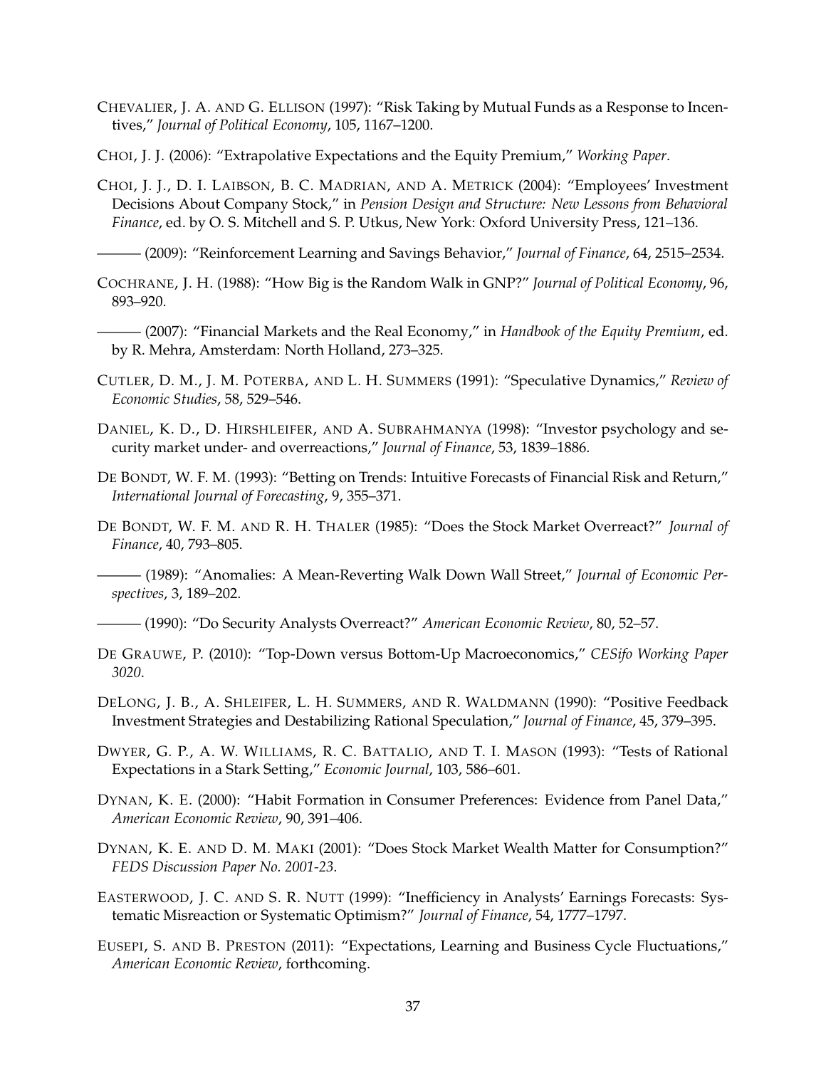CHEVALIER, J. A. AND G. ELLISON (1997): "Risk Taking by Mutual Funds as a Response to Incentives," *Journal of Political Economy*, 105, 1167–1200.

CHOI, J. J. (2006): "Extrapolative Expectations and the Equity Premium," *Working Paper*.

CHOI, J. J., D. I. LAIBSON, B. C. MADRIAN, AND A. METRICK (2004): "Employees' Investment Decisions About Company Stock," in *Pension Design and Structure: New Lessons from Behavioral Finance*, ed. by O. S. Mitchell and S. P. Utkus, New York: Oxford University Press, 121–136.

——— (2009): "Reinforcement Learning and Savings Behavior," *Journal of Finance*, 64, 2515–2534.

COCHRANE, J. H. (1988): "How Big is the Random Walk in GNP?" *Journal of Political Economy*, 96, 893–920.

——— (2007): "Financial Markets and the Real Economy," in *Handbook of the Equity Premium*, ed. by R. Mehra, Amsterdam: North Holland, 273–325.

CUTLER, D. M., J. M. POTERBA, AND L. H. SUMMERS (1991): "Speculative Dynamics," *Review of Economic Studies*, 58, 529–546.

DANIEL, K. D., D. HIRSHLEIFER, AND A. SUBRAHMANYA (1998): "Investor psychology and security market under- and overreactions," *Journal of Finance*, 53, 1839–1886.

DE BONDT, W. F. M. (1993): "Betting on Trends: Intuitive Forecasts of Financial Risk and Return," *International Journal of Forecasting*, 9, 355–371.

DE BONDT, W. F. M. AND R. H. THALER (1985): "Does the Stock Market Overreact?" *Journal of Finance*, 40, 793–805.

——— (1989): "Anomalies: A Mean-Reverting Walk Down Wall Street," *Journal of Economic Perspectives*, 3, 189–202.

——— (1990): "Do Security Analysts Overreact?" *American Economic Review*, 80, 52–57.

DE GRAUWE, P. (2010): "Top-Down versus Bottom-Up Macroeconomics," *CESifo Working Paper 3020*.

DELONG, J. B., A. SHLEIFER, L. H. SUMMERS, AND R. WALDMANN (1990): "Positive Feedback Investment Strategies and Destabilizing Rational Speculation," *Journal of Finance*, 45, 379–395.

DWYER, G. P., A. W. WILLIAMS, R. C. BATTALIO, AND T. I. MASON (1993): "Tests of Rational Expectations in a Stark Setting," *Economic Journal*, 103, 586–601.

DYNAN, K. E. (2000): "Habit Formation in Consumer Preferences: Evidence from Panel Data," *American Economic Review*, 90, 391–406.

DYNAN, K. E. AND D. M. MAKI (2001): "Does Stock Market Wealth Matter for Consumption?" *FEDS Discussion Paper No. 2001-23*.

EASTERWOOD, J. C. AND S. R. NUTT (1999): "Inefficiency in Analysts' Earnings Forecasts: Systematic Misreaction or Systematic Optimism?" *Journal of Finance*, 54, 1777–1797.

EUSEPI, S. AND B. PRESTON (2011): "Expectations, Learning and Business Cycle Fluctuations," *American Economic Review*, forthcoming.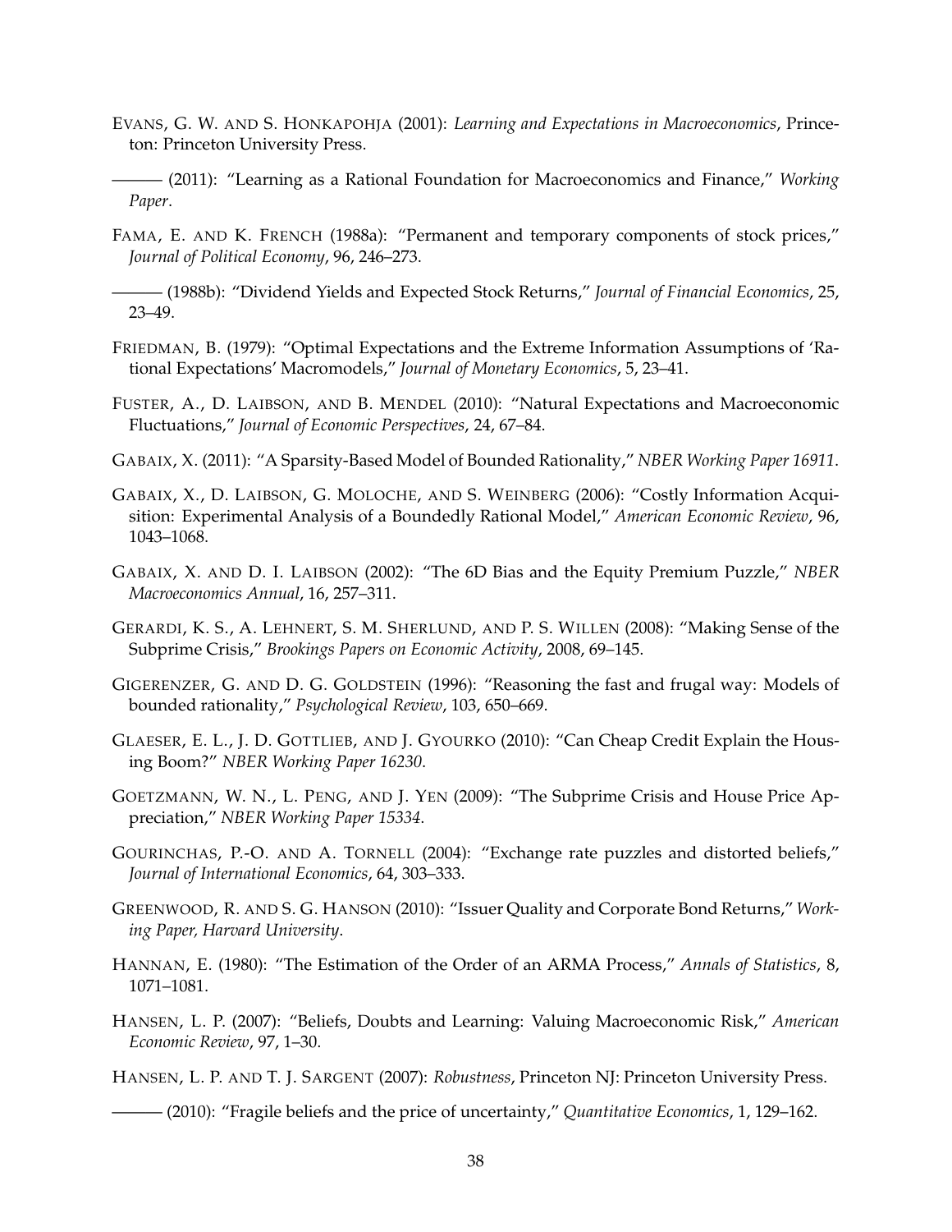EVANS, G. W. AND S. HONKAPOHJA (2001): *Learning and Expectations in Macroeconomics*, Princeton: Princeton University Press.

——— (2011): "Learning as a Rational Foundation for Macroeconomics and Finance," *Working Paper*.

FAMA, E. AND K. FRENCH (1988a): "Permanent and temporary components of stock prices," *Journal of Political Economy*, 96, 246–273.

——— (1988b): "Dividend Yields and Expected Stock Returns," *Journal of Financial Economics*, 25, 23–49.

FRIEDMAN, B. (1979): "Optimal Expectations and the Extreme Information Assumptions of 'Rational Expectations' Macromodels," *Journal of Monetary Economics*, 5, 23–41.

FUSTER, A., D. LAIBSON, AND B. MENDEL (2010): "Natural Expectations and Macroeconomic Fluctuations," *Journal of Economic Perspectives*, 24, 67–84.

GABAIX, X. (2011): "A Sparsity-Based Model of Bounded Rationality," *NBER Working Paper 16911*.

GABAIX, X., D. LAIBSON, G. MOLOCHE, AND S. WEINBERG (2006): "Costly Information Acquisition: Experimental Analysis of a Boundedly Rational Model," *American Economic Review*, 96, 1043–1068.

GABAIX, X. AND D. I. LAIBSON (2002): "The 6D Bias and the Equity Premium Puzzle," *NBER Macroeconomics Annual*, 16, 257–311.

GERARDI, K. S., A. LEHNERT, S. M. SHERLUND, AND P. S. WILLEN (2008): "Making Sense of the Subprime Crisis," *Brookings Papers on Economic Activity*, 2008, 69–145.

GIGERENZER, G. AND D. G. GOLDSTEIN (1996): "Reasoning the fast and frugal way: Models of bounded rationality," *Psychological Review*, 103, 650–669.

GLAESER, E. L., J. D. GOTTLIEB, AND J. GYOURKO (2010): "Can Cheap Credit Explain the Housing Boom?" *NBER Working Paper 16230*.

GOETZMANN, W. N., L. PENG, AND J. YEN (2009): "The Subprime Crisis and House Price Appreciation," *NBER Working Paper 15334*.

GOURINCHAS, P.-O. AND A. TORNELL (2004): "Exchange rate puzzles and distorted beliefs," *Journal of International Economics*, 64, 303–333.

GREENWOOD, R. AND S. G. HANSON (2010): "Issuer Quality and Corporate Bond Returns," *Working Paper, Harvard University*.

HANNAN, E. (1980): "The Estimation of the Order of an ARMA Process," *Annals of Statistics*, 8, 1071–1081.

HANSEN, L. P. (2007): "Beliefs, Doubts and Learning: Valuing Macroeconomic Risk," *American Economic Review*, 97, 1–30.

HANSEN, L. P. AND T. J. SARGENT (2007): *Robustness*, Princeton NJ: Princeton University Press.

——— (2010): "Fragile beliefs and the price of uncertainty," *Quantitative Economics*, 1, 129–162.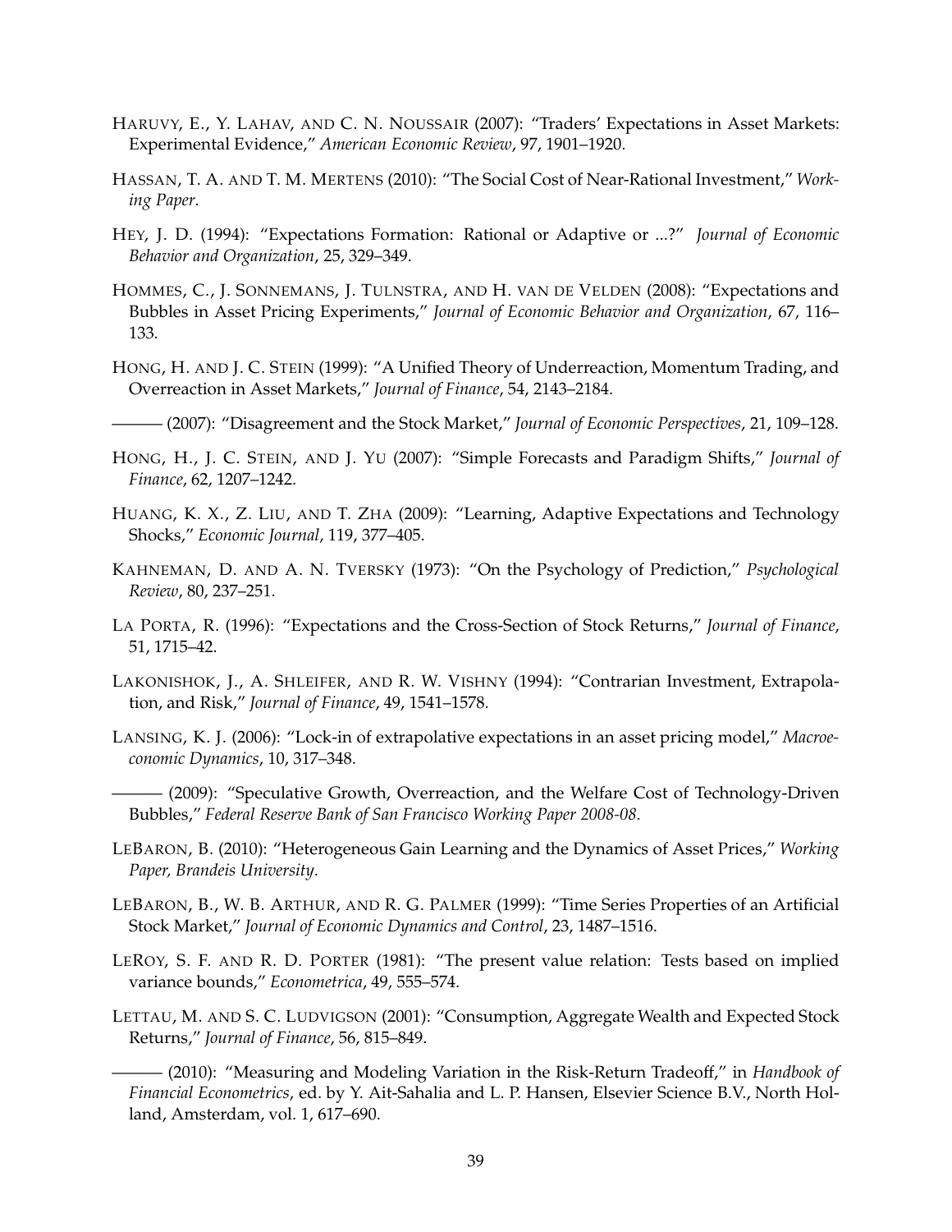HARUVY, E., Y. LAHAV, AND C. N. NOUSSAIR (2007): "Traders' Expectations in Asset Markets: Experimental Evidence," *American Economic Review*, 97, 1901–1920.

HASSAN, T. A. AND T. M. MERTENS (2010): "The Social Cost of Near-Rational Investment," *Working Paper*.

HEY, J. D. (1994): "Expectations Formation: Rational or Adaptive or ...?" *Journal of Economic Behavior and Organization*, 25, 329–349.

HOMMES, C., J. SONNEMANS, J. TULNSTRA, AND H. VAN DE VELDEN (2008): "Expectations and Bubbles in Asset Pricing Experiments," *Journal of Economic Behavior and Organization*, 67, 116–133.

HONG, H. AND J. C. STEIN (1999): "A Unified Theory of Underreaction, Momentum Trading, and Overreaction in Asset Markets," *Journal of Finance*, 54, 2143–2184.

——— (2007): "Disagreement and the Stock Market," *Journal of Economic Perspectives*, 21, 109–128.

HONG, H., J. C. STEIN, AND J. YU (2007): "Simple Forecasts and Paradigm Shifts," *Journal of Finance*, 62, 1207–1242.

HUANG, K. X., Z. LIU, AND T. ZHA (2009): "Learning, Adaptive Expectations and Technology Shocks," *Economic Journal*, 119, 377–405.

KAHNEMAN, D. AND A. N. TVERSKY (1973): "On the Psychology of Prediction," *Psychological Review*, 80, 237–251.

LA PORTA, R. (1996): "Expectations and the Cross-Section of Stock Returns," *Journal of Finance*, 51, 1715–42.

LAKONISHOK, J., A. SHLEIFER, AND R. W. VISHNY (1994): "Contrarian Investment, Extrapolation, and Risk," *Journal of Finance*, 49, 1541–1578.

LANSING, K. J. (2006): "Lock-in of extrapolative expectations in an asset pricing model," *Macroeconomic Dynamics*, 10, 317–348.

——— (2009): "Speculative Growth, Overreaction, and the Welfare Cost of Technology-Driven Bubbles," *Federal Reserve Bank of San Francisco Working Paper 2008-08*.

LEBARON, B. (2010): "Heterogeneous Gain Learning and the Dynamics of Asset Prices," *Working Paper, Brandeis University*.

LEBARON, B., W. B. ARTHUR, AND R. G. PALMER (1999): "Time Series Properties of an Artificial Stock Market," *Journal of Economic Dynamics and Control*, 23, 1487–1516.

LEROY, S. F. AND R. D. PORTER (1981): "The present value relation: Tests based on implied variance bounds," *Econometrica*, 49, 555–574.

LETTAU, M. AND S. C. LUDVIGSON (2001): "Consumption, Aggregate Wealth and Expected Stock Returns," *Journal of Finance*, 56, 815–849.

——— (2010): "Measuring and Modeling Variation in the Risk-Return Tradeoff," in *Handbook of Financial Econometrics*, ed. by Y. Ait-Sahalia and L. P. Hansen, Elsevier Science B.V., North Holland, Amsterdam, vol. 1, 617–690.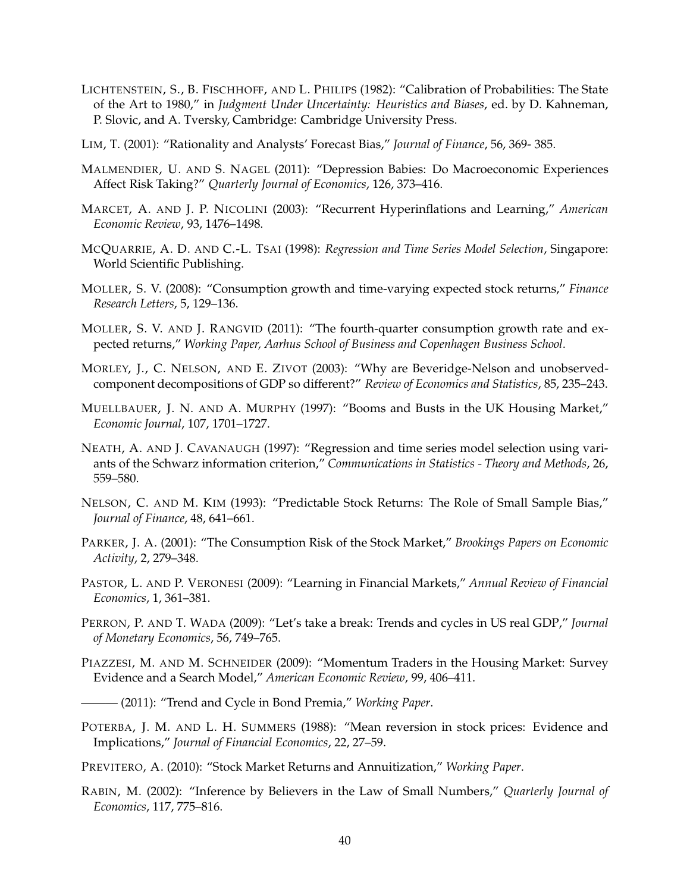LICHTENSTEIN, S., B. FISCHHOFF, AND L. PHILIPS (1982): "Calibration of Probabilities: The State of the Art to 1980," in *Judgment Under Uncertainty: Heuristics and Biases*, ed. by D. Kahneman, P. Slovic, and A. Tversky, Cambridge: Cambridge University Press.

LIM, T. (2001): "Rationality and Analysts' Forecast Bias," *Journal of Finance*, 56, 369- 385.

MALMENDIER, U. AND S. NAGEL (2011): "Depression Babies: Do Macroeconomic Experiences Affect Risk Taking?" *Quarterly Journal of Economics*, 126, 373–416.

MARCET, A. AND J. P. NICOLINI (2003): "Recurrent Hyperinflations and Learning," *American Economic Review*, 93, 1476–1498.

MCQUARRIE, A. D. AND C.-L. TSAI (1998): *Regression and Time Series Model Selection*, Singapore: World Scientific Publishing.

MOLLER, S. V. (2008): "Consumption growth and time-varying expected stock returns," *Finance Research Letters*, 5, 129–136.

MOLLER, S. V. AND J. RANGVID (2011): "The fourth-quarter consumption growth rate and expected returns," *Working Paper, Aarhus School of Business and Copenhagen Business School*.

MORLEY, J., C. NELSON, AND E. ZIVOT (2003): "Why are Beveridge-Nelson and unobserved-component decompositions of GDP so different?" *Review of Economics and Statistics*, 85, 235–243.

MUELLBAUER, J. N. AND A. MURPHY (1997): "Booms and Busts in the UK Housing Market," *Economic Journal*, 107, 1701–1727.

NEATH, A. AND J. CAVANAUGH (1997): "Regression and time series model selection using variants of the Schwarz information criterion," *Communications in Statistics - Theory and Methods*, 26, 559–580.

NELSON, C. AND M. KIM (1993): "Predictable Stock Returns: The Role of Small Sample Bias," *Journal of Finance*, 48, 641–661.

PARKER, J. A. (2001): "The Consumption Risk of the Stock Market," *Brookings Papers on Economic Activity*, 2, 279–348.

PASTOR, L. AND P. VERONESI (2009): "Learning in Financial Markets," *Annual Review of Financial Economics*, 1, 361–381.

PERRON, P. AND T. WADA (2009): "Let's take a break: Trends and cycles in US real GDP," *Journal of Monetary Economics*, 56, 749–765.

PIAZZESI, M. AND M. SCHNEIDER (2009): "Momentum Traders in the Housing Market: Survey Evidence and a Search Model," *American Economic Review*, 99, 406–411.

——— (2011): "Trend and Cycle in Bond Premia," *Working Paper*.

POTERBA, J. M. AND L. H. SUMMERS (1988): "Mean reversion in stock prices: Evidence and Implications," *Journal of Financial Economics*, 22, 27–59.

PREVITERO, A. (2010): "Stock Market Returns and Annuitization," *Working Paper*.

RABIN, M. (2002): "Inference by Believers in the Law of Small Numbers," *Quarterly Journal of Economics*, 117, 775–816.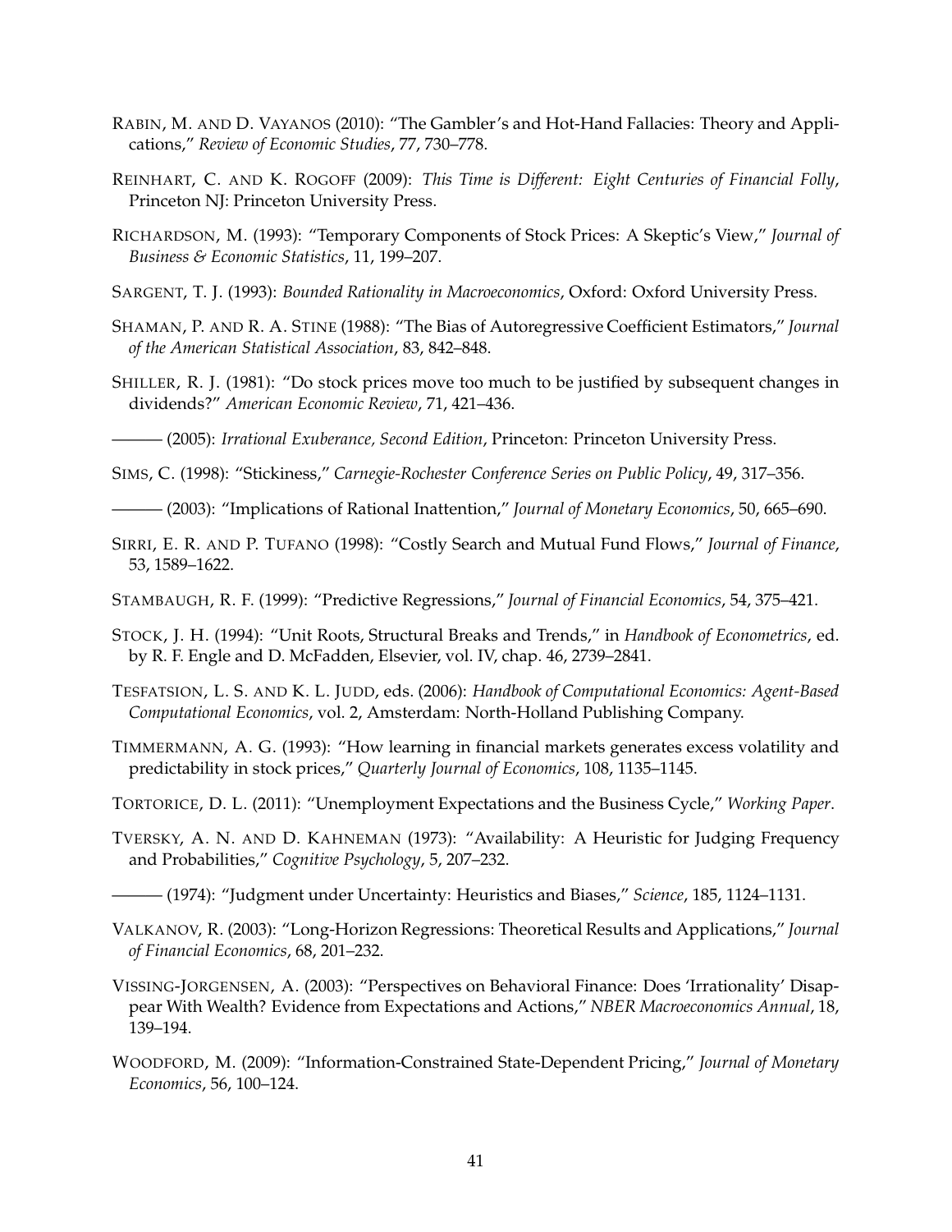RABIN, M. AND D. VAYANOS (2010): "The Gambler's and Hot-Hand Fallacies: Theory and Applications," *Review of Economic Studies*, 77, 730–778.

REINHART, C. AND K. ROGOFF (2009): *This Time is Different: Eight Centuries of Financial Folly*, Princeton NJ: Princeton University Press.

RICHARDSON, M. (1993): "Temporary Components of Stock Prices: A Skeptic's View," *Journal of Business & Economic Statistics*, 11, 199–207.

SARGENT, T. J. (1993): *Bounded Rationality in Macroeconomics*, Oxford: Oxford University Press.

SHAMAN, P. AND R. A. STINE (1988): "The Bias of Autoregressive Coefficient Estimators," *Journal of the American Statistical Association*, 83, 842–848.

SHILLER, R. J. (1981): "Do stock prices move too much to be justified by subsequent changes in dividends?" *American Economic Review*, 71, 421–436.

——— (2005): *Irrational Exuberance, Second Edition*, Princeton: Princeton University Press.

SIMS, C. (1998): "Stickiness," *Carnegie-Rochester Conference Series on Public Policy*, 49, 317–356.

——— (2003): "Implications of Rational Inattention," *Journal of Monetary Economics*, 50, 665–690.

SIRRI, E. R. AND P. TUFANO (1998): "Costly Search and Mutual Fund Flows," *Journal of Finance*, 53, 1589–1622.

STAMBAUGH, R. F. (1999): "Predictive Regressions," *Journal of Financial Economics*, 54, 375–421.

STOCK, J. H. (1994): "Unit Roots, Structural Breaks and Trends," in *Handbook of Econometrics*, ed. by R. F. Engle and D. McFadden, Elsevier, vol. IV, chap. 46, 2739–2841.

TESFATSION, L. S. AND K. L. JUDD, eds. (2006): *Handbook of Computational Economics: Agent-Based Computational Economics*, vol. 2, Amsterdam: North-Holland Publishing Company.

TIMMERMANN, A. G. (1993): "How learning in financial markets generates excess volatility and predictability in stock prices," *Quarterly Journal of Economics*, 108, 1135–1145.

TORTORICE, D. L. (2011): "Unemployment Expectations and the Business Cycle," *Working Paper*.

TVERSKY, A. N. AND D. KAHNEMAN (1973): "Availability: A Heuristic for Judging Frequency and Probabilities," *Cognitive Psychology*, 5, 207–232.

——— (1974): "Judgment under Uncertainty: Heuristics and Biases," *Science*, 185, 1124–1131.

VALKANOV, R. (2003): "Long-Horizon Regressions: Theoretical Results and Applications," *Journal of Financial Economics*, 68, 201–232.

VISSING-JORGENSEN, A. (2003): "Perspectives on Behavioral Finance: Does 'Irrationality' Disappear With Wealth? Evidence from Expectations and Actions," *NBER Macroeconomics Annual*, 18, 139–194.

WOODFORD, M. (2009): "Information-Constrained State-Dependent Pricing," *Journal of Monetary Economics*, 56, 100–124.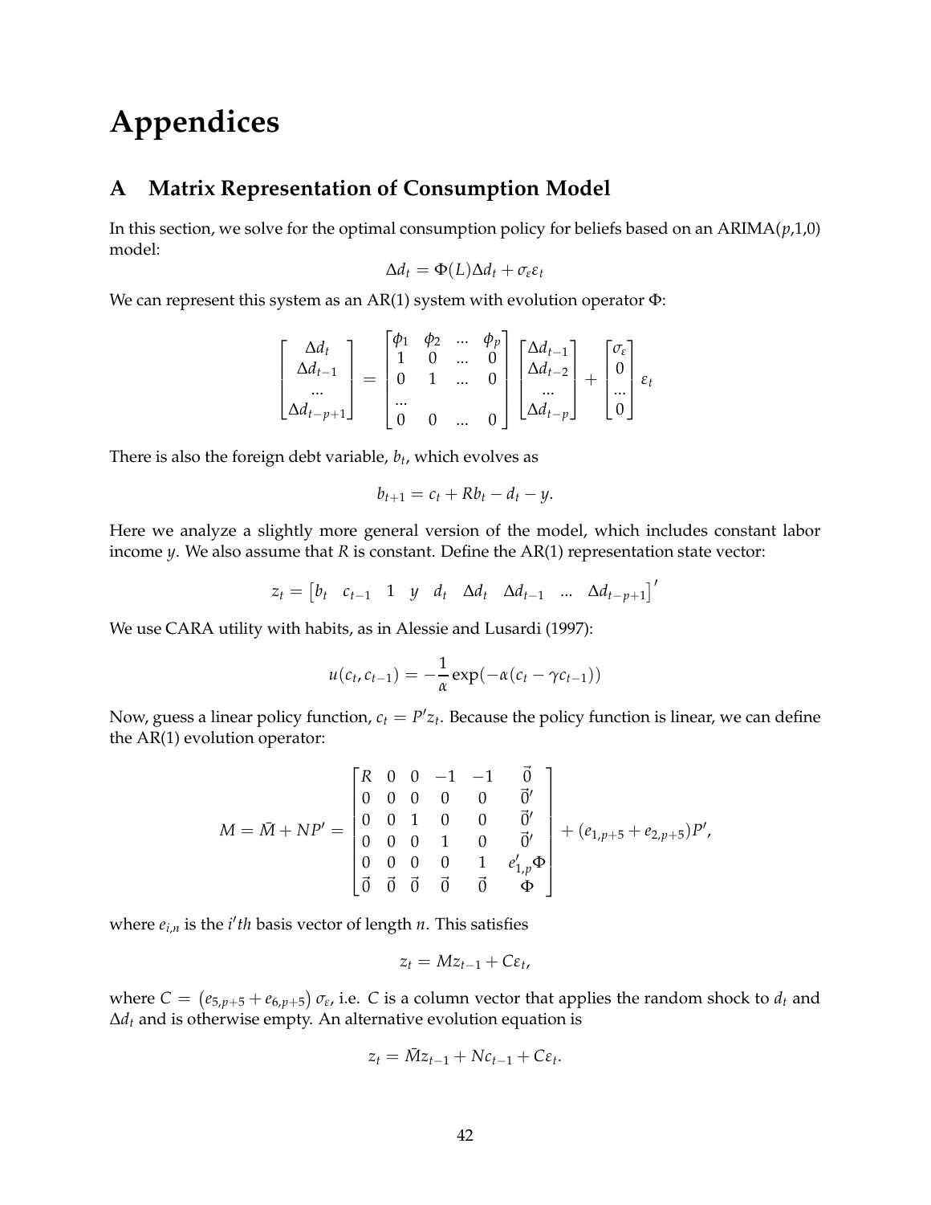# Appendices

## A Matrix Representation of Consumption Model

In this section, we solve for the optimal consumption policy for beliefs based on an ARIMA($p$,1,0) model:

$$\Delta d_t = \Phi(L)\Delta d_t + \sigma_\varepsilon \varepsilon_t$$

We can represent this system as an AR(1) system with evolution operator $\Phi$:

$$\begin{bmatrix} \Delta d_t \\ \Delta d_{t-1} \\ ... \\ \Delta d_{t-p+1} \end{bmatrix} = \begin{bmatrix} \phi_1 & \phi_2 & ... & \phi_p \\ 1 & 0 & ... & 0 \\ 0 & 1 & ... & 0 \\ ... & & & \\ 0 & 0 & ... & 0 \end{bmatrix} \begin{bmatrix} \Delta d_{t-1} \\ \Delta d_{t-2} \\ ... \\ \Delta d_{t-p} \end{bmatrix} + \begin{bmatrix} \sigma_\varepsilon \\ 0 \\ ... \\ 0 \end{bmatrix} \varepsilon_t$$

There is also the foreign debt variable, $b_t$, which evolves as

$$b_{t+1} = c_t + Rb_t - d_t - y.$$

Here we analyze a slightly more general version of the model, which includes constant labor income $y$. We also assume that $R$ is constant. Define the AR(1) representation state vector:

$$z_t = \begin{bmatrix} b_t & c_{t-1} & 1 & y & d_t & \Delta d_t & \Delta d_{t-1} & ... & \Delta d_{t-p+1} \end{bmatrix}'$$

We use CARA utility with habits, as in Alessie and Lusardi (1997):

$$u(c_t, c_{t-1}) = -\frac{1}{\alpha}\exp(-\alpha(c_t - \gamma c_{t-1}))$$

Now, guess a linear policy function, $c_t = P'z_t$. Because the policy function is linear, we can define the AR(1) evolution operator:

$$M = \bar{M} + NP' = \begin{bmatrix} R & 0 & 0 & -1 & -1 & \vec{0} \\ 0 & 0 & 0 & 0 & 0 & \vec{0}' \\ 0 & 0 & 1 & 0 & 0 & \vec{0}' \\ 0 & 0 & 0 & 1 & 0 & \vec{0}' \\ 0 & 0 & 0 & 0 & 1 & e_{1,p}'\Phi \\ \vec{0} & \vec{0} & \vec{0} & \vec{0} & \vec{0} & \Phi \end{bmatrix} + (e_{1,p+5} + e_{2,p+5})P',$$

where $e_{i,n}$ is the $i'th$ basis vector of length $n$. This satisfies

$$z_t = Mz_{t-1} + C\varepsilon_t,$$

where $C = \left(e_{5,p+5} + e_{6,p+5}\right)\sigma_\varepsilon$, i.e. $C$ is a column vector that applies the random shock to $d_t$ and $\Delta d_t$ and is otherwise empty. An alternative evolution equation is

$$z_t = \bar{M}z_{t-1} + Nc_{t-1} + C\varepsilon_t.$$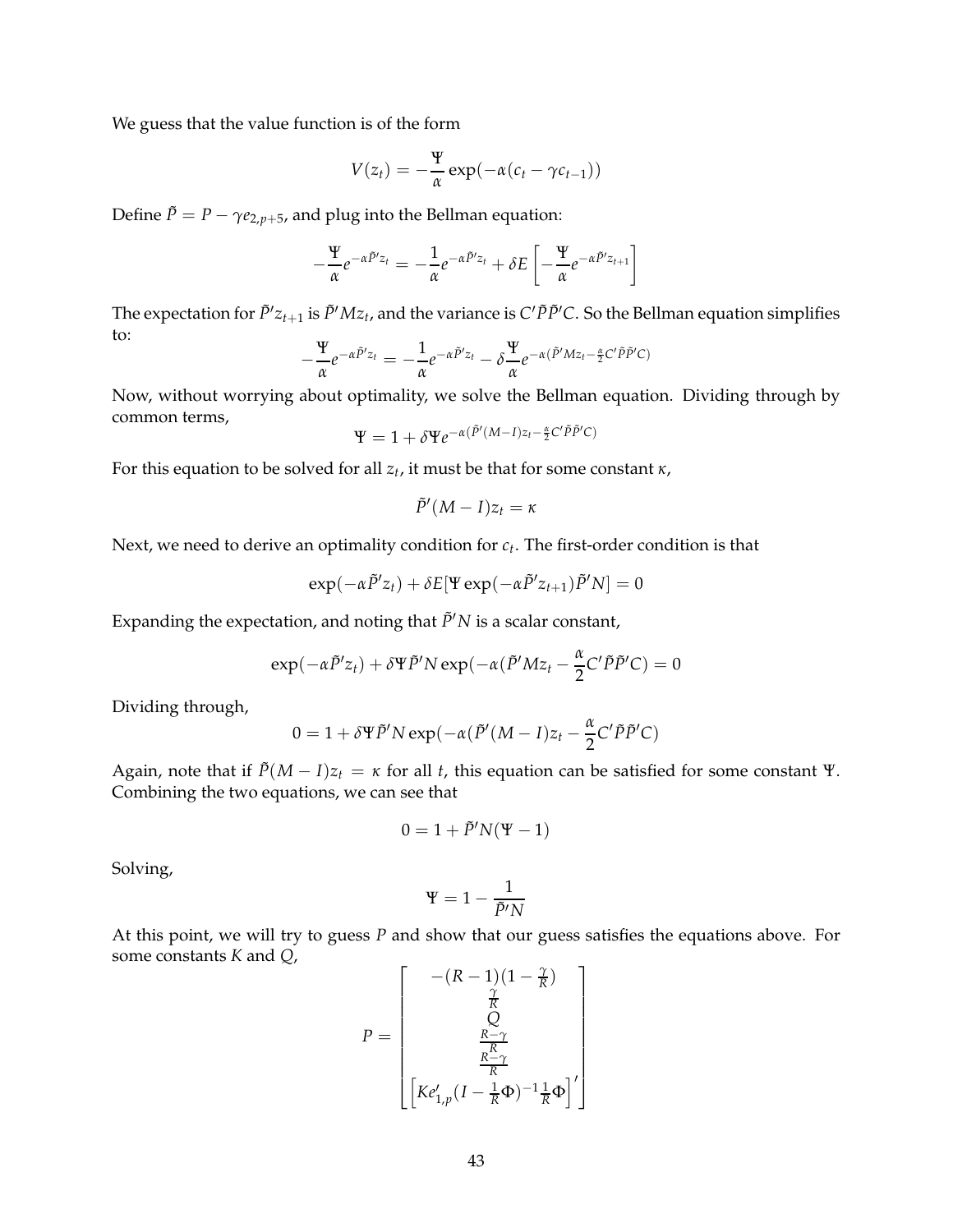We guess that the value function is of the form

$$V(z_t) = -\frac{\Psi}{\alpha} \exp(-\alpha(c_t - \gamma c_{t-1}))$$

Define $\tilde{P} = P - \gamma e_{2,p+5}$, and plug into the Bellman equation:

$$-\frac{\Psi}{\alpha} e^{-\alpha \tilde{P}' z_t} = -\frac{1}{\alpha} e^{-\alpha \tilde{P}' z_t} + \delta E \left[ -\frac{\Psi}{\alpha} e^{-\alpha \tilde{P}' z_{t+1}} \right]$$

The expectation for $\tilde{P}' z_{t+1}$ is $\tilde{P}' M z_t$, and the variance is $C' \tilde{P} \tilde{P}' C$. So the Bellman equation simplifies to:

$$-\frac{\Psi}{\alpha} e^{-\alpha \tilde{P}' z_t} = -\frac{1}{\alpha} e^{-\alpha \tilde{P}' z_t} - \delta \frac{\Psi}{\alpha} e^{-\alpha(\tilde{P}' M z_t - \frac{\alpha}{2} C' \tilde{P} \tilde{P}' C)}$$

Now, without worrying about optimality, we solve the Bellman equation. Dividing through by common terms,

$$\Psi = 1 + \delta \Psi e^{-\alpha(\tilde{P}'(M-I) z_t - \frac{\alpha}{2} C' \tilde{P} \tilde{P}' C)}$$

For this equation to be solved for all $z_t$, it must be that for some constant $\kappa$,

$$\tilde{P}'(M - I) z_t = \kappa$$

Next, we need to derive an optimality condition for $c_t$. The first-order condition is that

$$\exp(-\alpha \tilde{P}' z_t) + \delta E[\Psi \exp(-\alpha \tilde{P}' z_{t+1}) \tilde{P}' N] = 0$$

Expanding the expectation, and noting that $\tilde{P}' N$ is a scalar constant,

$$\exp(-\alpha \tilde{P}' z_t) + \delta \Psi \tilde{P}' N \exp(-\alpha(\tilde{P}' M z_t - \frac{\alpha}{2} C' \tilde{P} \tilde{P}' C) = 0$$

Dividing through,

$$0 = 1 + \delta \Psi \tilde{P}' N \exp(-\alpha(\tilde{P}'(M-I) z_t - \frac{\alpha}{2} C' \tilde{P} \tilde{P}' C)$$

Again, note that if $\tilde{P}(M - I) z_t = \kappa$ for all $t$, this equation can be satisfied for some constant $\Psi$. Combining the two equations, we can see that

$$0 = 1 + \tilde{P}' N (\Psi - 1)$$

Solving,

$$\Psi = 1 - \frac{1}{\tilde{P}' N}$$

At this point, we will try to guess $P$ and show that our guess satisfies the equations above. For some constants $K$ and $Q$,

$$P = \begin{bmatrix} -(R-1)(1 - \frac{\gamma}{R}) \\ \frac{\gamma}{R} \\ Q \\ \frac{R-\gamma}{R} \\ \frac{R-\gamma}{R} \\ \left[ K e_{1,p}' (I - \frac{1}{R} \Phi)^{-1} \frac{1}{R} \Phi \right]' \end{bmatrix}$$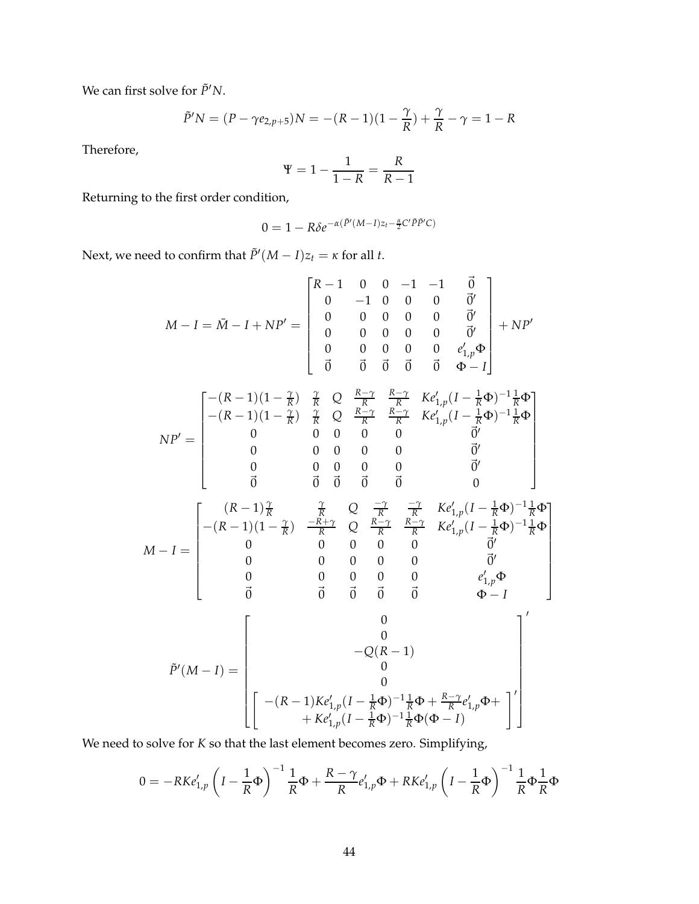We can first solve for $\tilde{P}'N$.

$$\tilde{P}'N = (P - \gamma e_{2,p+5})N = -(R-1)(1-\frac{\gamma}{R}) + \frac{\gamma}{R} - \gamma = 1 - R$$

Therefore,

$$\Psi = 1 - \frac{1}{1-R} = \frac{R}{R-1}$$

Returning to the first order condition,

$$0 = 1 - R\delta e^{-\alpha(\tilde{P}'(M-I)z_t - \frac{\alpha}{2}C'\tilde{P}\tilde{P}'C)}$$

Next, we need to confirm that $\tilde{P}'(M-I)z_t = \kappa$ for all $t$.

$$M - I = \bar{M} - I + NP' = \begin{bmatrix} R-1 & 0 & 0 & -1 & -1 & \vec{0} \\ 0 & -1 & 0 & 0 & 0 & \vec{0}' \\ 0 & 0 & 0 & 0 & 0 & \vec{0}' \\ 0 & 0 & 0 & 0 & 0 & \vec{0}' \\ 0 & 0 & 0 & 0 & 0 & e'_{1,p}\Phi \\ \vec{0} & \vec{0} & \vec{0} & \vec{0} & \vec{0} & \Phi - I \end{bmatrix} + NP'$$

$$NP' = \begin{bmatrix} -(R-1)(1-\frac{\gamma}{R}) & \frac{\gamma}{R} & Q & \frac{R-\gamma}{R} & \frac{R-\gamma}{R} & Ke'_{1,p}(I-\frac{1}{R}\Phi)^{-1}\frac{1}{R}\Phi \\ -(R-1)(1-\frac{\gamma}{R}) & \frac{\gamma}{R} & Q & \frac{R-\gamma}{R} & \frac{R-\gamma}{R} & Ke'_{1,p}(I-\frac{1}{R}\Phi)^{-1}\frac{1}{R}\Phi \\ 0 & 0 & 0 & 0 & 0 & \vec{0}' \\ 0 & 0 & 0 & 0 & 0 & \vec{0}' \\ 0 & 0 & 0 & 0 & 0 & \vec{0}' \\ \vec{0} & \vec{0} & \vec{0} & \vec{0} & \vec{0} & 0 \end{bmatrix}$$

$$M - I = \begin{bmatrix} (R-1)\frac{\gamma}{R} & \frac{\gamma}{R} & Q & \frac{-\gamma}{R} & \frac{-\gamma}{R} & Ke'_{1,p}(I-\frac{1}{R}\Phi)^{-1}\frac{1}{R}\Phi \\ -(R-1)(1-\frac{\gamma}{R}) & \frac{-R+\gamma}{R} & Q & \frac{R-\gamma}{R} & \frac{R-\gamma}{R} & Ke'_{1,p}(I-\frac{1}{R}\Phi)^{-1}\frac{1}{R}\Phi \\ 0 & 0 & 0 & 0 & 0 & \vec{0}' \\ 0 & 0 & 0 & 0 & 0 & \vec{0}' \\ 0 & 0 & 0 & 0 & 0 & e'_{1,p}\Phi \\ \vec{0} & \vec{0} & \vec{0} & \vec{0} & \vec{0} & \Phi - I \end{bmatrix}$$

$$\tilde{P}'(M-I) = \begin{bmatrix} 0 \\ 0 \\ -Q(R-1) \\ 0 \\ 0 \\ \begin{bmatrix} -(R-1)Ke'_{1,p}(I-\frac{1}{R}\Phi)^{-1}\frac{1}{R}\Phi + \frac{R-\gamma}{R}e'_{1,p}\Phi + \\ + Ke'_{1,p}(I-\frac{1}{R}\Phi)^{-1}\frac{1}{R}\Phi(\Phi - I) \end{bmatrix}' \end{bmatrix}'$$

We need to solve for $K$ so that the last element becomes zero. Simplifying,

$$0 = -RKe'_{1,p}\left(I - \frac{1}{R}\Phi\right)^{-1}\frac{1}{R}\Phi + \frac{R-\gamma}{R}e'_{1,p}\Phi + RKe'_{1,p}\left(I - \frac{1}{R}\Phi\right)^{-1}\frac{1}{R}\Phi\frac{1}{R}\Phi$$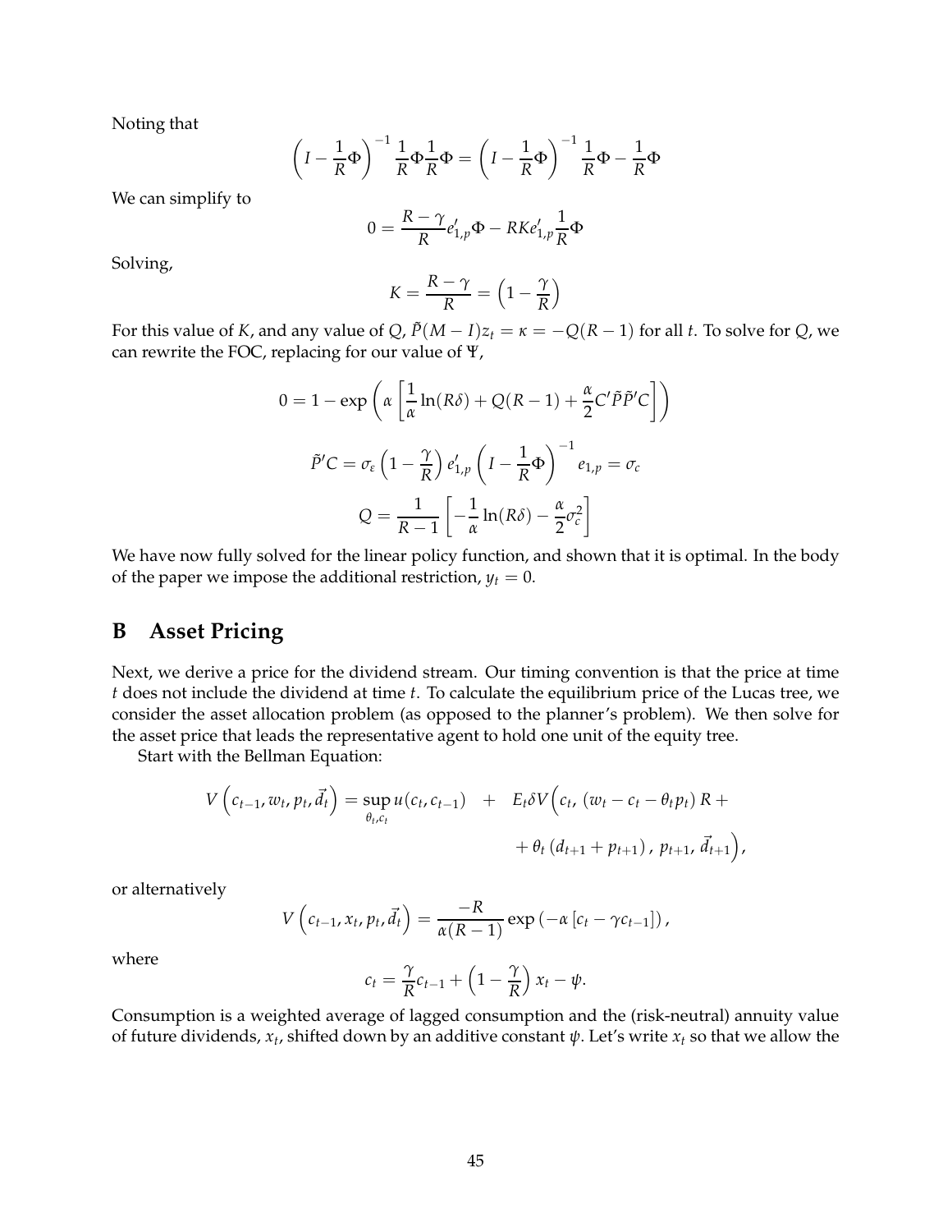Noting that

$$\left(I - \frac{1}{R}\Phi\right)^{-1} \frac{1}{R}\Phi \frac{1}{R}\Phi = \left(I - \frac{1}{R}\Phi\right)^{-1} \frac{1}{R}\Phi - \frac{1}{R}\Phi$$

We can simplify to

$$0 = \frac{R-\gamma}{R} e'_{1,p}\Phi - RKe'_{1,p}\frac{1}{R}\Phi$$

Solving,

$$K = \frac{R-\gamma}{R} = \left(1 - \frac{\gamma}{R}\right)$$

For this value of $K$, and any value of $Q$, $\tilde{P}(M-I)z_t = \kappa = -Q(R-1)$ for all $t$. To solve for $Q$, we can rewrite the FOC, replacing for our value of $\Psi$,

$$0 = 1 - \exp\left(\alpha\left[\frac{1}{\alpha}\ln(R\delta) + Q(R-1) + \frac{\alpha}{2}C'\tilde{P}\tilde{P}'C\right]\right)$$

$$\tilde{P}'C = \sigma_\varepsilon\left(1 - \frac{\gamma}{R}\right) e'_{1,p}\left(I - \frac{1}{R}\Phi\right)^{-1} e_{1,p} = \sigma_c$$

$$Q = \frac{1}{R-1}\left[-\frac{1}{\alpha}\ln(R\delta) - \frac{\alpha}{2}\sigma_c^2\right]$$

We have now fully solved for the linear policy function, and shown that it is optimal. In the body of the paper we impose the additional restriction, $y_t = 0$.

# B Asset Pricing

Next, we derive a price for the dividend stream. Our timing convention is that the price at time $t$ does not include the dividend at time $t$. To calculate the equilibrium price of the Lucas tree, we consider the asset allocation problem (as opposed to the planner's problem). We then solve for the asset price that leads the representative agent to hold one unit of the equity tree.

Start with the Bellman Equation:

$$V\left(c_{t-1}, w_t, p_t, \vec{d}_t\right) = \sup_{\theta_t, c_t} u(c_t, c_{t-1}) \quad + \quad E_t\delta V\Big(c_t,\, (w_t - c_t - \theta_t p_t) R + \\ + \theta_t\left(d_{t+1} + p_{t+1}\right),\, p_{t+1},\, \vec{d}_{t+1}\Big),$$

or alternatively

$$V\left(c_{t-1}, x_t, p_t, \vec{d}_t\right) = \frac{-R}{\alpha(R-1)}\exp\left(-\alpha\left[c_t - \gamma c_{t-1}\right]\right),$$

where

$$c_t = \frac{\gamma}{R}c_{t-1} + \left(1 - \frac{\gamma}{R}\right)x_t - \psi.$$

Consumption is a weighted average of lagged consumption and the (risk-neutral) annuity value of future dividends, $x_t$, shifted down by an additive constant $\psi$. Let's write $x_t$ so that we allow the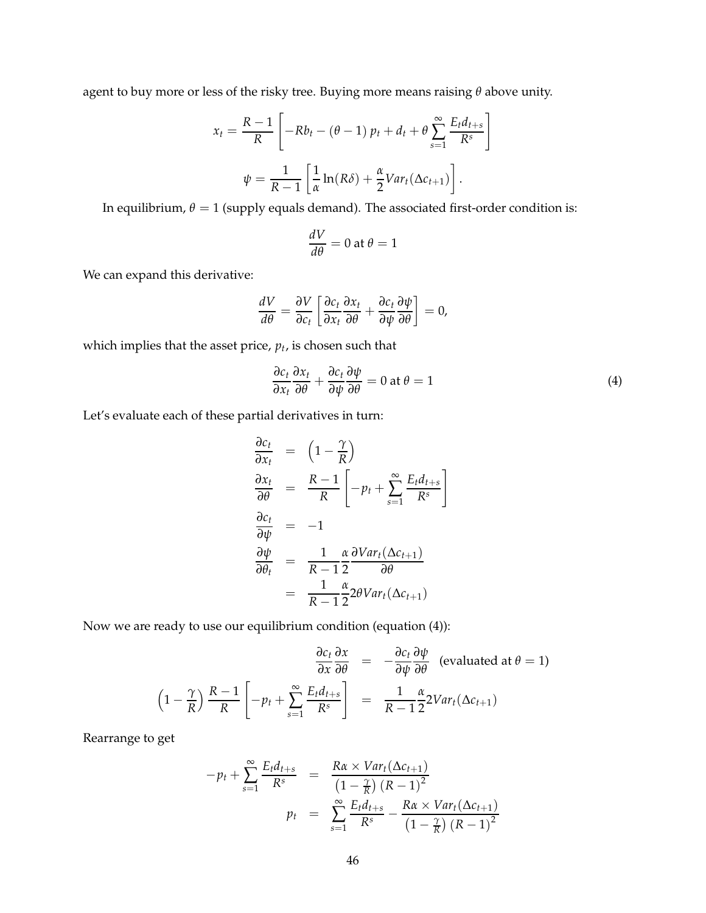agent to buy more or less of the risky tree. Buying more means raising $\theta$ above unity.

$$x_t = \frac{R-1}{R}\left[-Rb_t - (\theta-1)\,p_t + d_t + \theta\sum_{s=1}^{\infty}\frac{E_t d_{t+s}}{R^s}\right]$$

$$\psi = \frac{1}{R-1}\left[\frac{1}{\alpha}\ln(R\delta) + \frac{\alpha}{2}Var_t(\Delta c_{t+1})\right].$$

In equilibrium, $\theta = 1$ (supply equals demand). The associated first-order condition is:

$$\frac{dV}{d\theta} = 0 \text{ at } \theta = 1$$

We can expand this derivative:

$$\frac{dV}{d\theta} = \frac{\partial V}{\partial c_t}\left[\frac{\partial c_t}{\partial x_t}\frac{\partial x_t}{\partial \theta} + \frac{\partial c_t}{\partial \psi}\frac{\partial \psi}{\partial \theta}\right] = 0,$$

which implies that the asset price, $p_t$, is chosen such that

$$\frac{\partial c_t}{\partial x_t}\frac{\partial x_t}{\partial \theta} + \frac{\partial c_t}{\partial \psi}\frac{\partial \psi}{\partial \theta} = 0 \text{ at } \theta = 1 \tag{4}$$

Let's evaluate each of these partial derivatives in turn:

$$\begin{aligned}
\frac{\partial c_t}{\partial x_t} &= \left(1 - \frac{\gamma}{R}\right) \\
\frac{\partial x_t}{\partial \theta} &= \frac{R-1}{R}\left[-p_t + \sum_{s=1}^{\infty}\frac{E_t d_{t+s}}{R^s}\right] \\
\frac{\partial c_t}{\partial \psi} &= -1 \\
\frac{\partial \psi}{\partial \theta_t} &= \frac{1}{R-1}\frac{\alpha}{2}\frac{\partial Var_t(\Delta c_{t+1})}{\partial \theta} \\
&= \frac{1}{R-1}\frac{\alpha}{2}2\theta Var_t(\Delta c_{t+1})
\end{aligned}$$

Now we are ready to use our equilibrium condition (equation (4)):

$$\begin{aligned}
\frac{\partial c_t}{\partial x}\frac{\partial x}{\partial \theta} &= -\frac{\partial c_t}{\partial \psi}\frac{\partial \psi}{\partial \theta} \quad \text{(evaluated at } \theta = 1\text{)} \\
\left(1 - \frac{\gamma}{R}\right)\frac{R-1}{R}\left[-p_t + \sum_{s=1}^{\infty}\frac{E_t d_{t+s}}{R^s}\right] &= \frac{1}{R-1}\frac{\alpha}{2}2Var_t(\Delta c_{t+1})
\end{aligned}$$

Rearrange to get

$$\begin{aligned}
-p_t + \sum_{s=1}^{\infty}\frac{E_t d_{t+s}}{R^s} &= \frac{R\alpha \times Var_t(\Delta c_{t+1})}{\left(1 - \frac{\gamma}{R}\right)(R-1)^2} \\
p_t &= \sum_{s=1}^{\infty}\frac{E_t d_{t+s}}{R^s} - \frac{R\alpha \times Var_t(\Delta c_{t+1})}{\left(1 - \frac{\gamma}{R}\right)(R-1)^2}
\end{aligned}$$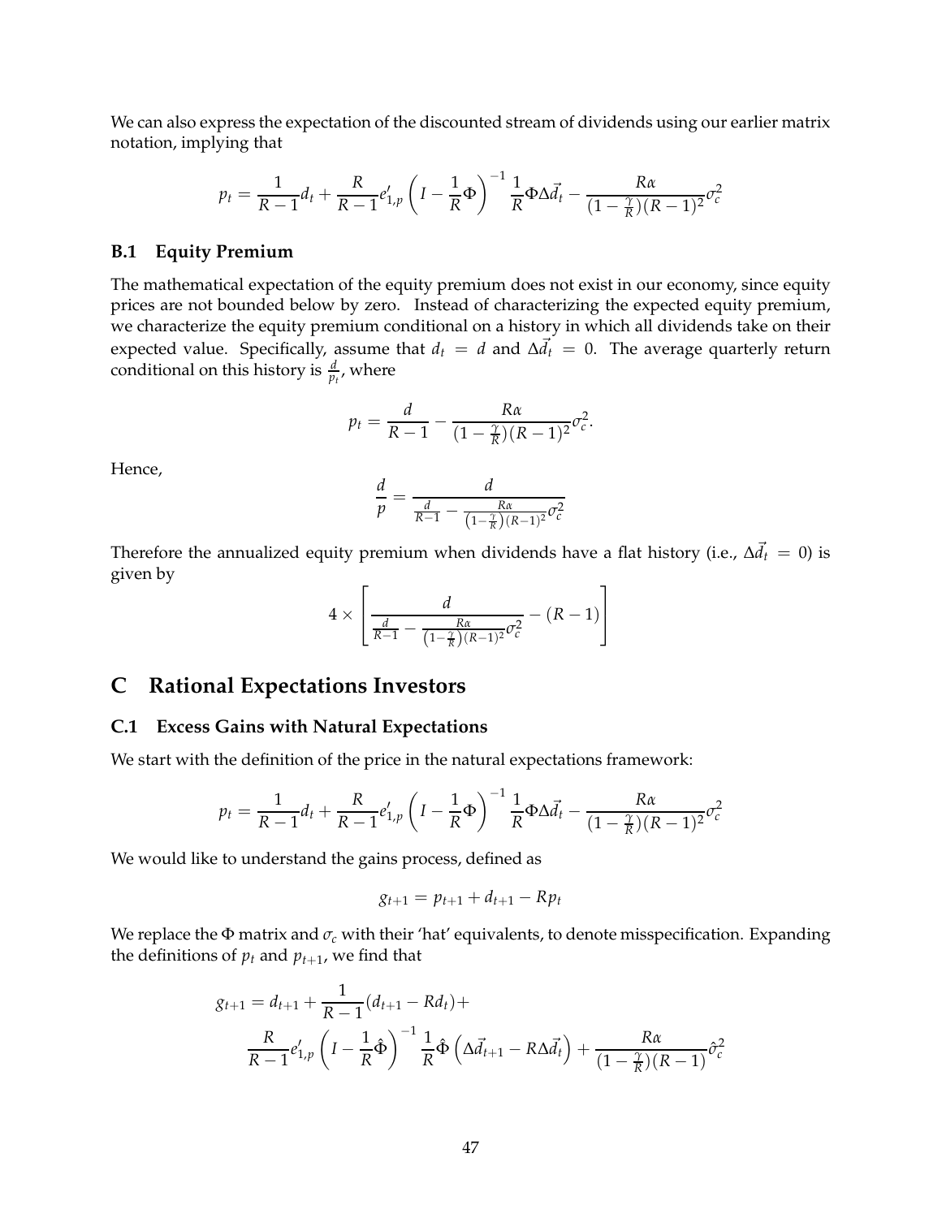We can also express the expectation of the discounted stream of dividends using our earlier matrix notation, implying that

$$p_t = \frac{1}{R-1}d_t + \frac{R}{R-1}e'_{1,p}\left(I - \frac{1}{R}\Phi\right)^{-1}\frac{1}{R}\Phi\Delta\vec{d}_t - \frac{R\alpha}{(1-\frac{\gamma}{R})(R-1)^2}\sigma_c^2$$

### B.1 Equity Premium

The mathematical expectation of the equity premium does not exist in our economy, since equity prices are not bounded below by zero. Instead of characterizing the expected equity premium, we characterize the equity premium conditional on a history in which all dividends take on their expected value. Specifically, assume that $d_t = d$ and $\Delta\vec{d}_t = 0$. The average quarterly return conditional on this history is $\frac{d}{p_t}$, where

$$p_t = \frac{d}{R-1} - \frac{R\alpha}{(1-\frac{\gamma}{R})(R-1)^2}\sigma_c^2.$$

Hence,

$$\frac{d}{p} = \frac{d}{\frac{d}{R-1} - \frac{R\alpha}{\left(1-\frac{\gamma}{R}\right)(R-1)^2}\sigma_c^2}$$

Therefore the annualized equity premium when dividends have a flat history (i.e., $\Delta\vec{d}_t = 0$) is given by

$$4 \times \left[\frac{d}{\frac{d}{R-1} - \frac{R\alpha}{\left(1-\frac{\gamma}{R}\right)(R-1)^2}\sigma_c^2} - (R-1)\right]$$

## C Rational Expectations Investors

### C.1 Excess Gains with Natural Expectations

We start with the definition of the price in the natural expectations framework:

$$p_t = \frac{1}{R-1}d_t + \frac{R}{R-1}e'_{1,p}\left(I - \frac{1}{R}\Phi\right)^{-1}\frac{1}{R}\Phi\Delta\vec{d}_t - \frac{R\alpha}{(1-\frac{\gamma}{R})(R-1)^2}\sigma_c^2$$

We would like to understand the gains process, defined as

$$g_{t+1} = p_{t+1} + d_{t+1} - Rp_t$$

We replace the $\Phi$ matrix and $\sigma_c$ with their 'hat' equivalents, to denote misspecification. Expanding the definitions of $p_t$ and $p_{t+1}$, we find that

$$\begin{aligned} g_{t+1} = {} & d_{t+1} + \frac{1}{R-1}(d_{t+1} - Rd_t) + \\ & \frac{R}{R-1}e'_{1,p}\left(I - \frac{1}{R}\hat{\Phi}\right)^{-1}\frac{1}{R}\hat{\Phi}\left(\Delta\vec{d}_{t+1} - R\Delta\vec{d}_t\right) + \frac{R\alpha}{(1-\frac{\gamma}{R})(R-1)}\hat{\sigma}_c^2 \end{aligned}$$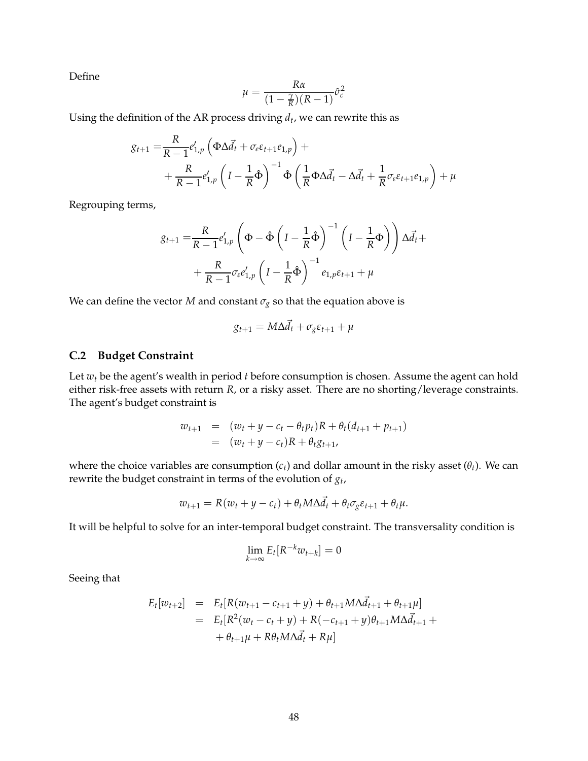Define

$$
\mu = \frac{R\alpha}{(1-\frac{\gamma}{R})(R-1)}\hat{\sigma}_c^2
$$

Using the definition of the AR process driving $d_t$, we can rewrite this as

$$
\begin{aligned}
g_{t+1} =& \frac{R}{R-1}e_{1,p}'\left(\Phi\Delta\vec{d}_t + \sigma_\epsilon \varepsilon_{t+1}e_{1,p}\right) + \\
&+ \frac{R}{R-1}e_{1,p}'\left(I - \frac{1}{R}\hat{\Phi}\right)^{-1}\hat{\Phi}\left(\frac{1}{R}\Phi\Delta\vec{d}_t - \Delta\vec{d}_t + \frac{1}{R}\sigma_\varepsilon \varepsilon_{t+1}e_{1,p}\right) + \mu
\end{aligned}
$$

Regrouping terms,

$$
\begin{aligned}
g_{t+1} =& \frac{R}{R-1}e_{1,p}'\left(\Phi - \hat{\Phi}\left(I - \frac{1}{R}\hat{\Phi}\right)^{-1}\left(I - \frac{1}{R}\Phi\right)\right)\Delta\vec{d}_t + \\
&+ \frac{R}{R-1}\sigma_\varepsilon e_{1,p}'\left(I - \frac{1}{R}\hat{\Phi}\right)^{-1}e_{1,p}\varepsilon_{t+1} + \mu
\end{aligned}
$$

We can define the vector $M$ and constant $\sigma_g$ so that the equation above is

$$
g_{t+1} = M\Delta\vec{d}_t + \sigma_g \varepsilon_{t+1} + \mu
$$

## C.2 Budget Constraint

Let $w_t$ be the agent's wealth in period $t$ before consumption is chosen. Assume the agent can hold either risk-free assets with return $R$, or a risky asset. There are no shorting/leverage constraints. The agent's budget constraint is

$$
\begin{aligned}
w_{t+1} &= (w_t + y - c_t - \theta_t p_t)R + \theta_t(d_{t+1} + p_{t+1}) \\
&= (w_t + y - c_t)R + \theta_t g_{t+1},
\end{aligned}
$$

where the choice variables are consumption ($c_t$) and dollar amount in the risky asset ($\theta_t$). We can rewrite the budget constraint in terms of the evolution of $g_t$,

$$
w_{t+1} = R(w_t + y - c_t) + \theta_t M\Delta\vec{d}_t + \theta_t\sigma_g\varepsilon_{t+1} + \theta_t\mu.
$$

It will be helpful to solve for an inter-temporal budget constraint. The transversality condition is

$$
\lim_{k\to\infty} E_t[R^{-k}w_{t+k}] = 0
$$

Seeing that

$$
\begin{aligned}
E_t[w_{t+2}] &= E_t[R(w_{t+1} - c_{t+1} + y) + \theta_{t+1}M\Delta\vec{d}_{t+1} + \theta_{t+1}\mu] \\
&= E_t[R^2(w_t - c_t + y) + R(-c_{t+1} + y)\theta_{t+1}M\Delta\vec{d}_{t+1} + \\
&\quad + \theta_{t+1}\mu + R\theta_t M\Delta\vec{d}_t + R\mu]
\end{aligned}
$$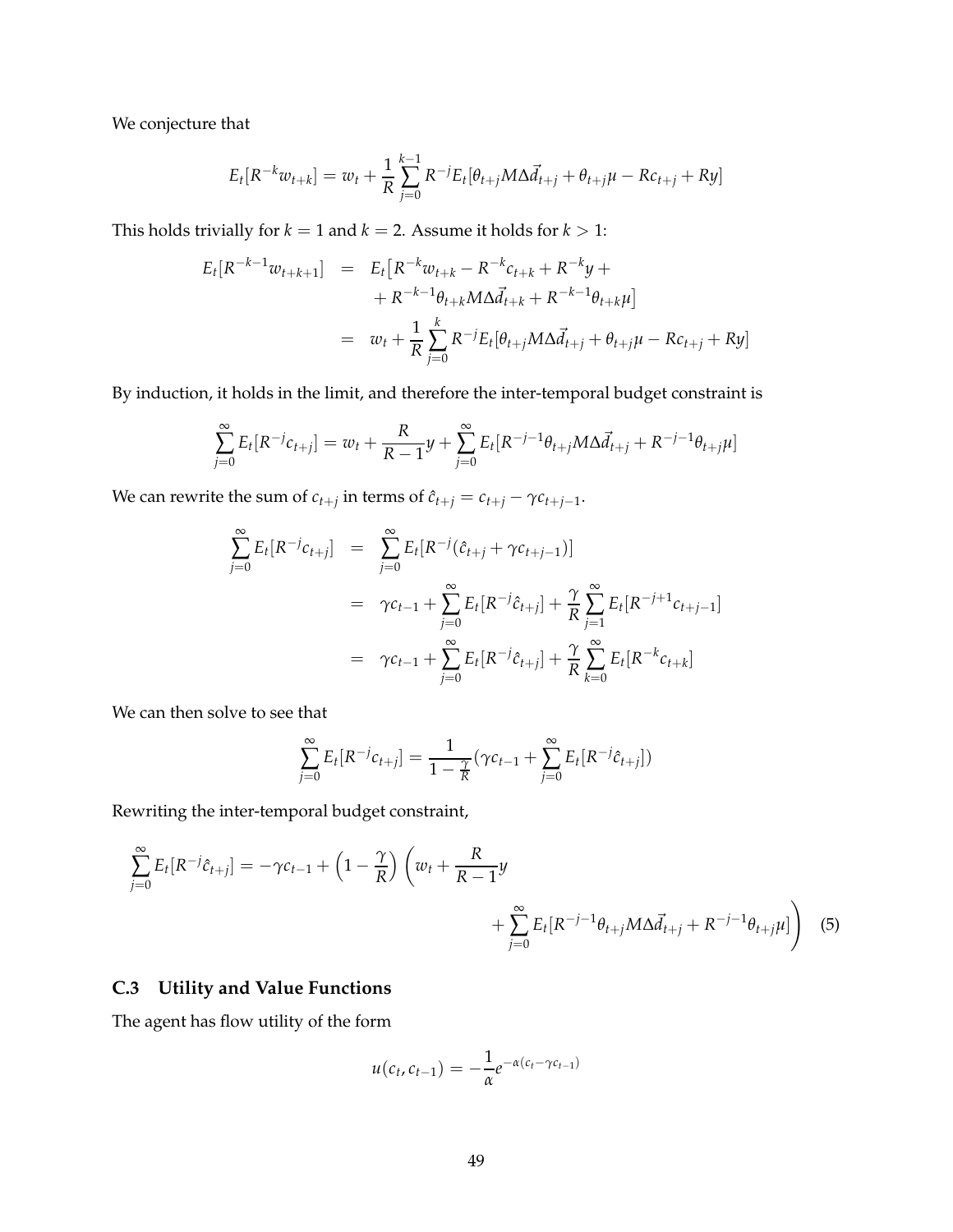We conjecture that

$$E_t[R^{-k}w_{t+k}] = w_t + \frac{1}{R}\sum_{j=0}^{k-1} R^{-j}E_t[\theta_{t+j}M\Delta\vec{d}_{t+j} + \theta_{t+j}\mu - Rc_{t+j} + Ry]$$

This holds trivially for $k = 1$ and $k = 2$. Assume it holds for $k > 1$:

$$\begin{aligned}
E_t[R^{-k-1}w_{t+k+1}] &= E_t\big[R^{-k}w_{t+k} - R^{-k}c_{t+k} + R^{-k}y + \\
&\quad + R^{-k-1}\theta_{t+k}M\Delta\vec{d}_{t+k} + R^{-k-1}\theta_{t+k}\mu\big] \\
&= w_t + \frac{1}{R}\sum_{j=0}^{k} R^{-j}E_t[\theta_{t+j}M\Delta\vec{d}_{t+j} + \theta_{t+j}\mu - Rc_{t+j} + Ry]
\end{aligned}$$

By induction, it holds in the limit, and therefore the inter-temporal budget constraint is

$$\sum_{j=0}^{\infty} E_t[R^{-j}c_{t+j}] = w_t + \frac{R}{R-1}y + \sum_{j=0}^{\infty} E_t[R^{-j-1}\theta_{t+j}M\Delta\vec{d}_{t+j} + R^{-j-1}\theta_{t+j}\mu]$$

We can rewrite the sum of $c_{t+j}$ in terms of $\hat{c}_{t+j} = c_{t+j} - \gamma c_{t+j-1}$.

$$\begin{aligned}
\sum_{j=0}^{\infty} E_t[R^{-j}c_{t+j}] &= \sum_{j=0}^{\infty} E_t[R^{-j}(\hat{c}_{t+j} + \gamma c_{t+j-1})] \\
&= \gamma c_{t-1} + \sum_{j=0}^{\infty} E_t[R^{-j}\hat{c}_{t+j}] + \frac{\gamma}{R}\sum_{j=1}^{\infty} E_t[R^{-j+1}c_{t+j-1}] \\
&= \gamma c_{t-1} + \sum_{j=0}^{\infty} E_t[R^{-j}\hat{c}_{t+j}] + \frac{\gamma}{R}\sum_{k=0}^{\infty} E_t[R^{-k}c_{t+k}]
\end{aligned}$$

We can then solve to see that

$$\sum_{j=0}^{\infty} E_t[R^{-j}c_{t+j}] = \frac{1}{1-\frac{\gamma}{R}}(\gamma c_{t-1} + \sum_{j=0}^{\infty} E_t[R^{-j}\hat{c}_{t+j}])$$

Rewriting the inter-temporal budget constraint,

$$\sum_{j=0}^{\infty} E_t[R^{-j}\hat{c}_{t+j}] = -\gamma c_{t-1} + \left(1 - \frac{\gamma}{R}\right)\left(w_t + \frac{R}{R-1}y + \sum_{j=0}^{\infty} E_t[R^{-j-1}\theta_{t+j}M\Delta\vec{d}_{t+j} + R^{-j-1}\theta_{t+j}\mu]\right) \quad (5)$$

### C.3 Utility and Value Functions

The agent has flow utility of the form

$$u(c_t, c_{t-1}) = -\frac{1}{\alpha}e^{-\alpha(c_t - \gamma c_{t-1})}$$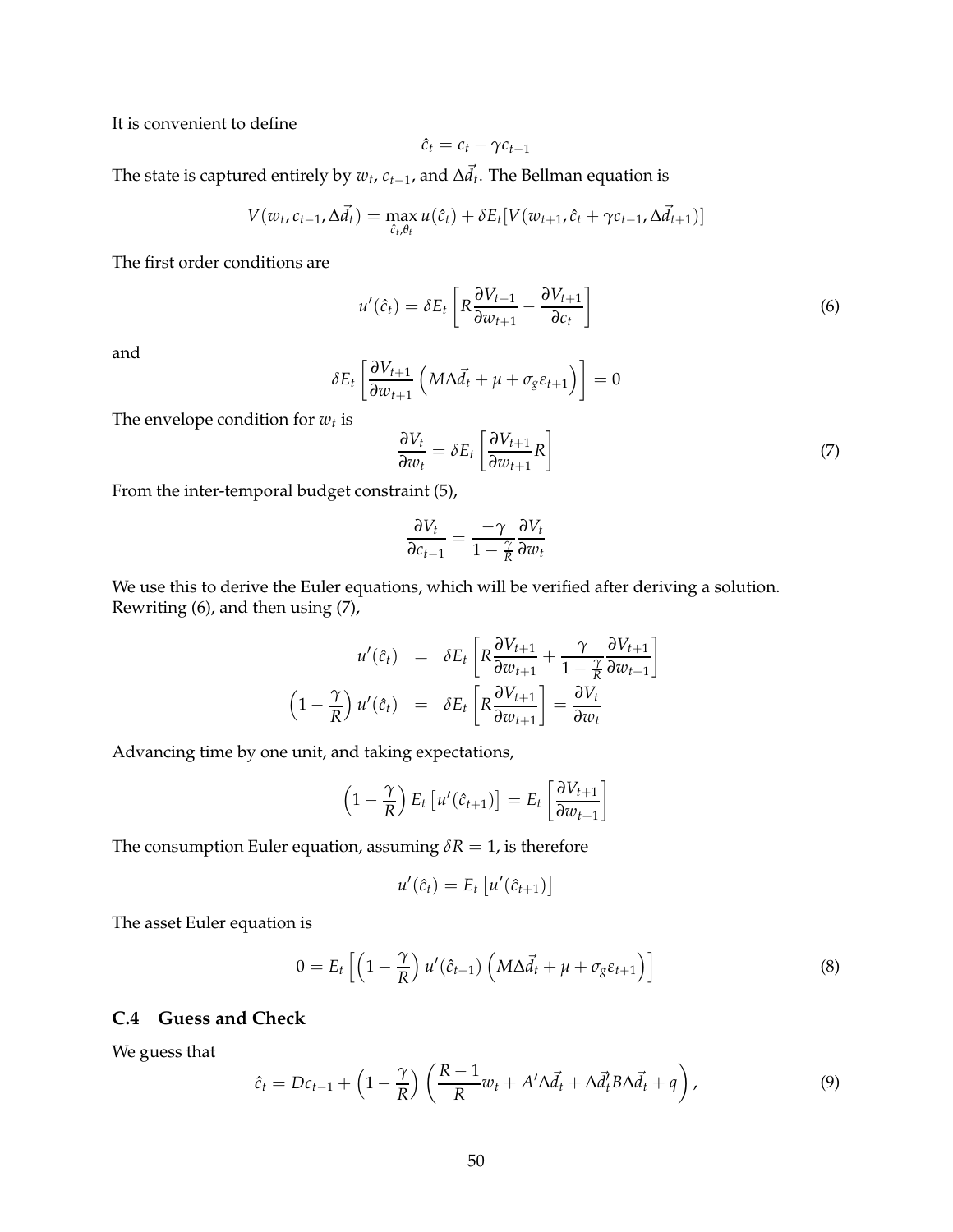It is convenient to define

$$\hat{c}_t = c_t - \gamma c_{t-1}$$

The state is captured entirely by $w_t$, $c_{t-1}$, and $\Delta\vec{d}_t$. The Bellman equation is

$$V(w_t, c_{t-1}, \Delta\vec{d}_t) = \max_{\hat{c}_t, \theta_t} u(\hat{c}_t) + \delta E_t[V(w_{t+1}, \hat{c}_t + \gamma c_{t-1}, \Delta\vec{d}_{t+1})]$$

The first order conditions are

$$u'(\hat{c}_t) = \delta E_t \left[ R \frac{\partial V_{t+1}}{\partial w_{t+1}} - \frac{\partial V_{t+1}}{\partial c_t} \right] \tag{6}$$

and

$$\delta E_t \left[ \frac{\partial V_{t+1}}{\partial w_{t+1}} \left( M\Delta\vec{d}_t + \mu + \sigma_g \varepsilon_{t+1} \right) \right] = 0$$

The envelope condition for $w_t$ is

$$\frac{\partial V_t}{\partial w_t} = \delta E_t \left[ \frac{\partial V_{t+1}}{\partial w_{t+1}} R \right] \tag{7}$$

From the inter-temporal budget constraint (5),

$$\frac{\partial V_t}{\partial c_{t-1}} = \frac{-\gamma}{1 - \frac{\gamma}{R}} \frac{\partial V_t}{\partial w_t}$$

We use this to derive the Euler equations, which will be verified after deriving a solution. Rewriting (6), and then using (7),

$$\begin{aligned} u'(\hat{c}_t) &= \delta E_t \left[ R \frac{\partial V_{t+1}}{\partial w_{t+1}} + \frac{\gamma}{1 - \frac{\gamma}{R}} \frac{\partial V_{t+1}}{\partial w_{t+1}} \right] \\ \left(1 - \frac{\gamma}{R}\right) u'(\hat{c}_t) &= \delta E_t \left[ R \frac{\partial V_{t+1}}{\partial w_{t+1}} \right] = \frac{\partial V_t}{\partial w_t} \end{aligned}$$

Advancing time by one unit, and taking expectations,

$$\left(1 - \frac{\gamma}{R}\right) E_t \left[ u'(\hat{c}_{t+1}) \right] = E_t \left[ \frac{\partial V_{t+1}}{\partial w_{t+1}} \right]$$

The consumption Euler equation, assuming $\delta R = 1$, is therefore

$$u'(\hat{c}_t) = E_t \left[ u'(\hat{c}_{t+1}) \right]$$

The asset Euler equation is

$$0 = E_t \left[ \left(1 - \frac{\gamma}{R}\right) u'(\hat{c}_{t+1}) \left( M\Delta\vec{d}_t + \mu + \sigma_g \varepsilon_{t+1} \right) \right] \tag{8}$$

### C.4 Guess and Check

We guess that

$$\hat{c}_t = Dc_{t-1} + \left(1 - \frac{\gamma}{R}\right) \left( \frac{R-1}{R} w_t + A'\Delta\vec{d}_t + \Delta\vec{d}_t' B \Delta\vec{d}_t + q \right), \tag{9}$$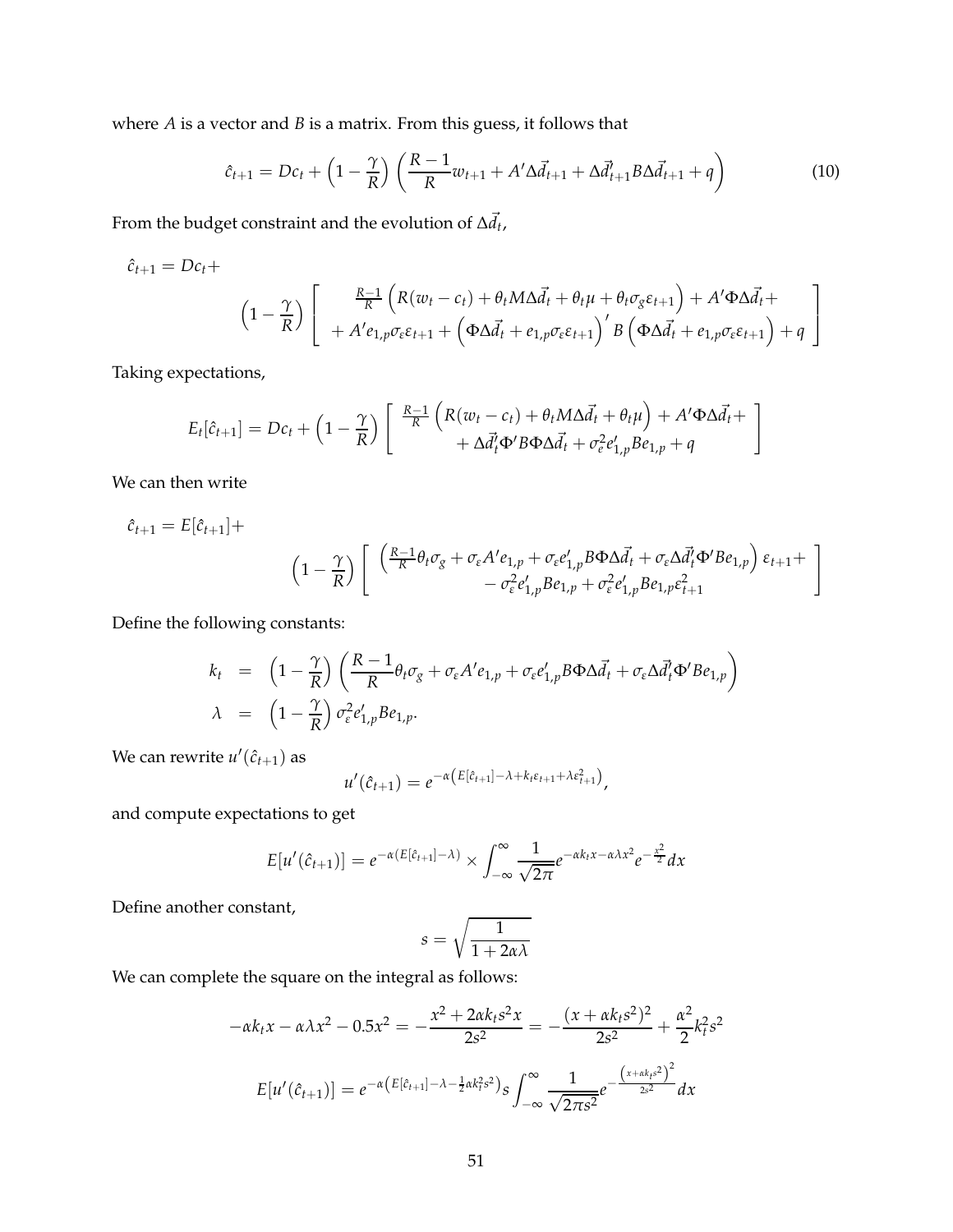where $A$ is a vector and $B$ is a matrix. From this guess, it follows that

$$\hat{c}_{t+1} = Dc_t + \left(1 - \frac{\gamma}{R}\right)\left(\frac{R-1}{R}w_{t+1} + A'\Delta\vec{d}_{t+1} + \Delta\vec{d}'_{t+1}B\Delta\vec{d}_{t+1} + q\right) \tag{10}$$

From the budget constraint and the evolution of $\Delta\vec{d}_t$,

$$\hat{c}_{t+1} = Dc_t + \left(1 - \frac{\gamma}{R}\right)\left[\begin{array}{c} \frac{R-1}{R}\left(R(w_t - c_t) + \theta_t M\Delta\vec{d}_t + \theta_t\mu + \theta_t\sigma_g\varepsilon_{t+1}\right) + A'\Phi\Delta\vec{d}_t + \\ + A'e_{1,p}\sigma_\varepsilon\varepsilon_{t+1} + \left(\Phi\Delta\vec{d}_t + e_{1,p}\sigma_\varepsilon\varepsilon_{t+1}\right)' B\left(\Phi\Delta\vec{d}_t + e_{1,p}\sigma_\varepsilon\varepsilon_{t+1}\right) + q \end{array}\right]$$

Taking expectations,

$$E_t[\hat{c}_{t+1}] = Dc_t + \left(1 - \frac{\gamma}{R}\right)\left[\begin{array}{c} \frac{R-1}{R}\left(R(w_t - c_t) + \theta_t M\Delta\vec{d}_t + \theta_t\mu\right) + A'\Phi\Delta\vec{d}_t + \\ + \Delta\vec{d}'_t\Phi' B\Phi\Delta\vec{d}_t + \sigma_\varepsilon^2 e'_{1,p}Be_{1,p} + q \end{array}\right]$$

We can then write

$$\hat{c}_{t+1} = E[\hat{c}_{t+1}] + \left(1 - \frac{\gamma}{R}\right)\left[\begin{array}{c} \left(\frac{R-1}{R}\theta_t\sigma_g + \sigma_\varepsilon A'e_{1,p} + \sigma_\varepsilon e'_{1,p}B\Phi\Delta\vec{d}_t + \sigma_\varepsilon\Delta\vec{d}'_t\Phi' Be_{1,p}\right)\varepsilon_{t+1} + \\ - \sigma_\varepsilon^2 e'_{1,p}Be_{1,p} + \sigma_\varepsilon^2 e'_{1,p}Be_{1,p}\varepsilon_{t+1}^2 \end{array}\right]$$

Define the following constants:

$$\begin{aligned} k_t &= \left(1 - \frac{\gamma}{R}\right)\left(\frac{R-1}{R}\theta_t\sigma_g + \sigma_\varepsilon A'e_{1,p} + \sigma_\varepsilon e'_{1,p}B\Phi\Delta\vec{d}_t + \sigma_\varepsilon\Delta\vec{d}'_t\Phi' Be_{1,p}\right) \\ \lambda &= \left(1 - \frac{\gamma}{R}\right)\sigma_\varepsilon^2 e'_{1,p}Be_{1,p}. \end{aligned}$$

We can rewrite $u'(\hat{c}_{t+1})$ as

$$u'(\hat{c}_{t+1}) = e^{-\alpha\left(E[\hat{c}_{t+1}] - \lambda + k_t\varepsilon_{t+1} + \lambda\varepsilon_{t+1}^2\right)},$$

and compute expectations to get

$$E[u'(\hat{c}_{t+1})] = e^{-\alpha(E[\hat{c}_{t+1}] - \lambda)} \times \int_{-\infty}^{\infty} \frac{1}{\sqrt{2\pi}} e^{-\alpha k_t x - \alpha\lambda x^2} e^{-\frac{x^2}{2}} dx$$

Define another constant,

$$s = \sqrt{\frac{1}{1 + 2\alpha\lambda}}$$

We can complete the square on the integral as follows:

$$-\alpha k_t x - \alpha\lambda x^2 - 0.5x^2 = -\frac{x^2 + 2\alpha k_t s^2 x}{2s^2} = -\frac{(x + \alpha k_t s^2)^2}{2s^2} + \frac{\alpha^2}{2}k_t^2 s^2$$

$$E[u'(\hat{c}_{t+1})] = e^{-\alpha\left(E[\hat{c}_{t+1}] - \lambda - \frac{1}{2}\alpha k_t^2 s^2\right)} s \int_{-\infty}^{\infty} \frac{1}{\sqrt{2\pi s^2}} e^{-\frac{\left(x + \alpha k_t s^2\right)^2}{2s^2}} dx$$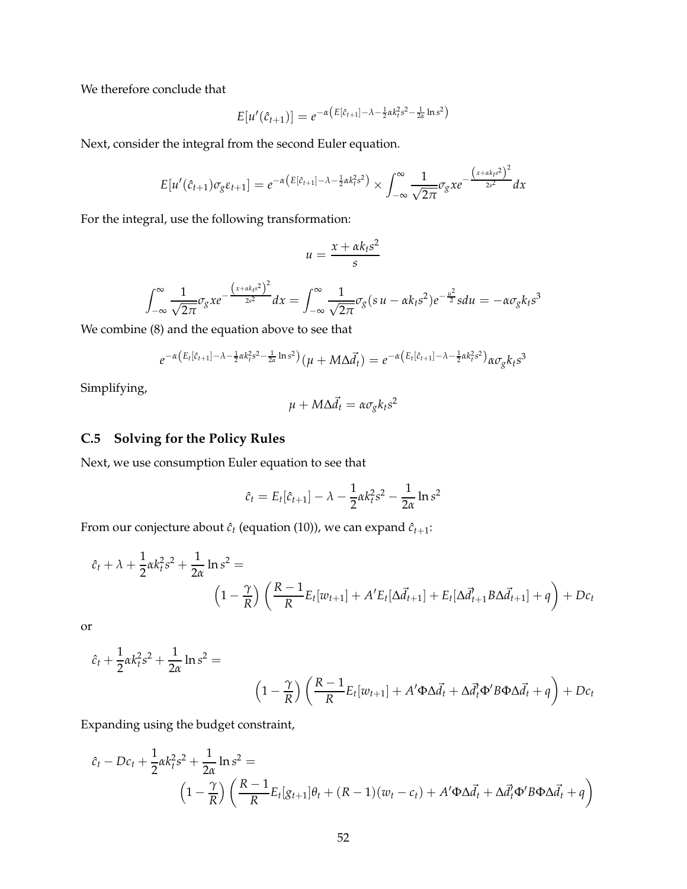We therefore conclude that

$$E[u'(\hat{c}_{t+1})] = e^{-\alpha\left(E[\hat{c}_{t+1}] - \lambda - \frac{1}{2}\alpha k_t^2 s^2 - \frac{1}{2\alpha}\ln s^2\right)}$$

Next, consider the integral from the second Euler equation.

$$E[u'(\hat{c}_{t+1})\sigma_g \varepsilon_{t+1}] = e^{-\alpha\left(E[\hat{c}_{t+1}] - \lambda - \frac{1}{2}\alpha k_t^2 s^2\right)} \times \int_{-\infty}^{\infty} \frac{1}{\sqrt{2\pi}} \sigma_g x e^{-\frac{\left(x+\alpha k_t s^2\right)^2}{2s^2}} dx$$

For the integral, use the following transformation:

$$u = \frac{x + \alpha k_t s^2}{s}$$

$$\int_{-\infty}^{\infty} \frac{1}{\sqrt{2\pi}} \sigma_g x e^{-\frac{\left(x+\alpha k_t s^2\right)^2}{2s^2}} dx = \int_{-\infty}^{\infty} \frac{1}{\sqrt{2\pi}} \sigma_g (s\, u - \alpha k_t s^2) e^{-\frac{u^2}{2}} s du = -\alpha \sigma_g k_t s^3$$

We combine (8) and the equation above to see that

$$e^{-\alpha\left(E_t[\hat{c}_{t+1}] - \lambda - \frac{1}{2}\alpha k_t^2 s^2 - \frac{1}{2\alpha}\ln s^2\right)} (\mu + M\Delta \vec{d}_t) = e^{-\alpha\left(E_t[\hat{c}_{t+1}] - \lambda - \frac{1}{2}\alpha k_t^2 s^2\right)} \alpha \sigma_g k_t s^3$$

Simplifying,

$$\mu + M\Delta \vec{d}_t = \alpha \sigma_g k_t s^2$$

## C.5 Solving for the Policy Rules

Next, we use consumption Euler equation to see that

$$\hat{c}_t = E_t[\hat{c}_{t+1}] - \lambda - \frac{1}{2}\alpha k_t^2 s^2 - \frac{1}{2\alpha}\ln s^2$$

From our conjecture about $\hat{c}_t$ (equation (10)), we can expand $\hat{c}_{t+1}$:

$$\hat{c}_t + \lambda + \frac{1}{2}\alpha k_t^2 s^2 + \frac{1}{2\alpha}\ln s^2 = \left(1 - \frac{\gamma}{R}\right)\left(\frac{R-1}{R}E_t[w_{t+1}] + A' E_t[\Delta \vec{d}_{t+1}] + E_t[\Delta \vec{d}_{t+1}' B \Delta \vec{d}_{t+1}] + q\right) + Dc_t$$

or

$$\hat{c}_t + \frac{1}{2}\alpha k_t^2 s^2 + \frac{1}{2\alpha}\ln s^2 = \left(1 - \frac{\gamma}{R}\right)\left(\frac{R-1}{R}E_t[w_{t+1}] + A'\Phi\Delta \vec{d}_t + \Delta \vec{d}_t' \Phi' B \Phi \Delta \vec{d}_t + q\right) + Dc_t$$

Expanding using the budget constraint,

$$\hat{c}_t - Dc_t + \frac{1}{2}\alpha k_t^2 s^2 + \frac{1}{2\alpha}\ln s^2 = \left(1 - \frac{\gamma}{R}\right)\left(\frac{R-1}{R}E_t[g_{t+1}]\theta_t + (R-1)(w_t - c_t) + A'\Phi\Delta \vec{d}_t + \Delta \vec{d}_t' \Phi' B \Phi \Delta \vec{d}_t + q\right)$$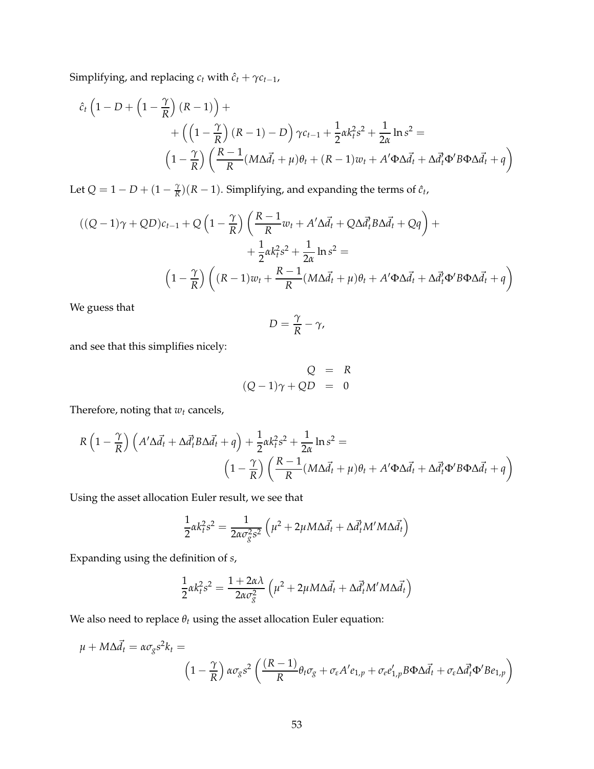Simplifying, and replacing $c_t$ with $\hat{c}_t + \gamma c_{t-1}$,

$$
\begin{aligned}
\hat{c}_t \left(1 - D + \left(1 - \frac{\gamma}{R}\right)(R-1)\right) + \\
+ \left(\left(1 - \frac{\gamma}{R}\right)(R-1) - D\right)\gamma c_{t-1} + \frac{1}{2}\alpha k_t^2 s^2 + \frac{1}{2\alpha}\ln s^2 = \\
\left(1 - \frac{\gamma}{R}\right)\left(\frac{R-1}{R}(M\Delta\vec{d}_t + \mu)\theta_t + (R-1)w_t + A'\Phi\Delta\vec{d}_t + \Delta\vec{d}_t'\Phi' B\Phi\Delta\vec{d}_t + q\right)
\end{aligned}
$$

Let $Q = 1 - D + (1 - \frac{\gamma}{R})(R-1)$. Simplifying, and expanding the terms of $\hat{c}_t$,

$$
\begin{aligned}
((Q-1)\gamma + QD)c_{t-1} + Q\left(1 - \frac{\gamma}{R}\right)\left(\frac{R-1}{R}w_t + A'\Delta\vec{d}_t + Q\Delta\vec{d}_t' B\Delta\vec{d}_t + Qq\right) + \\
+ \frac{1}{2}\alpha k_t^2 s^2 + \frac{1}{2\alpha}\ln s^2 = \\
\left(1 - \frac{\gamma}{R}\right)\left((R-1)w_t + \frac{R-1}{R}(M\Delta\vec{d}_t + \mu)\theta_t + A'\Phi\Delta\vec{d}_t + \Delta\vec{d}_t'\Phi' B\Phi\Delta\vec{d}_t + q\right)
\end{aligned}
$$

We guess that

$$
D = \frac{\gamma}{R} - \gamma,
$$

and see that this simplifies nicely:

$$
\begin{aligned}
Q &= R \\
(Q-1)\gamma + QD &= 0
\end{aligned}
$$

Therefore, noting that $w_t$ cancels,

$$
\begin{aligned}
R\left(1 - \frac{\gamma}{R}\right)\left(A'\Delta\vec{d}_t + \Delta\vec{d}_t' B\Delta\vec{d}_t + q\right) + \frac{1}{2}\alpha k_t^2 s^2 + \frac{1}{2\alpha}\ln s^2 = \\
\left(1 - \frac{\gamma}{R}\right)\left(\frac{R-1}{R}(M\Delta\vec{d}_t + \mu)\theta_t + A'\Phi\Delta\vec{d}_t + \Delta\vec{d}_t'\Phi' B\Phi\Delta\vec{d}_t + q\right)
\end{aligned}
$$

Using the asset allocation Euler result, we see that

$$
\frac{1}{2}\alpha k_t^2 s^2 = \frac{1}{2\alpha\sigma_g^2 s^2}\left(\mu^2 + 2\mu M\Delta\vec{d}_t + \Delta\vec{d}_t' M' M\Delta\vec{d}_t\right)
$$

Expanding using the definition of $s$,

$$
\frac{1}{2}\alpha k_t^2 s^2 = \frac{1 + 2\alpha\lambda}{2\alpha\sigma_g^2}\left(\mu^2 + 2\mu M\Delta\vec{d}_t + \Delta\vec{d}_t' M' M\Delta\vec{d}_t\right)
$$

We also need to replace $\theta_t$ using the asset allocation Euler equation:

$$
\begin{aligned}
\mu + M\Delta\vec{d}_t = \alpha\sigma_g s^2 k_t = \\
\left(1 - \frac{\gamma}{R}\right)\alpha\sigma_g s^2\left(\frac{(R-1)}{R}\theta_t\sigma_g + \sigma_\varepsilon A' e_{1,p} + \sigma_e e_{1,p}' B\Phi\Delta\vec{d}_t + \sigma_\varepsilon\Delta\vec{d}_t'\Phi' B e_{1,p}\right)
\end{aligned}
$$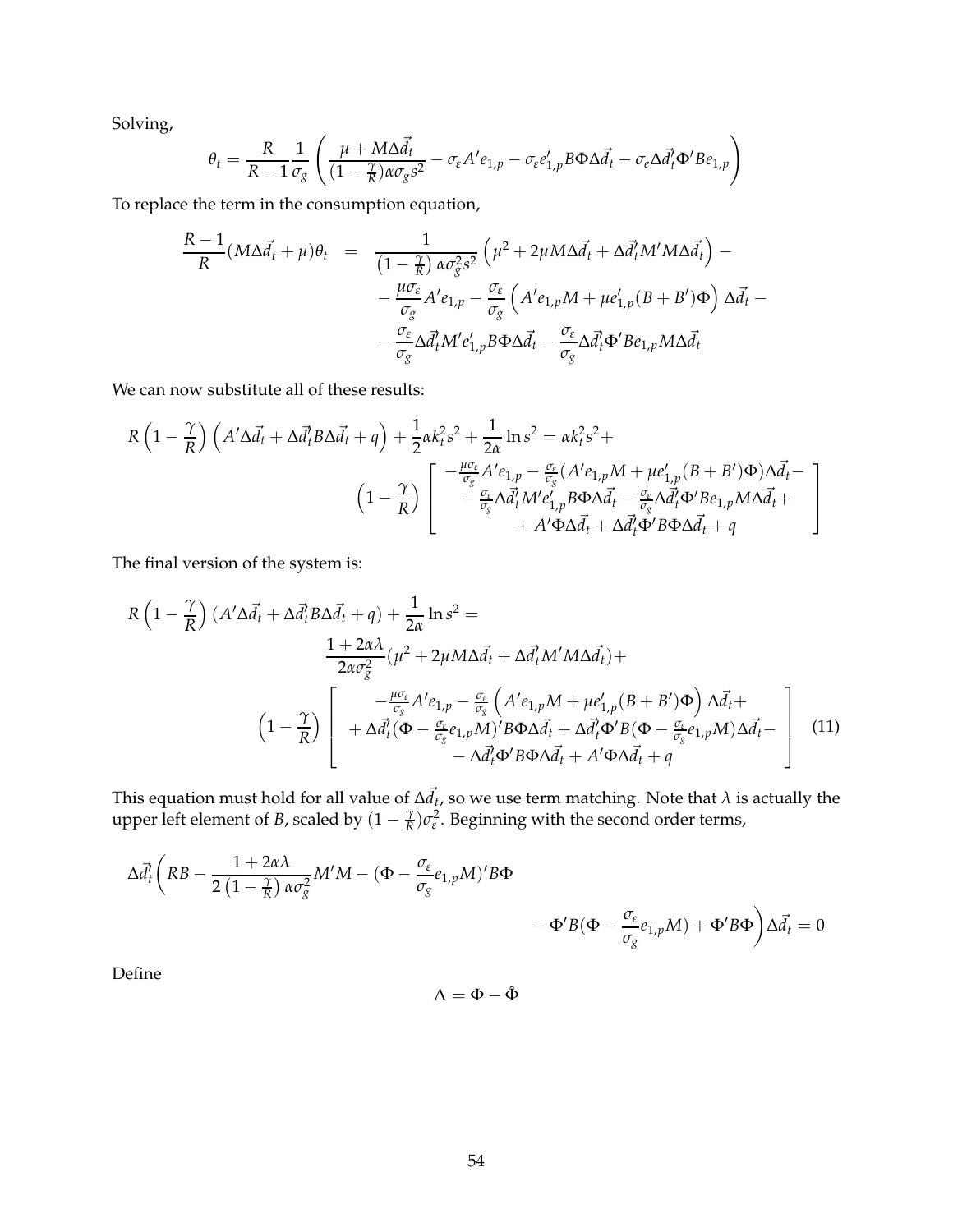Solving,

$$\theta_t = \frac{R}{R-1}\frac{1}{\sigma_g}\left(\frac{\mu + M\Delta\vec{d}_t}{(1-\frac{\gamma}{R})\alpha\sigma_g s^2} - \sigma_\varepsilon A' e_{1,p} - \sigma_\varepsilon e_{1,p}' B\Phi\Delta\vec{d}_t - \sigma_e \Delta\vec{d}_t'\Phi' B e_{1,p}\right)$$

To replace the term in the consumption equation,

$$\begin{aligned}
\frac{R-1}{R}(M\Delta\vec{d}_t + \mu)\theta_t &= \frac{1}{\left(1-\frac{\gamma}{R}\right)\alpha\sigma_g^2 s^2}\left(\mu^2 + 2\mu M\Delta\vec{d}_t + \Delta\vec{d}_t' M' M\Delta\vec{d}_t\right) - \\
&- \frac{\mu\sigma_\varepsilon}{\sigma_g}A' e_{1,p} - \frac{\sigma_\varepsilon}{\sigma_g}\left(A' e_{1,p}M + \mu e_{1,p}'(B+B')\Phi\right)\Delta\vec{d}_t - \\
&- \frac{\sigma_\varepsilon}{\sigma_g}\Delta\vec{d}_t' M' e_{1,p}' B\Phi\Delta\vec{d}_t - \frac{\sigma_\varepsilon}{\sigma_g}\Delta\vec{d}_t'\Phi' B e_{1,p} M\Delta\vec{d}_t
\end{aligned}$$

We can now substitute all of these results:

$$\begin{aligned}
R\left(1-\frac{\gamma}{R}\right)\left(A'\Delta\vec{d}_t + \Delta\vec{d}_t' B\Delta\vec{d}_t + q\right) + \frac{1}{2}\alpha k_t^2 s^2 + \frac{1}{2\alpha}\ln s^2 &= \alpha k_t^2 s^2 + \\
\left(1-\frac{\gamma}{R}\right)&\left[\begin{array}{c} -\frac{\mu\sigma_\varepsilon}{\sigma_g}A' e_{1,p} - \frac{\sigma_\varepsilon}{\sigma_g}(A' e_{1,p}M + \mu e_{1,p}'(B+B')\Phi)\Delta\vec{d}_t - \\ - \frac{\sigma_\varepsilon}{\sigma_g}\Delta\vec{d}_t' M' e_{1,p}' B\Phi\Delta\vec{d}_t - \frac{\sigma_\varepsilon}{\sigma_g}\Delta\vec{d}_t'\Phi' B e_{1,p} M\Delta\vec{d}_t + \\ + A'\Phi\Delta\vec{d}_t + \Delta\vec{d}_t'\Phi' B\Phi\Delta\vec{d}_t + q \end{array}\right]
\end{aligned}$$

The final version of the system is:

$$\begin{aligned}
R\left(1-\frac{\gamma}{R}\right)(A'\Delta\vec{d}_t + \Delta\vec{d}_t' B\Delta\vec{d}_t + q) + \frac{1}{2\alpha}\ln s^2 &= \\
&\frac{1+2\alpha\lambda}{2\alpha\sigma_g^2}(\mu^2 + 2\mu M\Delta\vec{d}_t + \Delta\vec{d}_t' M' M\Delta\vec{d}_t) + \\
\left(1-\frac{\gamma}{R}\right)&\left[\begin{array}{c} -\frac{\mu\sigma_\varepsilon}{\sigma_g}A' e_{1,p} - \frac{\sigma_\varepsilon}{\sigma_g}\left(A' e_{1,p}M + \mu e_{1,p}'(B+B')\Phi\right)\Delta\vec{d}_t + \\ + \Delta\vec{d}_t'(\Phi - \frac{\sigma_\varepsilon}{\sigma_g}e_{1,p}M)' B\Phi\Delta\vec{d}_t + \Delta\vec{d}_t'\Phi' B(\Phi - \frac{\sigma_\varepsilon}{\sigma_g}e_{1,p}M)\Delta\vec{d}_t - \\ - \Delta\vec{d}_t'\Phi' B\Phi\Delta\vec{d}_t + A'\Phi\Delta\vec{d}_t + q \end{array}\right]
\end{aligned} \tag{11}$$

This equation must hold for all value of $\Delta\vec{d}_t$, so we use term matching. Note that $\lambda$ is actually the upper left element of $B$, scaled by $(1-\frac{\gamma}{R})\sigma_\varepsilon^2$. Beginning with the second order terms,

$$\begin{aligned}
\Delta\vec{d}_t'\Bigg(RB - \frac{1+2\alpha\lambda}{2\left(1-\frac{\gamma}{R}\right)\alpha\sigma_g^2}M' M - (\Phi - \frac{\sigma_\varepsilon}{\sigma_g}e_{1,p}M)' B\Phi \\
- \Phi' B(\Phi - \frac{\sigma_\varepsilon}{\sigma_g}e_{1,p}M) + \Phi' B\Phi\Bigg)\Delta\vec{d}_t = 0
\end{aligned}$$

Define

$$\Lambda = \Phi - \hat{\Phi}$$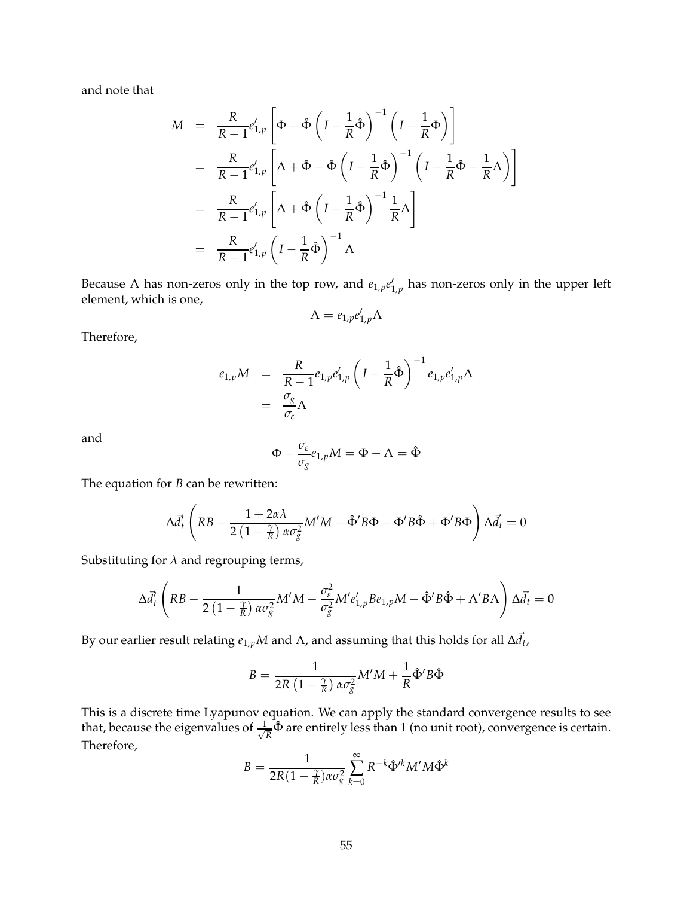and note that

$$
\begin{aligned}
M &= \frac{R}{R-1} e'_{1,p} \left[ \Phi - \hat{\Phi} \left( I - \frac{1}{R} \hat{\Phi} \right)^{-1} \left( I - \frac{1}{R} \Phi \right) \right] \\
&= \frac{R}{R-1} e'_{1,p} \left[ \Lambda + \hat{\Phi} - \hat{\Phi} \left( I - \frac{1}{R} \hat{\Phi} \right)^{-1} \left( I - \frac{1}{R} \hat{\Phi} - \frac{1}{R} \Lambda \right) \right] \\
&= \frac{R}{R-1} e'_{1,p} \left[ \Lambda + \hat{\Phi} \left( I - \frac{1}{R} \hat{\Phi} \right)^{-1} \frac{1}{R} \Lambda \right] \\
&= \frac{R}{R-1} e'_{1,p} \left( I - \frac{1}{R} \hat{\Phi} \right)^{-1} \Lambda
\end{aligned}
$$

Because $\Lambda$ has non-zeros only in the top row, and $e_{1,p} e'_{1,p}$ has non-zeros only in the upper left element, which is one,

$$
\Lambda = e_{1,p} e'_{1,p} \Lambda
$$

Therefore,

$$
\begin{aligned}
e_{1,p} M &= \frac{R}{R-1} e_{1,p} e'_{1,p} \left( I - \frac{1}{R} \hat{\Phi} \right)^{-1} e_{1,p} e'_{1,p} \Lambda \\
&= \frac{\sigma_g}{\sigma_\varepsilon} \Lambda
\end{aligned}
$$

and

$$
\Phi - \frac{\sigma_\varepsilon}{\sigma_g} e_{1,p} M = \Phi - \Lambda = \hat{\Phi}
$$

The equation for $B$ can be rewritten:

$$
\Delta \vec{d}'_t \left( RB - \frac{1 + 2\alpha\lambda}{2\left(1 - \frac{\gamma}{R}\right) \alpha \sigma_g^2} M'M - \hat{\Phi}' B \Phi - \Phi' B \hat{\Phi} + \Phi' B \Phi \right) \Delta \vec{d}_t = 0
$$

Substituting for $\lambda$ and regrouping terms,

$$
\Delta \vec{d}'_t \left( RB - \frac{1}{2\left(1 - \frac{\gamma}{R}\right) \alpha \sigma_g^2} M'M - \frac{\sigma_\varepsilon^2}{\sigma_g^2} M' e'_{1,p} B e_{1,p} M - \hat{\Phi}' B \hat{\Phi} + \Lambda' B \Lambda \right) \Delta \vec{d}_t = 0
$$

By our earlier result relating $e_{1,p} M$ and $\Lambda$, and assuming that this holds for all $\Delta \vec{d}_t$,

$$
B = \frac{1}{2R\left(1 - \frac{\gamma}{R}\right) \alpha \sigma_g^2} M'M + \frac{1}{R} \hat{\Phi}' B \hat{\Phi}
$$

This is a discrete time Lyapunov equation. We can apply the standard convergence results to see that, because the eigenvalues of $\frac{1}{\sqrt{R}} \hat{\Phi}$ are entirely less than 1 (no unit root), convergence is certain. Therefore,

$$
B = \frac{1}{2R(1 - \frac{\gamma}{R}) \alpha \sigma_g^2} \sum_{k=0}^{\infty} R^{-k} \hat{\Phi}'^k M' M \hat{\Phi}^k
$$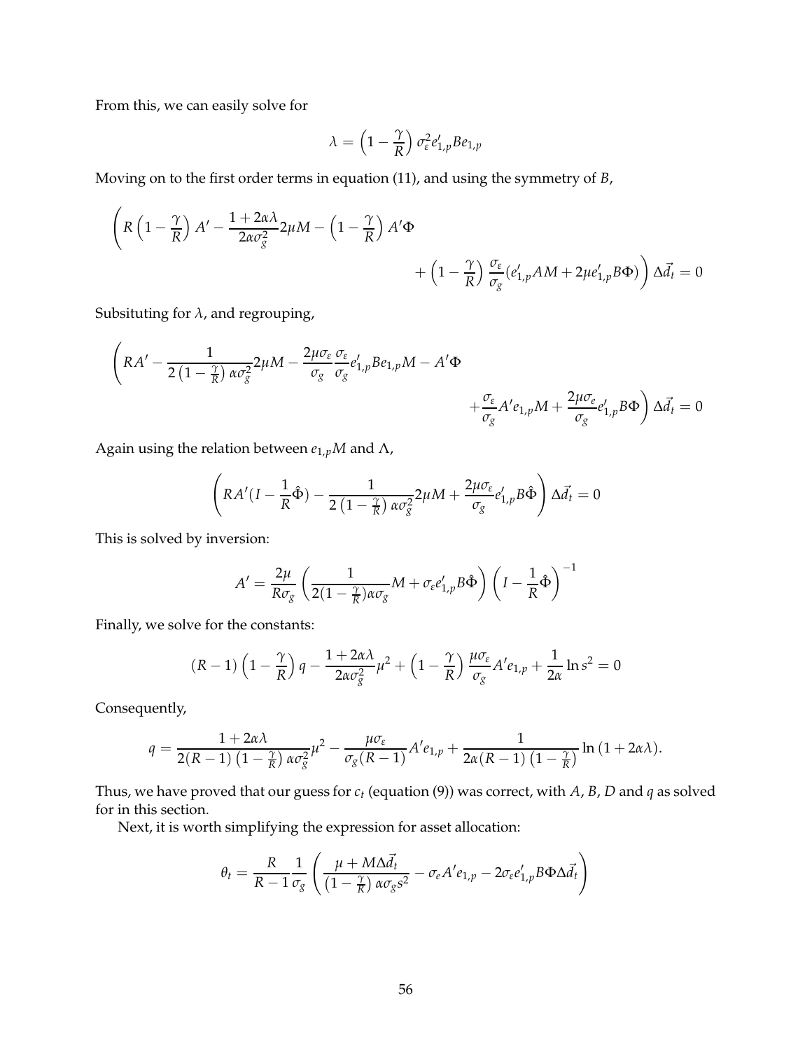From this, we can easily solve for

$$\lambda = \left(1 - \frac{\gamma}{R}\right) \sigma_\varepsilon^2 e_{1,p}' B e_{1,p}$$

Moving on to the first order terms in equation (11), and using the symmetry of $B$,

$$\left( R\left(1 - \frac{\gamma}{R}\right) A' - \frac{1+2\alpha\lambda}{2\alpha\sigma_g^2} 2\mu M - \left(1 - \frac{\gamma}{R}\right) A'\Phi \right.$$
$$\left. + \left(1 - \frac{\gamma}{R}\right) \frac{\sigma_\varepsilon}{\sigma_g} (e_{1,p}' A M + 2\mu e_{1,p}' B \Phi) \right) \Delta \vec{d}_t = 0$$

Subsituting for $\lambda$, and regrouping,

$$\left( RA' - \frac{1}{2\left(1 - \frac{\gamma}{R}\right) \alpha\sigma_g^2} 2\mu M - \frac{2\mu\sigma_\varepsilon}{\sigma_g} \frac{\sigma_\varepsilon}{\sigma_g} e_{1,p}' B e_{1,p} M - A'\Phi \right.$$
$$\left. + \frac{\sigma_\varepsilon}{\sigma_g} A' e_{1,p} M + \frac{2\mu\sigma_e}{\sigma_g} e_{1,p}' B \Phi \right) \Delta \vec{d}_t = 0$$

Again using the relation between $e_{1,p}M$ and $\Lambda$,

$$\left( RA'(I - \frac{1}{R}\hat{\Phi}) - \frac{1}{2\left(1 - \frac{\gamma}{R}\right) \alpha\sigma_g^2} 2\mu M + \frac{2\mu\sigma_\varepsilon}{\sigma_g} e_{1,p}' B \hat{\Phi} \right) \Delta \vec{d}_t = 0$$

This is solved by inversion:

$$A' = \frac{2\mu}{R\sigma_g} \left( \frac{1}{2(1 - \frac{\gamma}{R})\alpha\sigma_g} M + \sigma_\varepsilon e_{1,p}' B \hat{\Phi} \right) \left( I - \frac{1}{R}\hat{\Phi} \right)^{-1}$$

Finally, we solve for the constants:

$$(R-1)\left(1 - \frac{\gamma}{R}\right) q - \frac{1+2\alpha\lambda}{2\alpha\sigma_g^2}\mu^2 + \left(1 - \frac{\gamma}{R}\right) \frac{\mu\sigma_\varepsilon}{\sigma_g} A' e_{1,p} + \frac{1}{2\alpha} \ln s^2 = 0$$

Consequently,

$$q = \frac{1+2\alpha\lambda}{2(R-1)\left(1 - \frac{\gamma}{R}\right)\alpha\sigma_g^2}\mu^2 - \frac{\mu\sigma_\varepsilon}{\sigma_g(R-1)} A' e_{1,p} + \frac{1}{2\alpha(R-1)\left(1 - \frac{\gamma}{R}\right)} \ln(1 + 2\alpha\lambda).$$

Thus, we have proved that our guess for $c_t$ (equation (9)) was correct, with $A$, $B$, $D$ and $q$ as solved for in this section.

Next, it is worth simplifying the expression for asset allocation:

$$\theta_t = \frac{R}{R-1} \frac{1}{\sigma_g} \left( \frac{\mu + M\Delta\vec{d}_t}{\left(1 - \frac{\gamma}{R}\right)\alpha\sigma_g s^2} - \sigma_e A' e_{1,p} - 2\sigma_\varepsilon e_{1,p}' B \Phi \Delta \vec{d}_t \right)$$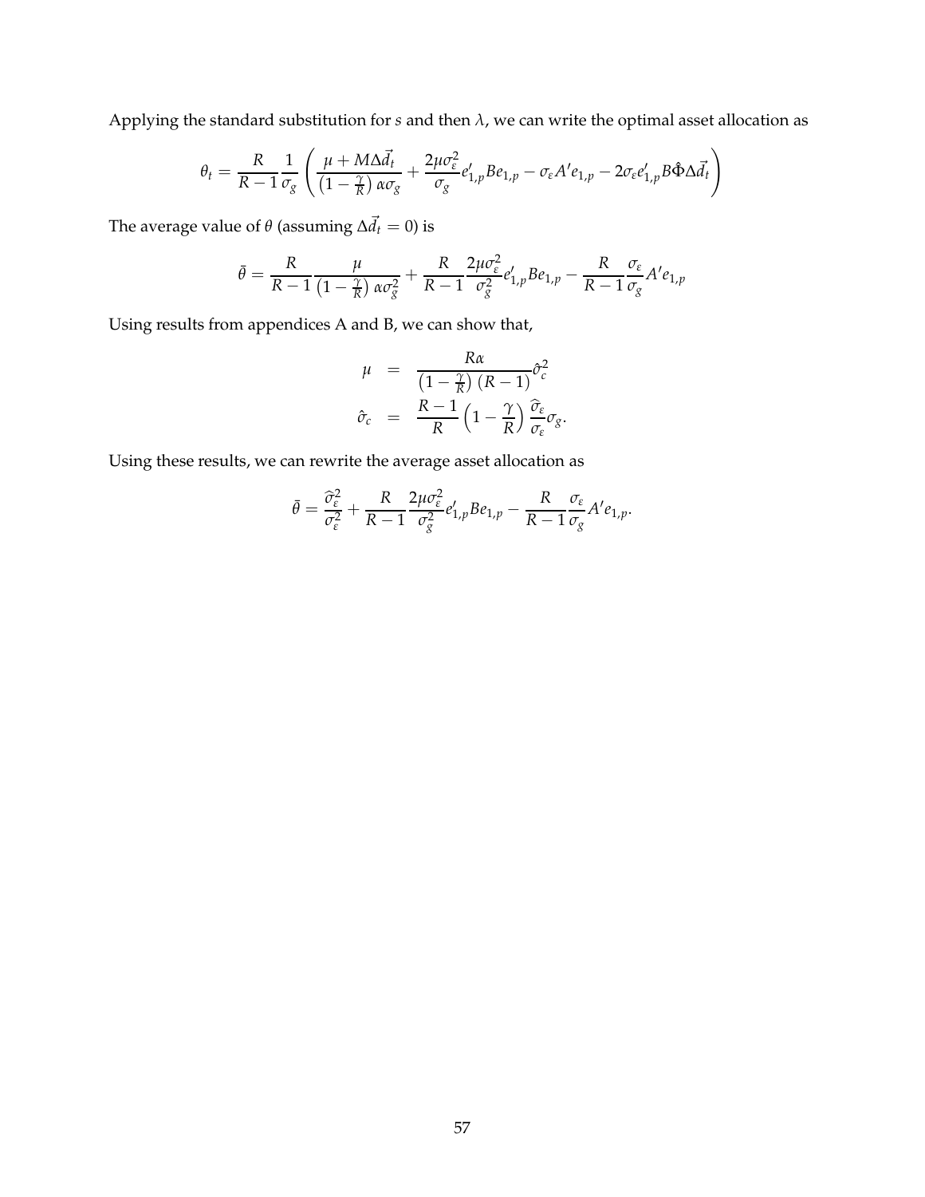Applying the standard substitution for $s$ and then $\lambda$, we can write the optimal asset allocation as

$$\theta_t = \frac{R}{R-1}\frac{1}{\sigma_g}\left(\frac{\mu + M\Delta\vec{d}_t}{\left(1-\frac{\gamma}{R}\right)\alpha\sigma_g} + \frac{2\mu\sigma_\varepsilon^2}{\sigma_g}e_{1,p}'Be_{1,p} - \sigma_\varepsilon A'e_{1,p} - 2\sigma_\varepsilon e_{1,p}'B\hat{\Phi}\Delta\vec{d}_t\right)$$

The average value of $\theta$ (assuming $\Delta\vec{d}_t = 0$) is

$$\bar{\theta} = \frac{R}{R-1}\frac{\mu}{\left(1-\frac{\gamma}{R}\right)\alpha\sigma_g^2} + \frac{R}{R-1}\frac{2\mu\sigma_\varepsilon^2}{\sigma_g^2}e_{1,p}'Be_{1,p} - \frac{R}{R-1}\frac{\sigma_\varepsilon}{\sigma_g}A'e_{1,p}$$

Using results from appendices A and B, we can show that,

$$\begin{aligned}
\mu &= \frac{R\alpha}{\left(1-\frac{\gamma}{R}\right)(R-1)}\hat{\sigma}_c^2 \\
\hat{\sigma}_c &= \frac{R-1}{R}\left(1-\frac{\gamma}{R}\right)\frac{\widehat{\sigma}_\varepsilon}{\sigma_\varepsilon}\sigma_g.
\end{aligned}$$

Using these results, we can rewrite the average asset allocation as

$$\bar{\theta} = \frac{\widehat{\sigma}_\varepsilon^2}{\sigma_\varepsilon^2} + \frac{R}{R-1}\frac{2\mu\sigma_\varepsilon^2}{\sigma_g^2}e_{1,p}'Be_{1,p} - \frac{R}{R-1}\frac{\sigma_\varepsilon}{\sigma_g}A'e_{1,p}.$$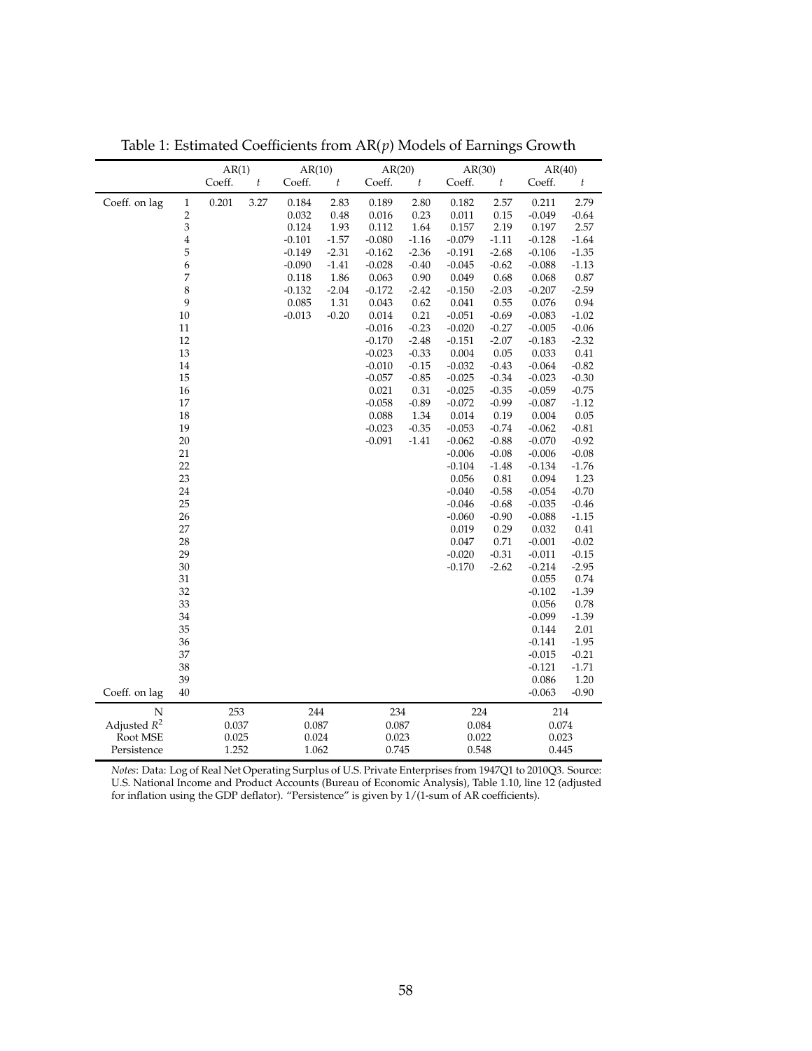Table 1: Estimated Coefficients from AR($p$) Models of Earnings Growth

| | | AR(1) | | AR(10) | | AR(20) | | AR(30) | | AR(40) | |
|---|---|---|---|---|---|---|---|---|---|---|---|
| | | Coeff. | $t$ | Coeff. | $t$ | Coeff. | $t$ | Coeff. | $t$ | Coeff. | $t$ |
| Coeff. on lag | 1 | 0.201 | 3.27 | 0.184 | 2.83 | 0.189 | 2.80 | 0.182 | 2.57 | 0.211 | 2.79 |
| | 2 | | | 0.032 | 0.48 | 0.016 | 0.23 | 0.011 | 0.15 | -0.049 | -0.64 |
| | 3 | | | 0.124 | 1.93 | 0.112 | 1.64 | 0.157 | 2.19 | 0.197 | 2.57 |
| | 4 | | | -0.101 | -1.57 | -0.080 | -1.16 | -0.079 | -1.11 | -0.128 | -1.64 |
| | 5 | | | -0.149 | -2.31 | -0.162 | -2.36 | -0.191 | -2.68 | -0.106 | -1.35 |
| | 6 | | | -0.090 | -1.41 | -0.028 | -0.40 | -0.045 | -0.62 | -0.088 | -1.13 |
| | 7 | | | 0.118 | 1.86 | 0.063 | 0.90 | 0.049 | 0.68 | 0.068 | 0.87 |
| | 8 | | | -0.132 | -2.04 | -0.172 | -2.42 | -0.150 | -2.03 | -0.207 | -2.59 |
| | 9 | | | 0.085 | 1.31 | 0.043 | 0.62 | 0.041 | 0.55 | 0.076 | 0.94 |
| | 10 | | | -0.013 | -0.20 | 0.014 | 0.21 | -0.051 | -0.69 | -0.083 | -1.02 |
| | 11 | | | | | -0.016 | -0.23 | -0.020 | -0.27 | -0.005 | -0.06 |
| | 12 | | | | | -0.170 | -2.48 | -0.151 | -2.07 | -0.183 | -2.32 |
| | 13 | | | | | -0.023 | -0.33 | 0.004 | 0.05 | 0.033 | 0.41 |
| | 14 | | | | | -0.010 | -0.15 | -0.032 | -0.43 | -0.064 | -0.82 |
| | 15 | | | | | -0.057 | -0.85 | -0.025 | -0.34 | -0.023 | -0.30 |
| | 16 | | | | | 0.021 | 0.31 | -0.025 | -0.35 | -0.059 | -0.75 |
| | 17 | | | | | -0.058 | -0.89 | -0.072 | -0.99 | -0.087 | -1.12 |
| | 18 | | | | | 0.088 | 1.34 | 0.014 | 0.19 | 0.004 | 0.05 |
| | 19 | | | | | -0.023 | -0.35 | -0.053 | -0.74 | -0.062 | -0.81 |
| | 20 | | | | | -0.091 | -1.41 | -0.062 | -0.88 | -0.070 | -0.92 |
| | 21 | | | | | | | -0.006 | -0.08 | -0.006 | -0.08 |
| | 22 | | | | | | | -0.104 | -1.48 | -0.134 | -1.76 |
| | 23 | | | | | | | 0.056 | 0.81 | 0.094 | 1.23 |
| | 24 | | | | | | | -0.040 | -0.58 | -0.054 | -0.70 |
| | 25 | | | | | | | -0.046 | -0.68 | -0.035 | -0.46 |
| | 26 | | | | | | | -0.060 | -0.90 | -0.088 | -1.15 |
| | 27 | | | | | | | 0.019 | 0.29 | 0.032 | 0.41 |
| | 28 | | | | | | | 0.047 | 0.71 | -0.001 | -0.02 |
| | 29 | | | | | | | -0.020 | -0.31 | -0.011 | -0.15 |
| | 30 | | | | | | | -0.170 | -2.62 | -0.214 | -2.95 |
| | 31 | | | | | | | | | 0.055 | 0.74 |
| | 32 | | | | | | | | | -0.102 | -1.39 |
| | 33 | | | | | | | | | 0.056 | 0.78 |
| | 34 | | | | | | | | | -0.099 | -1.39 |
| | 35 | | | | | | | | | 0.144 | 2.01 |
| | 36 | | | | | | | | | -0.141 | -1.95 |
| | 37 | | | | | | | | | -0.015 | -0.21 |
| | 38 | | | | | | | | | -0.121 | -1.71 |
| | 39 | | | | | | | | | 0.086 | 1.20 |
| Coeff. on lag | 40 | | | | | | | | | -0.063 | -0.90 |
| N | | 253 | | 244 | | 234 | | 224 | | 214 | |
| Adjusted $R^2$ | | 0.037 | | 0.087 | | 0.087 | | 0.084 | | 0.074 | |
| Root MSE | | 0.025 | | 0.024 | | 0.023 | | 0.022 | | 0.023 | |
| Persistence | | 1.252 | | 1.062 | | 0.745 | | 0.548 | | 0.445 | |

*Notes*: Data: Log of Real Net Operating Surplus of U.S. Private Enterprises from 1947Q1 to 2010Q3. Source: U.S. National Income and Product Accounts (Bureau of Economic Analysis), Table 1.10, line 12 (adjusted for inflation using the GDP deflator). "Persistence" is given by 1/(1-sum of AR coefficients).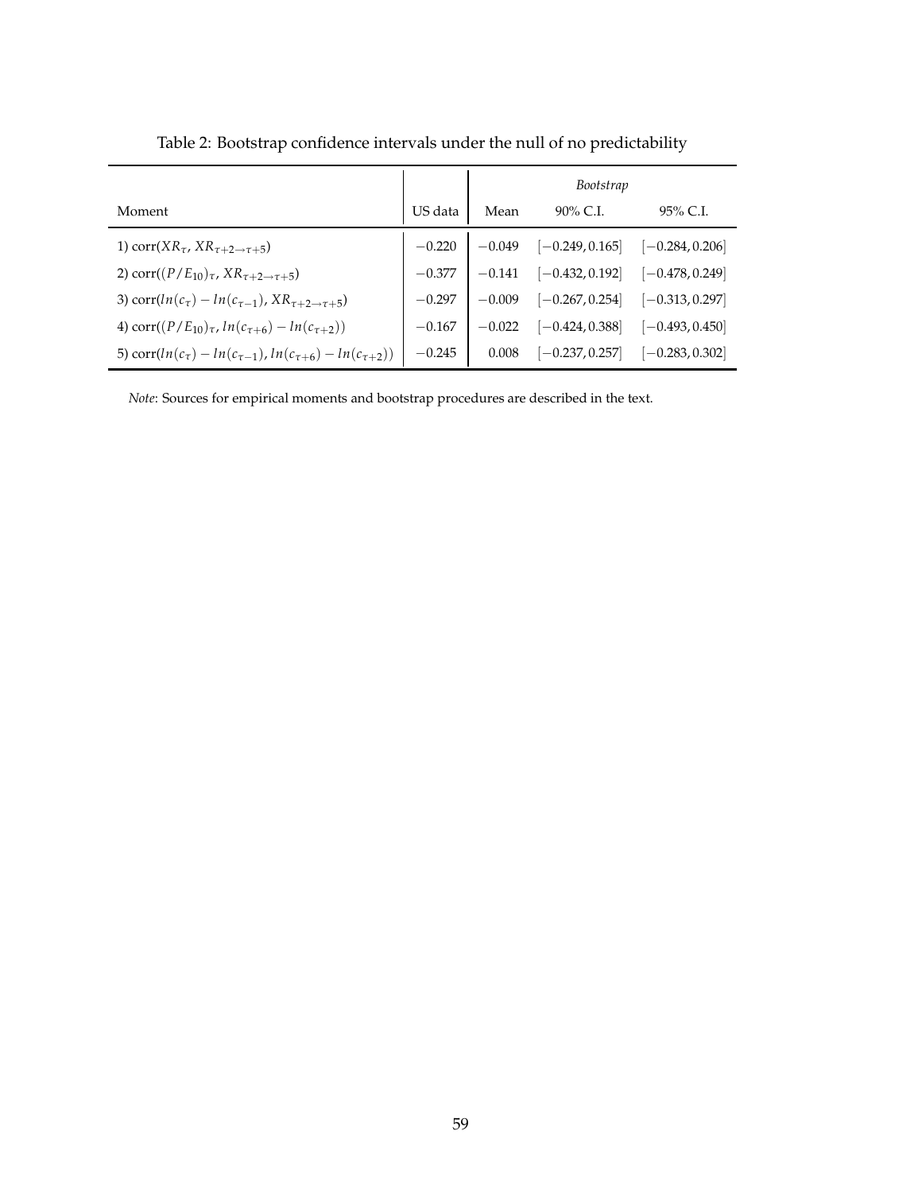Table 2: Bootstrap confidence intervals under the null of no predictability

| Moment | US data | *Bootstrap* | | |
|---|---|---|---|---|
| | | Mean | 90% C.I. | 95% C.I. |
| 1) corr($XR_\tau$, $XR_{\tau+2\rightarrow\tau+5}$) | $-0.220$ | $-0.049$ | $[-0.249, 0.165]$ | $[-0.284, 0.206]$ |
| 2) corr($(P/E_{10})_\tau$, $XR_{\tau+2\rightarrow\tau+5}$) | $-0.377$ | $-0.141$ | $[-0.432, 0.192]$ | $[-0.478, 0.249]$ |
| 3) corr($ln(c_\tau) - ln(c_{\tau-1})$, $XR_{\tau+2\rightarrow\tau+5}$) | $-0.297$ | $-0.009$ | $[-0.267, 0.254]$ | $[-0.313, 0.297]$ |
| 4) corr($(P/E_{10})_\tau$, $ln(c_{\tau+6}) - ln(c_{\tau+2})$) | $-0.167$ | $-0.022$ | $[-0.424, 0.388]$ | $[-0.493, 0.450]$ |
| 5) corr($ln(c_\tau) - ln(c_{\tau-1})$, $ln(c_{\tau+6}) - ln(c_{\tau+2})$) | $-0.245$ | $0.008$ | $[-0.237, 0.257]$ | $[-0.283, 0.302]$ |

*Note*: Sources for empirical moments and bootstrap procedures are described in the text.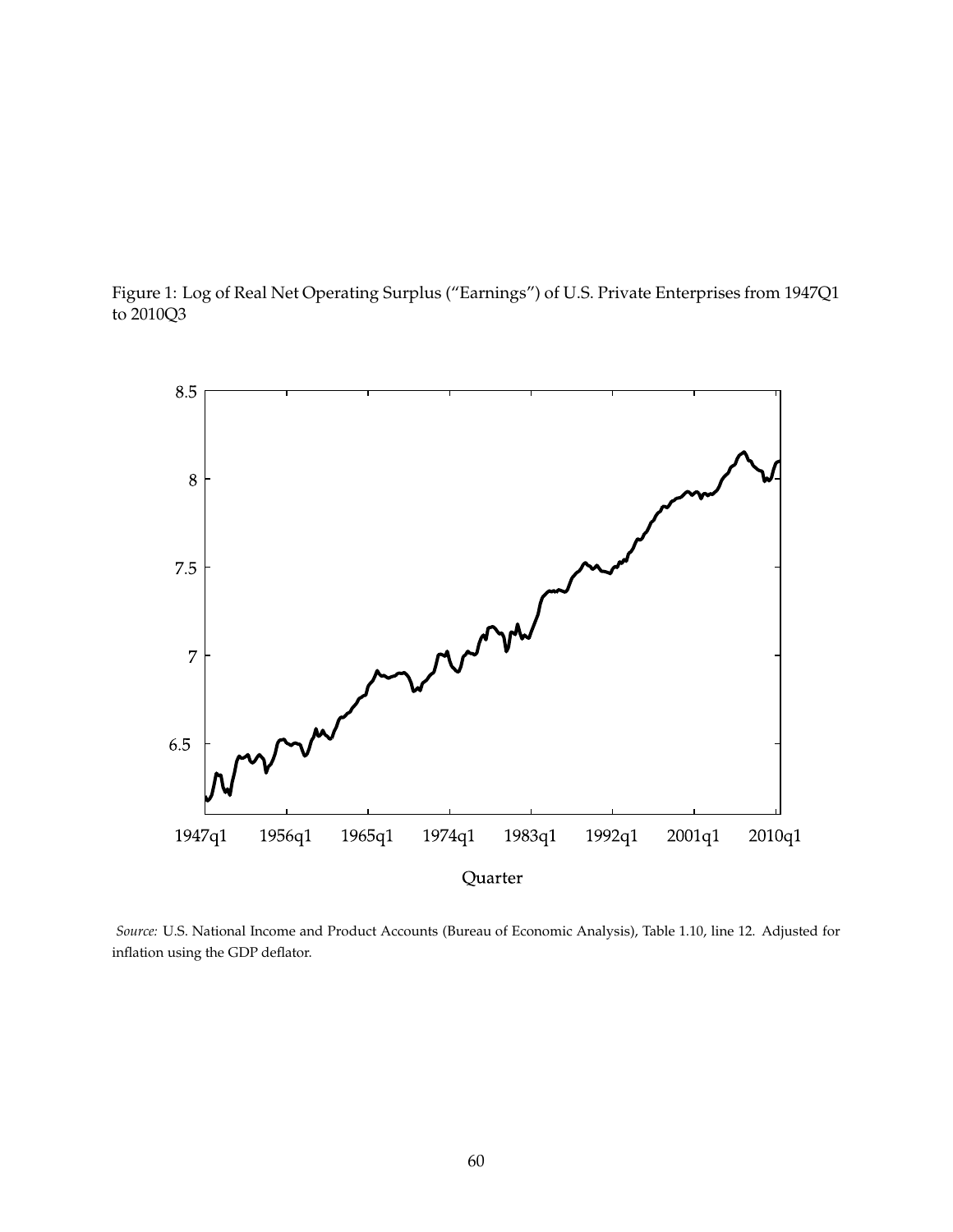Figure 1: Log of Real Net Operating Surplus ("Earnings") of U.S. Private Enterprises from 1947Q1 to 2010Q3

*Source:* U.S. National Income and Product Accounts (Bureau of Economic Analysis), Table 1.10, line 12. Adjusted for inflation using the GDP deflator.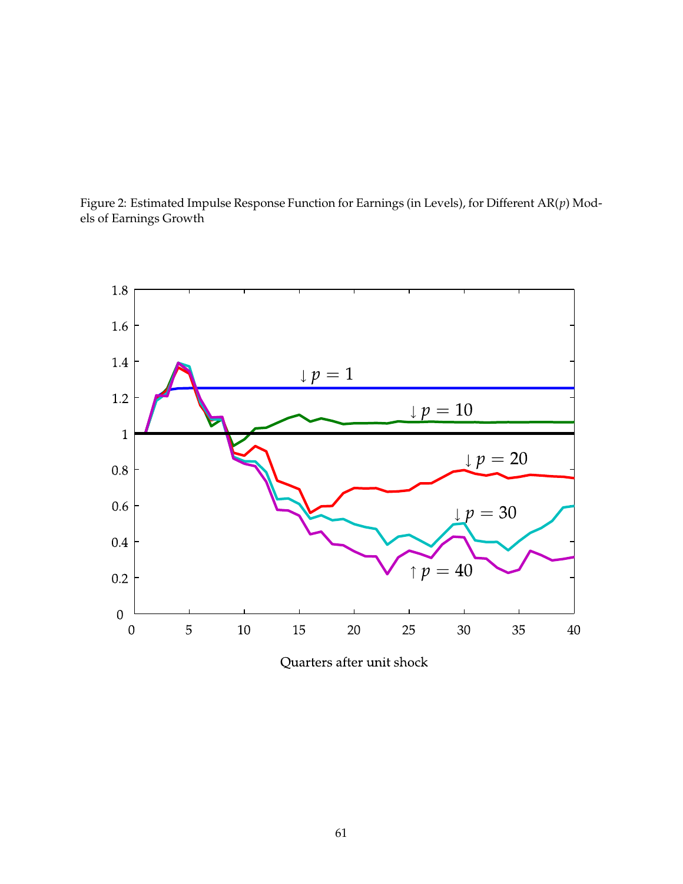Figure 2: Estimated Impulse Response Function for Earnings (in Levels), for Different AR($p$) Models of Earnings Growth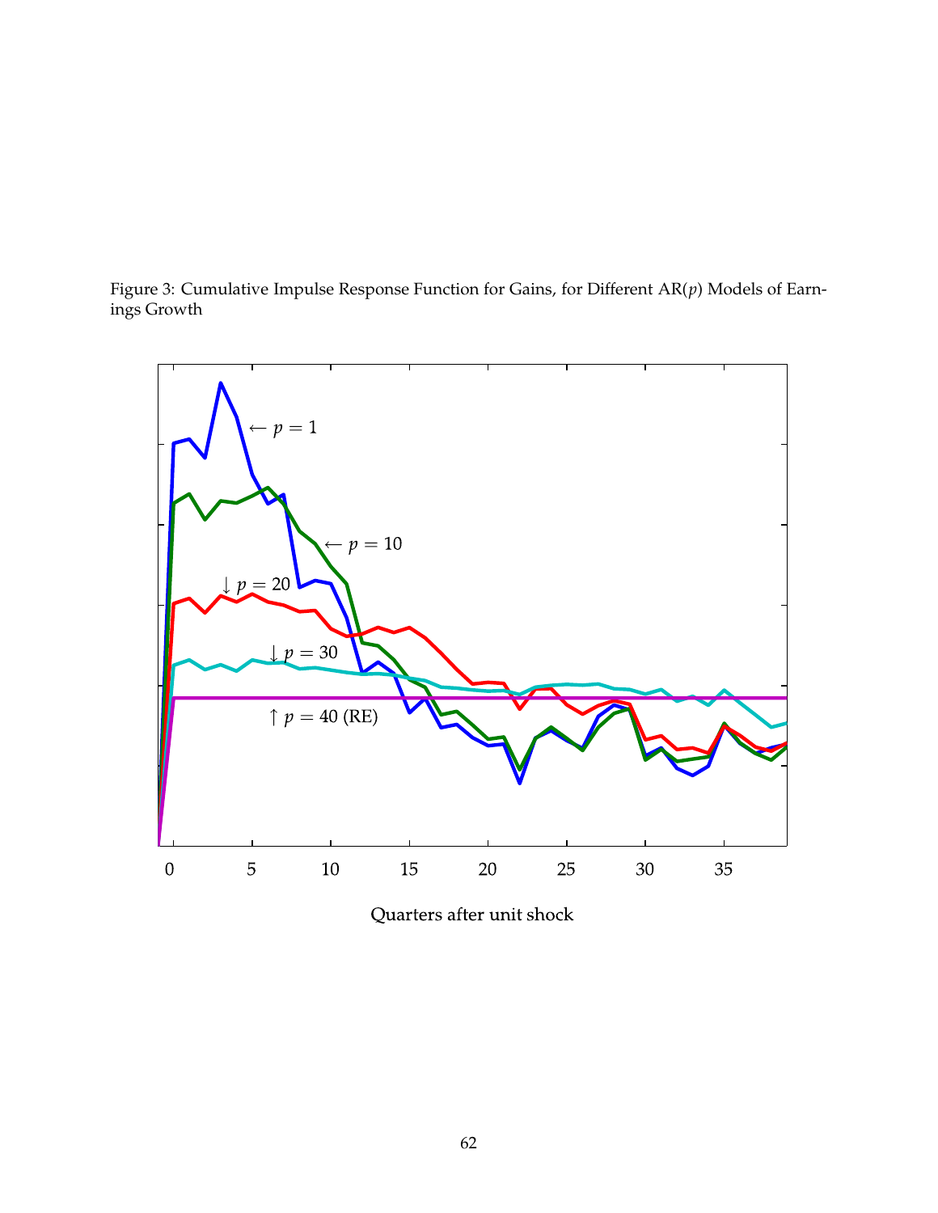Figure 3: Cumulative Impulse Response Function for Gains, for Different AR($p$) Models of Earnings Growth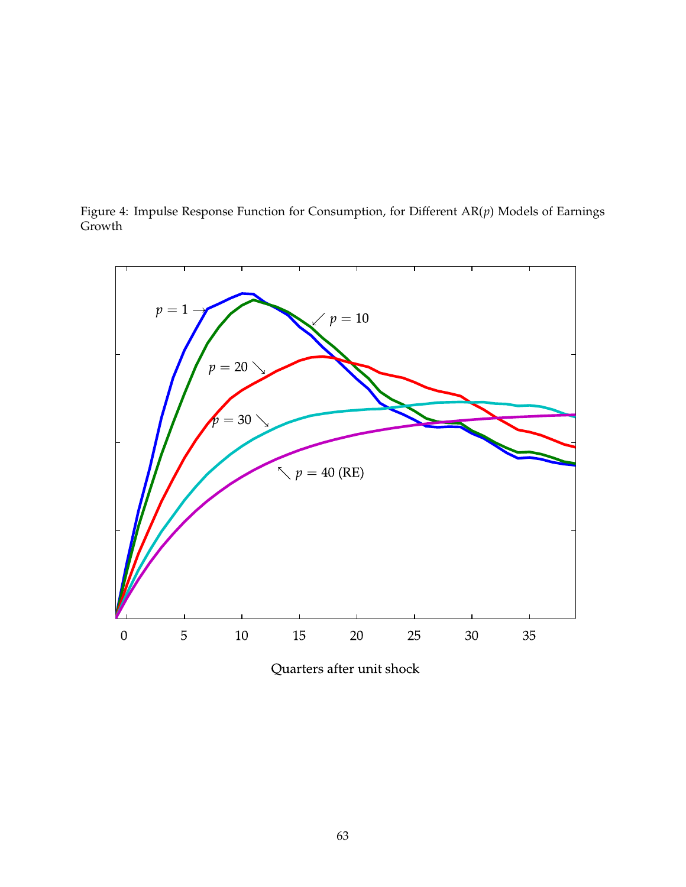Figure 4: Impulse Response Function for Consumption, for Different AR($p$) Models of Earnings Growth

$p = 1$ $p = 10$ $p = 20$ $p = 30$ $p = 40$ (RE)

0 5 10 15 20 25 30 35

Quarters after unit shock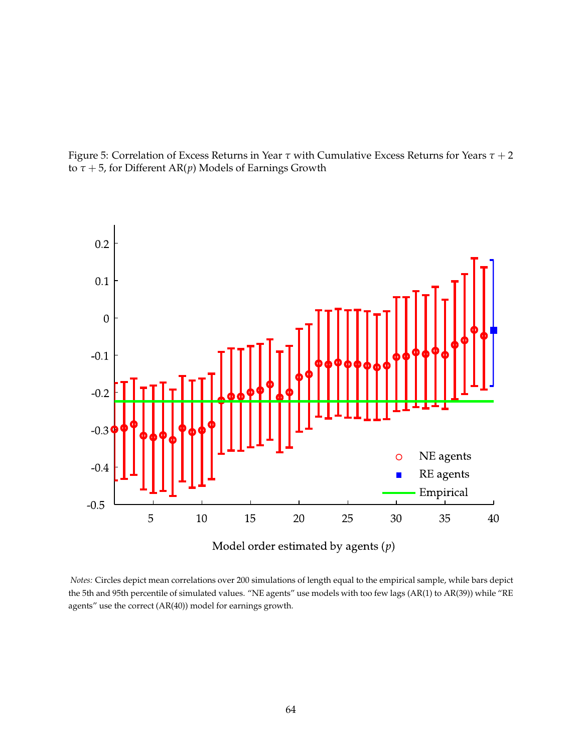Figure 5: Correlation of Excess Returns in Year $\tau$ with Cumulative Excess Returns for Years $\tau + 2$ to $\tau + 5$, for Different AR($p$) Models of Earnings Growth

*Notes:* Circles depict mean correlations over 200 simulations of length equal to the empirical sample, while bars depict the 5th and 95th percentile of simulated values. "NE agents" use models with too few lags (AR(1) to AR(39)) while "RE agents" use the correct (AR(40)) model for earnings growth.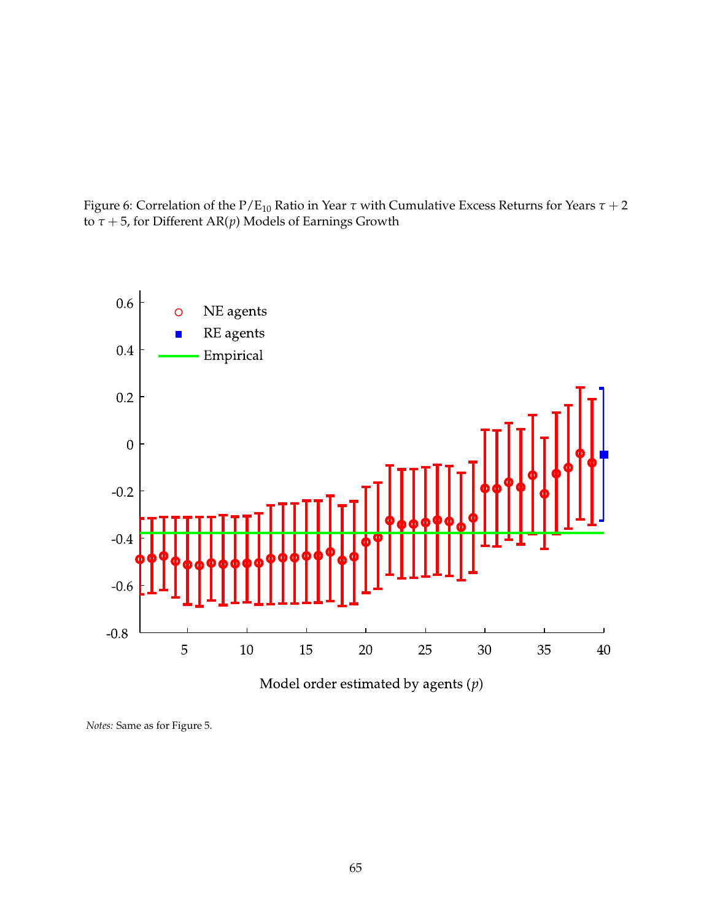Figure 6: Correlation of the P/E$_{10}$ Ratio in Year $\tau$ with Cumulative Excess Returns for Years $\tau+2$ to $\tau+5$, for Different AR($p$) Models of Earnings Growth

*Notes:* Same as for Figure 5.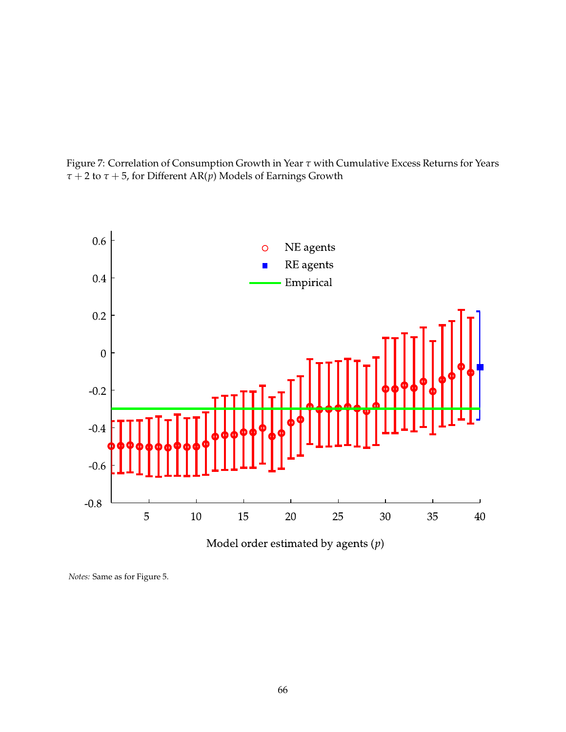Figure 7: Correlation of Consumption Growth in Year $\tau$ with Cumulative Excess Returns for Years $\tau + 2$ to $\tau + 5$, for Different AR($p$) Models of Earnings Growth

*Notes:* Same as for Figure 5.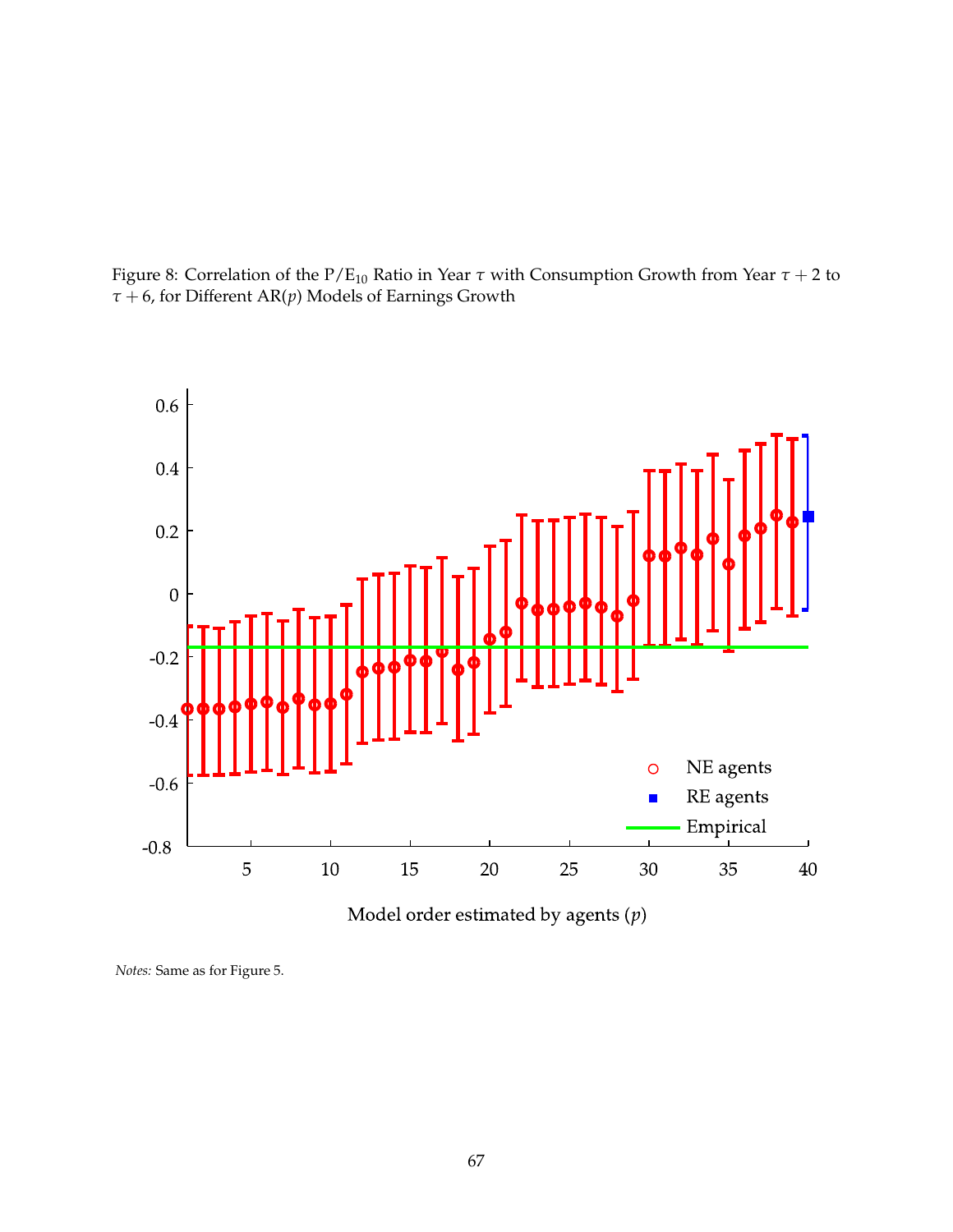Figure 8: Correlation of the P/E$_{10}$ Ratio in Year $\tau$ with Consumption Growth from Year $\tau+2$ to $\tau+6$, for Different AR($p$) Models of Earnings Growth

*Notes:* Same as for Figure 5.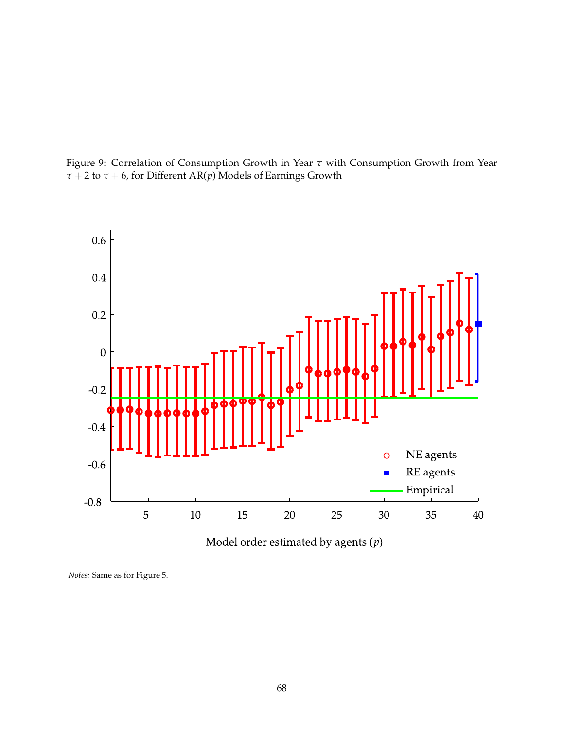Figure 9: Correlation of Consumption Growth in Year $\tau$ with Consumption Growth from Year $\tau + 2$ to $\tau + 6$, for Different AR($p$) Models of Earnings Growth

*Notes:* Same as for Figure 5.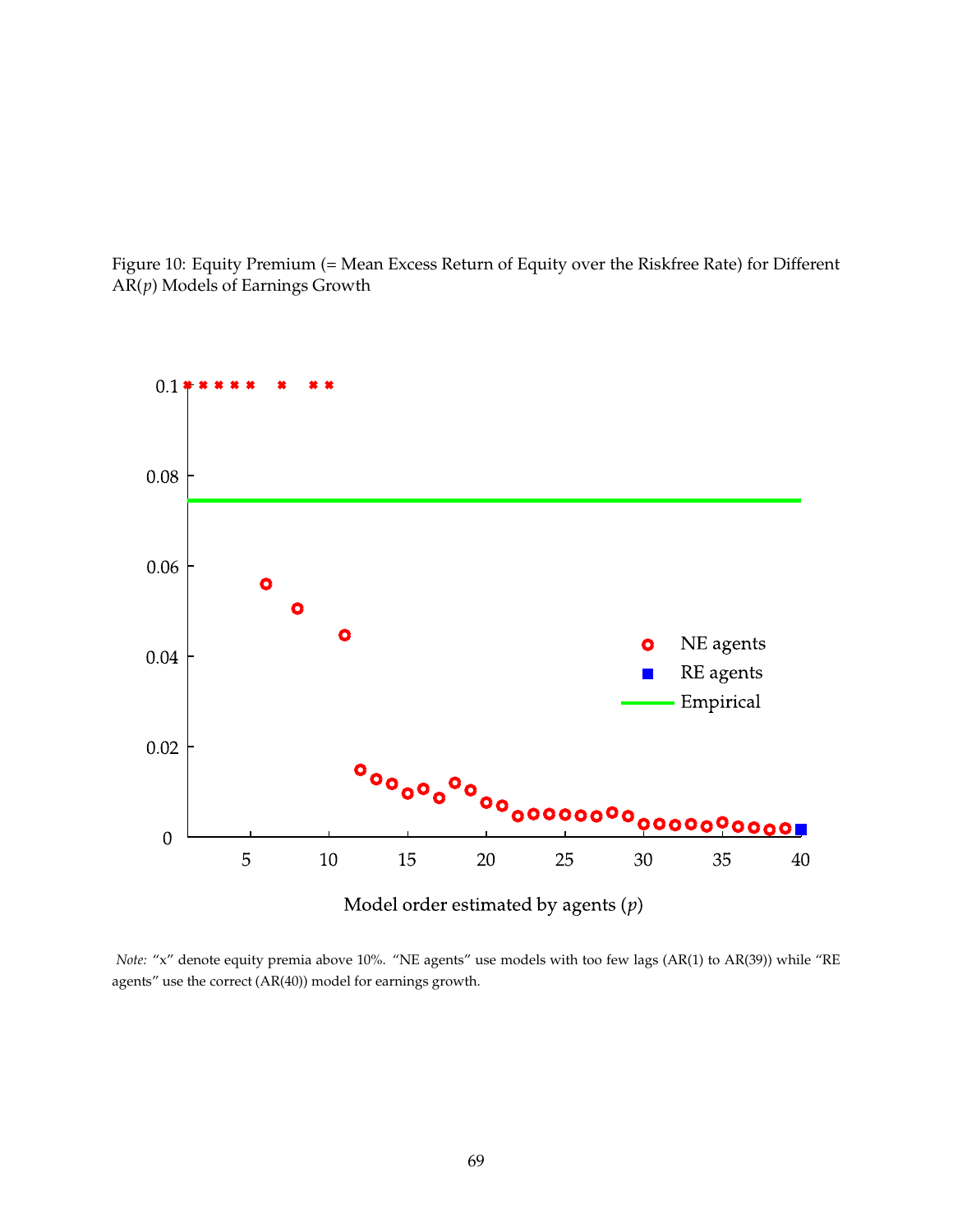Figure 10: Equity Premium (= Mean Excess Return of Equity over the Riskfree Rate) for Different AR($p$) Models of Earnings Growth

*Note:* "x" denote equity premia above 10%. "NE agents" use models with too few lags (AR(1) to AR(39)) while "RE agents" use the correct (AR(40)) model for earnings growth.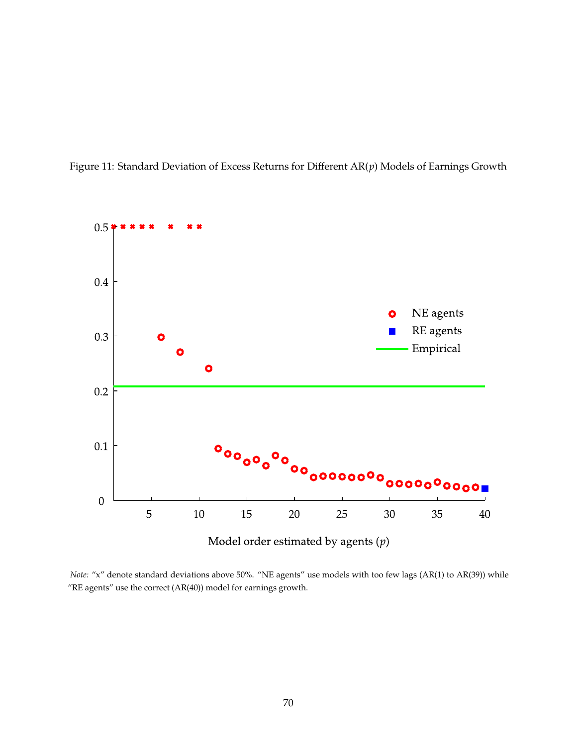Figure 11: Standard Deviation of Excess Returns for Different AR($p$) Models of Earnings Growth

*Note:* "x" denote standard deviations above 50%. "NE agents" use models with too few lags (AR(1) to AR(39)) while "RE agents" use the correct (AR(40)) model for earnings growth.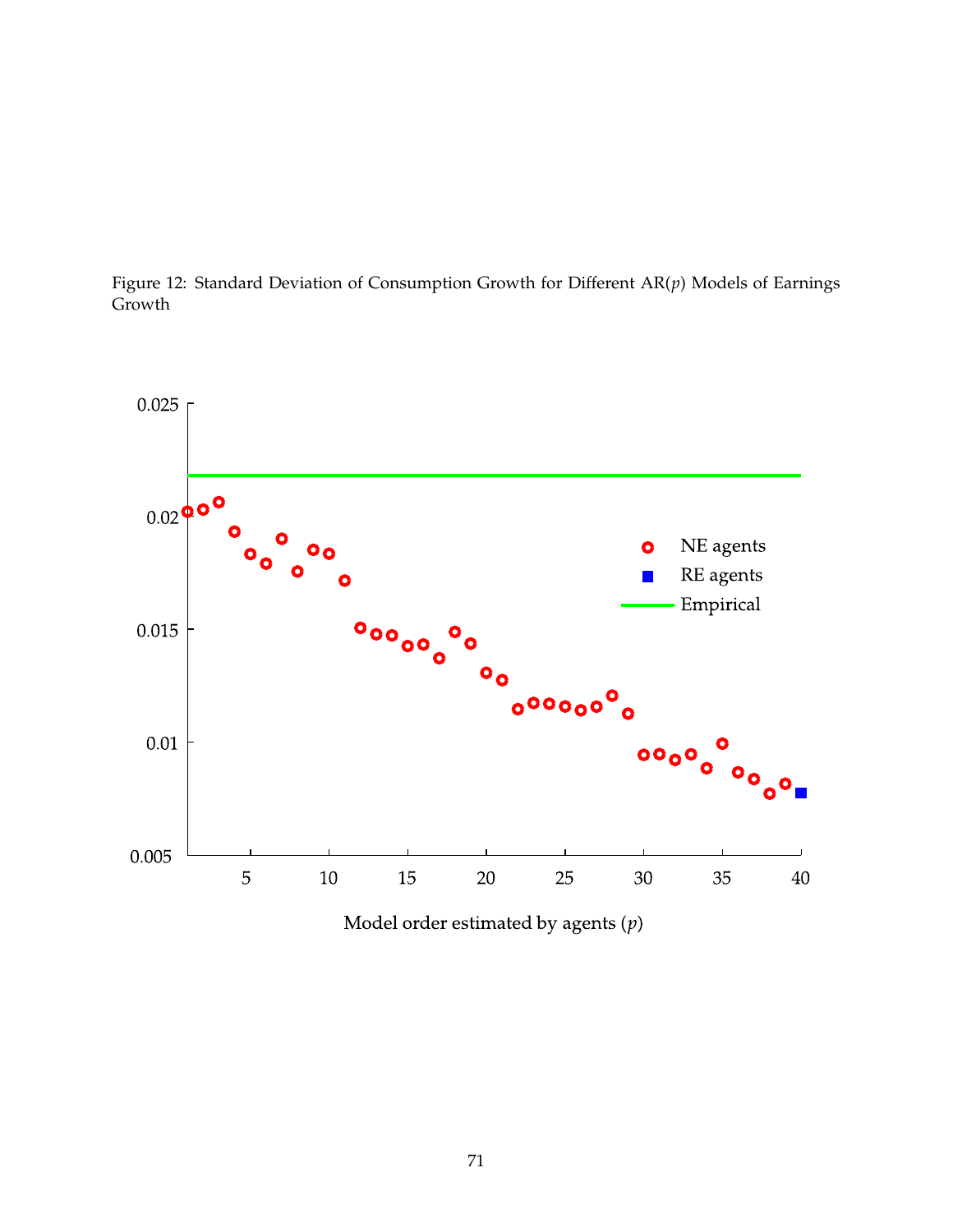Figure 12: Standard Deviation of Consumption Growth for Different AR($p$) Models of Earnings Growth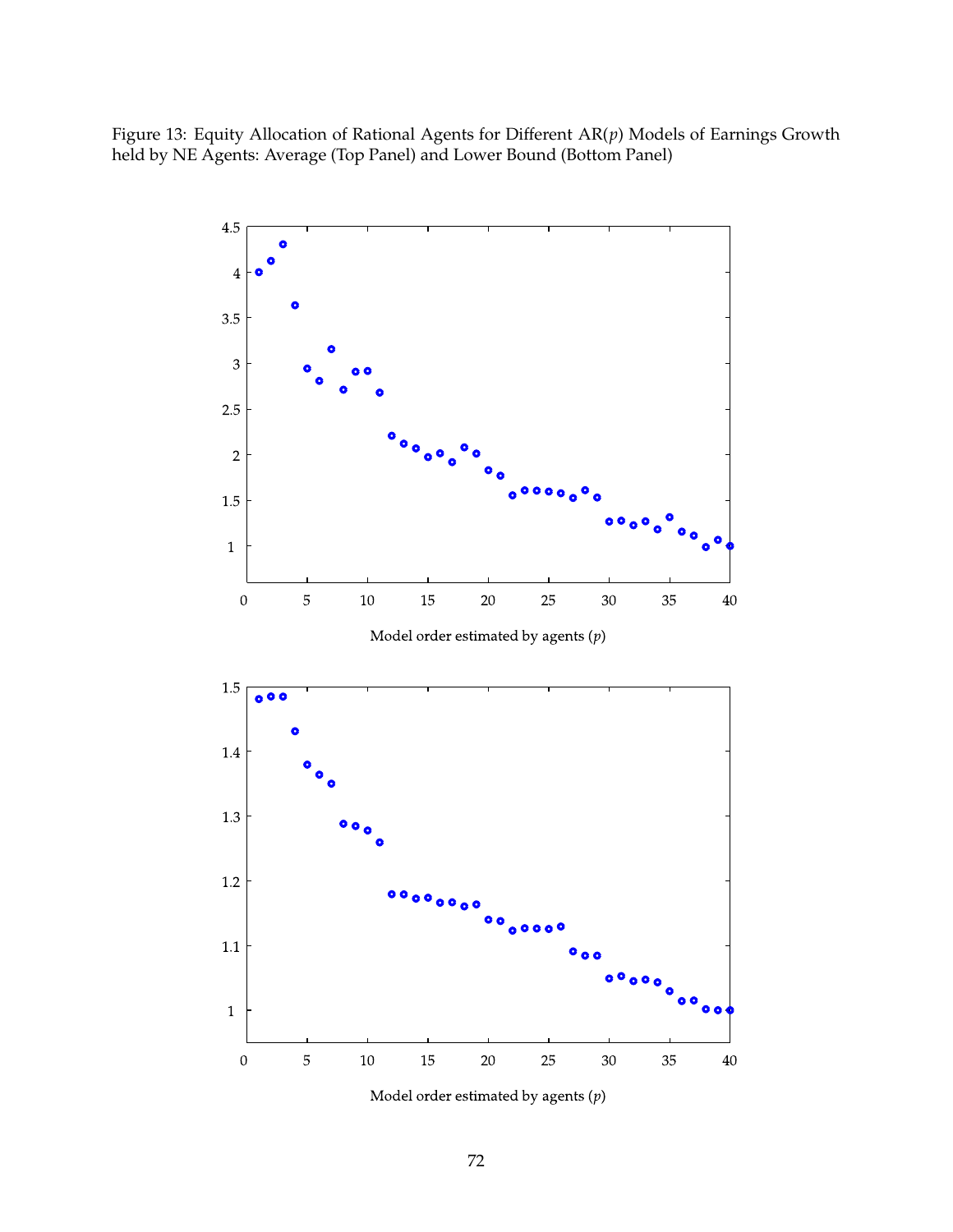Figure 13: Equity Allocation of Rational Agents for Different AR($p$) Models of Earnings Growth held by NE Agents: Average (Top Panel) and Lower Bound (Bottom Panel)

4.5
4
3.5
3
2.5
2
1.5
1

0 5 10 15 20 25 30 35 40

Model order estimated by agents ($p$)

1.5
1.4
1.3
1.2
1.1
1

0 5 10 15 20 25 30 35 40

Model order estimated by agents ($p$)